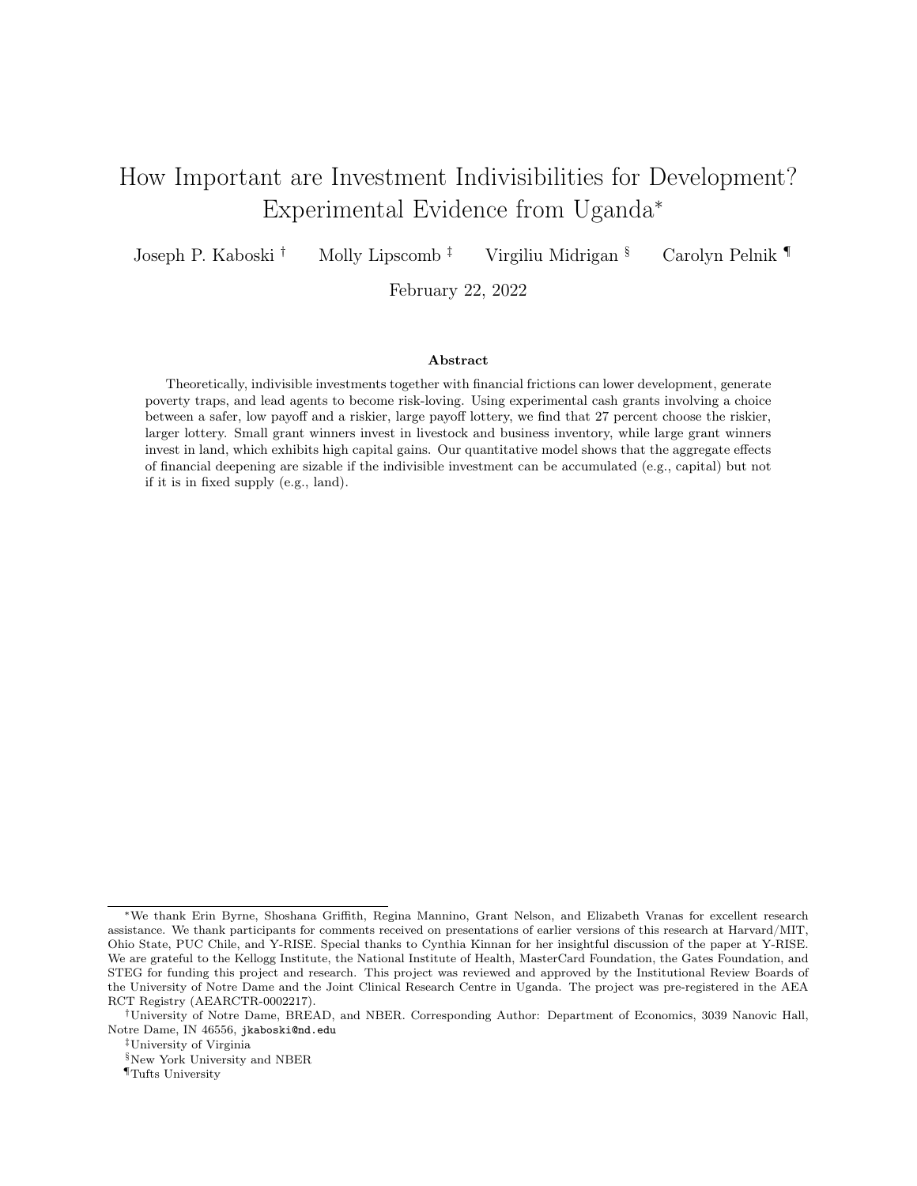# How Important are Investment Indivisibilities for Development? Experimental Evidence from Uganda[*]

Joseph P. Kaboski [†] Molly Lipscomb [‡] Virgiliu Midrigan [§] Carolyn Pelnik [¶]

February 22, 2022

## Abstract

Theoretically, indivisible investments together with financial frictions can lower development, generate poverty traps, and lead agents to become risk-loving. Using experimental cash grants involving a choice between a safer, low payoff and a riskier, large payoff lottery, we find that 27 percent choose the riskier, larger lottery. Small grant winners invest in livestock and business inventory, while large grant winners invest in land, which exhibits high capital gains. Our quantitative model shows that the aggregate effects of financial deepening are sizable if the indivisible investment can be accumulated (e.g., capital) but not if it is in fixed supply (e.g., land).

---

[*] We thank Erin Byrne, Shoshana Griffith, Regina Mannino, Grant Nelson, and Elizabeth Vranas for excellent research assistance. We thank participants for comments received on presentations of earlier versions of this research at Harvard/MIT, Ohio State, PUC Chile, and Y-RISE. Special thanks to Cynthia Kinnan for her insightful discussion of the paper at Y-RISE. We are grateful to the Kellogg Institute, the National Institute of Health, MasterCard Foundation, the Gates Foundation, and STEG for funding this project and research. This project was reviewed and approved by the Institutional Review Boards of the University of Notre Dame and the Joint Clinical Research Centre in Uganda. The project was pre-registered in the AEA RCT Registry (AEARCTR-0002217).

[†] University of Notre Dame, BREAD, and NBER. Corresponding Author: Department of Economics, 3039 Nanovic Hall, Notre Dame, IN 46556, jkaboski@nd.edu

[‡] University of Virginia

[§] New York University and NBER

[¶] Tufts University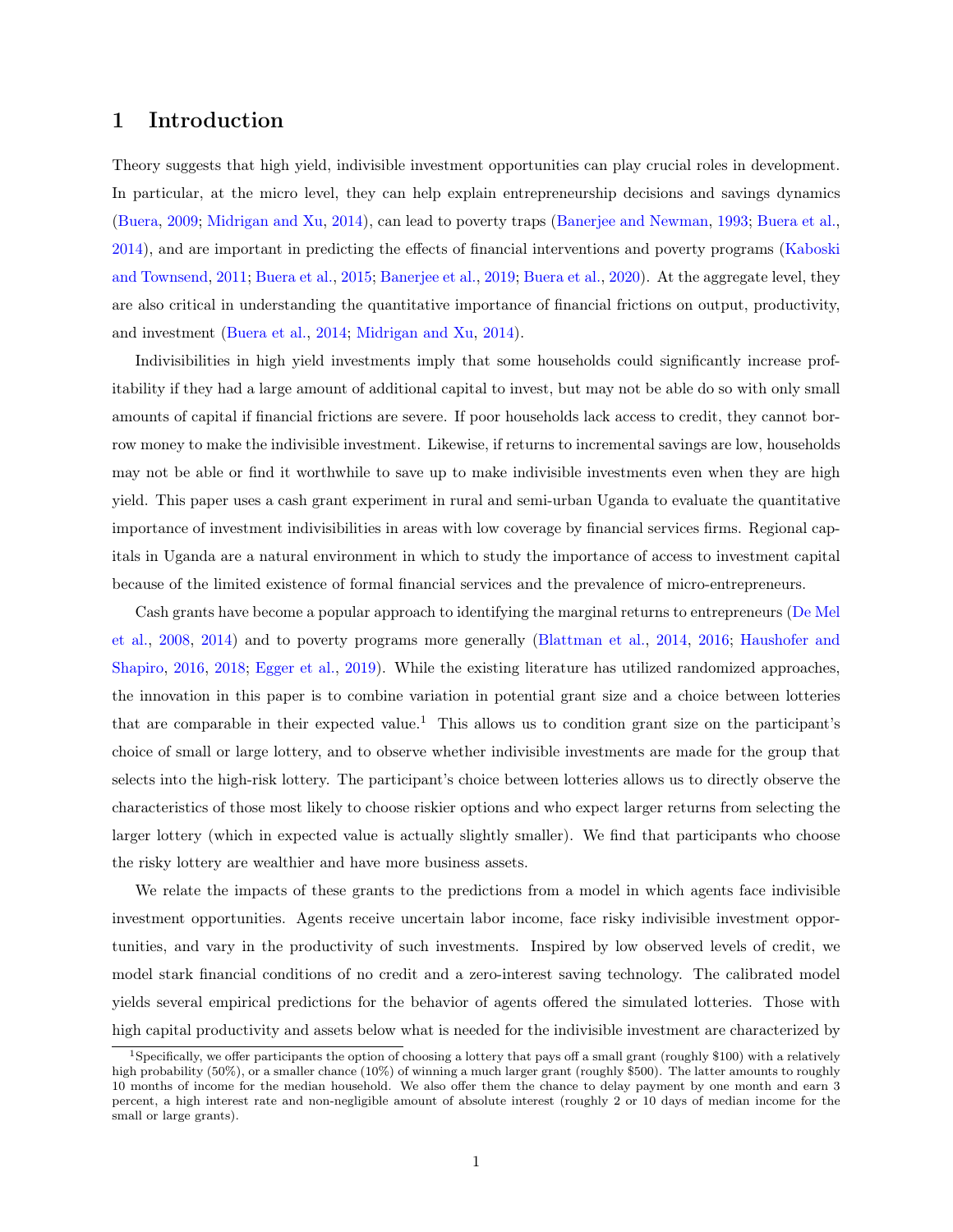# 1 Introduction

Theory suggests that high yield, indivisible investment opportunities can play crucial roles in development. In particular, at the micro level, they can help explain entrepreneurship decisions and savings dynamics (Buera, 2009; Midrigan and Xu, 2014), can lead to poverty traps (Banerjee and Newman, 1993; Buera et al., 2014), and are important in predicting the effects of financial interventions and poverty programs (Kaboski and Townsend, 2011; Buera et al., 2015; Banerjee et al., 2019; Buera et al., 2020). At the aggregate level, they are also critical in understanding the quantitative importance of financial frictions on output, productivity, and investment (Buera et al., 2014; Midrigan and Xu, 2014).

Indivisibilities in high yield investments imply that some households could significantly increase profitability if they had a large amount of additional capital to invest, but may not be able do so with only small amounts of capital if financial frictions are severe. If poor households lack access to credit, they cannot borrow money to make the indivisible investment. Likewise, if returns to incremental savings are low, households may not be able or find it worthwhile to save up to make indivisible investments even when they are high yield. This paper uses a cash grant experiment in rural and semi-urban Uganda to evaluate the quantitative importance of investment indivisibilities in areas with low coverage by financial services firms. Regional capitals in Uganda are a natural environment in which to study the importance of access to investment capital because of the limited existence of formal financial services and the prevalence of micro-entrepreneurs.

Cash grants have become a popular approach to identifying the marginal returns to entrepreneurs (De Mel et al., 2008, 2014) and to poverty programs more generally (Blattman et al., 2014, 2016; Haushofer and Shapiro, 2016, 2018; Egger et al., 2019). While the existing literature has utilized randomized approaches, the innovation in this paper is to combine variation in potential grant size and a choice between lotteries that are comparable in their expected value.[1] This allows us to condition grant size on the participant's choice of small or large lottery, and to observe whether indivisible investments are made for the group that selects into the high-risk lottery. The participant's choice between lotteries allows us to directly observe the characteristics of those most likely to choose riskier options and who expect larger returns from selecting the larger lottery (which in expected value is actually slightly smaller). We find that participants who choose the risky lottery are wealthier and have more business assets.

We relate the impacts of these grants to the predictions from a model in which agents face indivisible investment opportunities. Agents receive uncertain labor income, face risky indivisible investment opportunities, and vary in the productivity of such investments. Inspired by low observed levels of credit, we model stark financial conditions of no credit and a zero-interest saving technology. The calibrated model yields several empirical predictions for the behavior of agents offered the simulated lotteries. Those with high capital productivity and assets below what is needed for the indivisible investment are characterized by

[1] Specifically, we offer participants the option of choosing a lottery that pays off a small grant (roughly \$100) with a relatively high probability (50%), or a smaller chance (10%) of winning a much larger grant (roughly \$500). The latter amounts to roughly 10 months of income for the median household. We also offer them the chance to delay payment by one month and earn 3 percent, a high interest rate and non-negligible amount of absolute interest (roughly 2 or 10 days of median income for the small or large grants).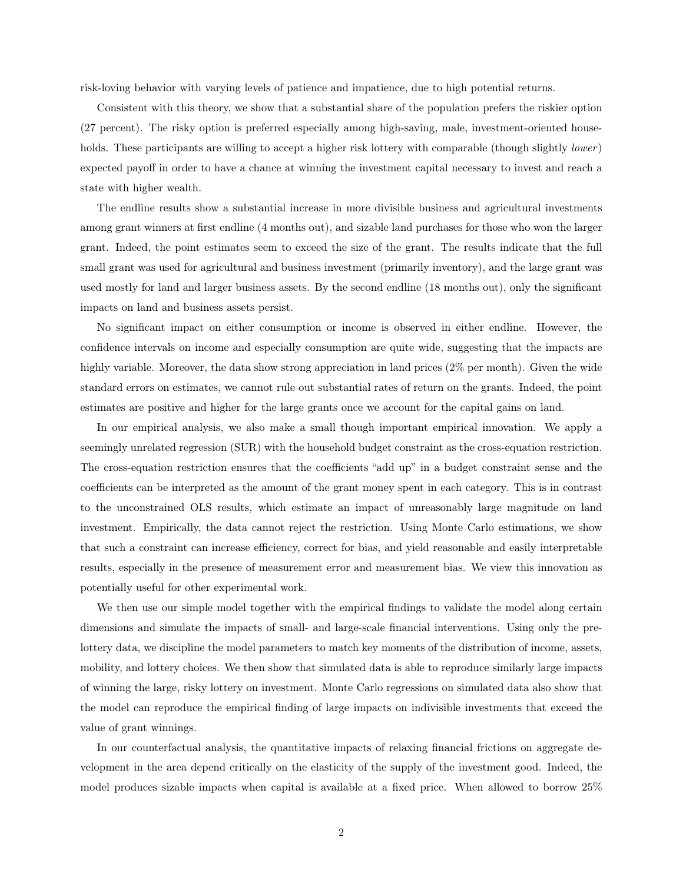risk-loving behavior with varying levels of patience and impatience, due to high potential returns.

Consistent with this theory, we show that a substantial share of the population prefers the riskier option (27 percent). The risky option is preferred especially among high-saving, male, investment-oriented households. These participants are willing to accept a higher risk lottery with comparable (though slightly *lower*) expected payoff in order to have a chance at winning the investment capital necessary to invest and reach a state with higher wealth.

The endline results show a substantial increase in more divisible business and agricultural investments among grant winners at first endline (4 months out), and sizable land purchases for those who won the larger grant. Indeed, the point estimates seem to exceed the size of the grant. The results indicate that the full small grant was used for agricultural and business investment (primarily inventory), and the large grant was used mostly for land and larger business assets. By the second endline (18 months out), only the significant impacts on land and business assets persist.

No significant impact on either consumption or income is observed in either endline. However, the confidence intervals on income and especially consumption are quite wide, suggesting that the impacts are highly variable. Moreover, the data show strong appreciation in land prices (2% per month). Given the wide standard errors on estimates, we cannot rule out substantial rates of return on the grants. Indeed, the point estimates are positive and higher for the large grants once we account for the capital gains on land.

In our empirical analysis, we also make a small though important empirical innovation. We apply a seemingly unrelated regression (SUR) with the household budget constraint as the cross-equation restriction. The cross-equation restriction ensures that the coefficients "add up" in a budget constraint sense and the coefficients can be interpreted as the amount of the grant money spent in each category. This is in contrast to the unconstrained OLS results, which estimate an impact of unreasonably large magnitude on land investment. Empirically, the data cannot reject the restriction. Using Monte Carlo estimations, we show that such a constraint can increase efficiency, correct for bias, and yield reasonable and easily interpretable results, especially in the presence of measurement error and measurement bias. We view this innovation as potentially useful for other experimental work.

We then use our simple model together with the empirical findings to validate the model along certain dimensions and simulate the impacts of small- and large-scale financial interventions. Using only the pre-lottery data, we discipline the model parameters to match key moments of the distribution of income, assets, mobility, and lottery choices. We then show that simulated data is able to reproduce similarly large impacts of winning the large, risky lottery on investment. Monte Carlo regressions on simulated data also show that the model can reproduce the empirical finding of large impacts on indivisible investments that exceed the value of grant winnings.

In our counterfactual analysis, the quantitative impacts of relaxing financial frictions on aggregate development in the area depend critically on the elasticity of the supply of the investment good. Indeed, the model produces sizable impacts when capital is available at a fixed price. When allowed to borrow 25%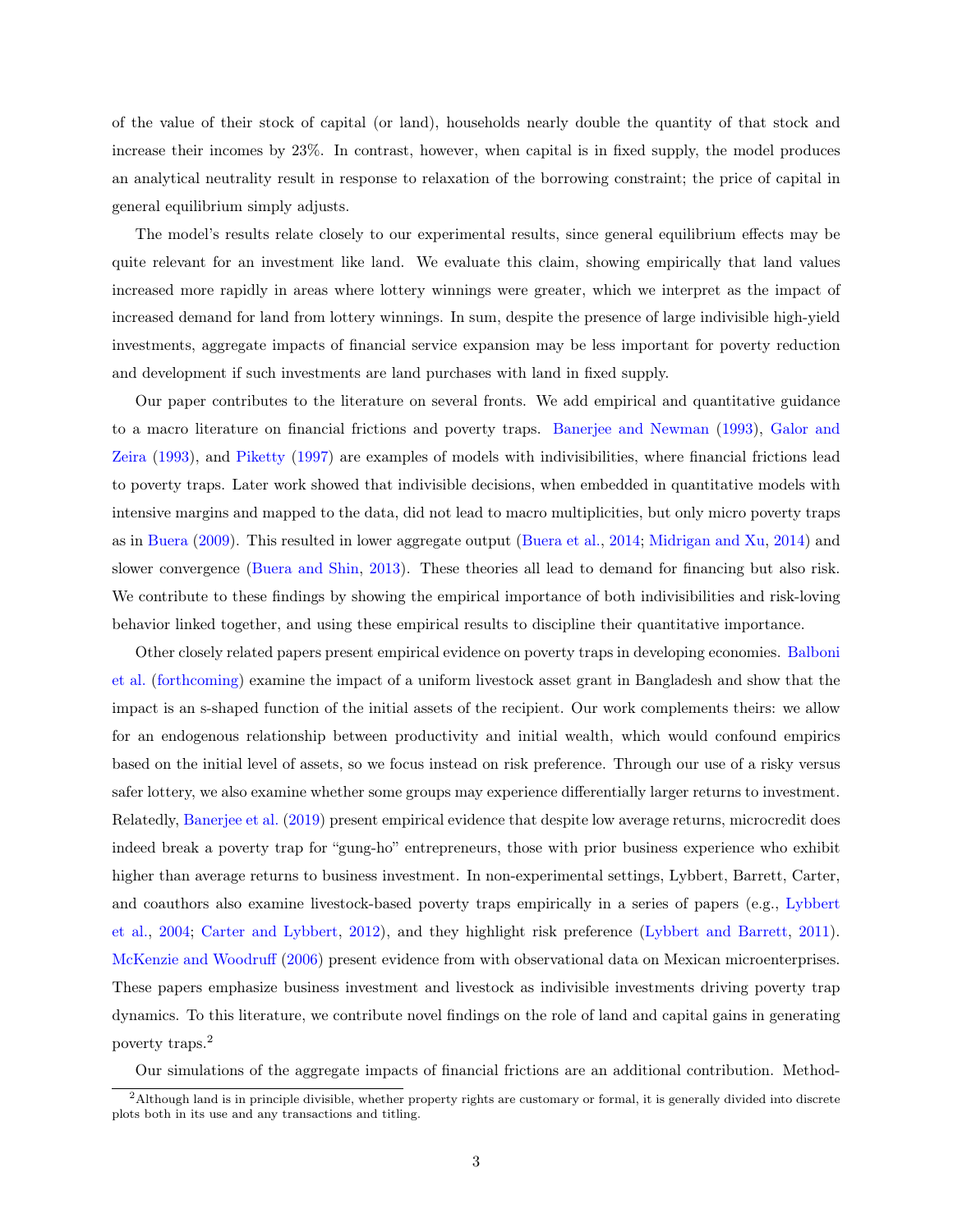of the value of their stock of capital (or land), households nearly double the quantity of that stock and increase their incomes by 23%. In contrast, however, when capital is in fixed supply, the model produces an analytical neutrality result in response to relaxation of the borrowing constraint; the price of capital in general equilibrium simply adjusts.

The model's results relate closely to our experimental results, since general equilibrium effects may be quite relevant for an investment like land. We evaluate this claim, showing empirically that land values increased more rapidly in areas where lottery winnings were greater, which we interpret as the impact of increased demand for land from lottery winnings. In sum, despite the presence of large indivisible high-yield investments, aggregate impacts of financial service expansion may be less important for poverty reduction and development if such investments are land purchases with land in fixed supply.

Our paper contributes to the literature on several fronts. We add empirical and quantitative guidance to a macro literature on financial frictions and poverty traps. Banerjee and Newman (1993), Galor and Zeira (1993), and Piketty (1997) are examples of models with indivisibilities, where financial frictions lead to poverty traps. Later work showed that indivisible decisions, when embedded in quantitative models with intensive margins and mapped to the data, did not lead to macro multiplicities, but only micro poverty traps as in Buera (2009). This resulted in lower aggregate output (Buera et al., 2014; Midrigan and Xu, 2014) and slower convergence (Buera and Shin, 2013). These theories all lead to demand for financing but also risk. We contribute to these findings by showing the empirical importance of both indivisibilities and risk-loving behavior linked together, and using these empirical results to discipline their quantitative importance.

Other closely related papers present empirical evidence on poverty traps in developing economies. Balboni et al. (forthcoming) examine the impact of a uniform livestock asset grant in Bangladesh and show that the impact is an s-shaped function of the initial assets of the recipient. Our work complements theirs: we allow for an endogenous relationship between productivity and initial wealth, which would confound empirics based on the initial level of assets, so we focus instead on risk preference. Through our use of a risky versus safer lottery, we also examine whether some groups may experience differentially larger returns to investment. Relatedly, Banerjee et al. (2019) present empirical evidence that despite low average returns, microcredit does indeed break a poverty trap for "gung-ho" entrepreneurs, those with prior business experience who exhibit higher than average returns to business investment. In non-experimental settings, Lybbert, Barrett, Carter, and coauthors also examine livestock-based poverty traps empirically in a series of papers (e.g., Lybbert et al., 2004; Carter and Lybbert, 2012), and they highlight risk preference (Lybbert and Barrett, 2011). McKenzie and Woodruff (2006) present evidence from with observational data on Mexican microenterprises. These papers emphasize business investment and livestock as indivisible investments driving poverty trap dynamics. To this literature, we contribute novel findings on the role of land and capital gains in generating poverty traps.[2]

Our simulations of the aggregate impacts of financial frictions are an additional contribution. Method-

[2]Although land is in principle divisible, whether property rights are customary or formal, it is generally divided into discrete plots both in its use and any transactions and titling.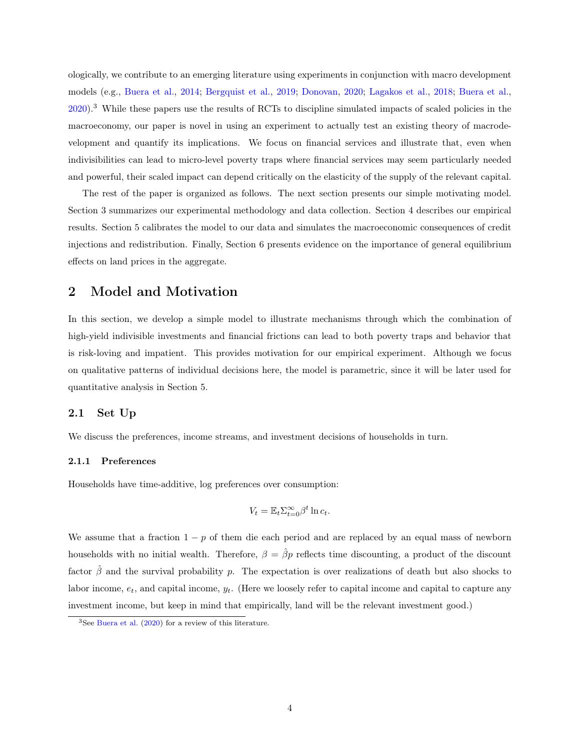ologically, we contribute to an emerging literature using experiments in conjunction with macro development models (e.g., Buera et al., 2014; Bergquist et al., 2019; Donovan, 2020; Lagakos et al., 2018; Buera et al., 2020).[3] While these papers use the results of RCTs to discipline simulated impacts of scaled policies in the macroeconomy, our paper is novel in using an experiment to actually test an existing theory of macrodevelopment and quantify its implications. We focus on financial services and illustrate that, even when indivisibilities can lead to micro-level poverty traps where financial services may seem particularly needed and powerful, their scaled impact can depend critically on the elasticity of the supply of the relevant capital.

The rest of the paper is organized as follows. The next section presents our simple motivating model. Section 3 summarizes our experimental methodology and data collection. Section 4 describes our empirical results. Section 5 calibrates the model to our data and simulates the macroeconomic consequences of credit injections and redistribution. Finally, Section 6 presents evidence on the importance of general equilibrium effects on land prices in the aggregate.

# 2 Model and Motivation

In this section, we develop a simple model to illustrate mechanisms through which the combination of high-yield indivisible investments and financial frictions can lead to both poverty traps and behavior that is risk-loving and impatient. This provides motivation for our empirical experiment. Although we focus on qualitative patterns of individual decisions here, the model is parametric, since it will be later used for quantitative analysis in Section 5.

## 2.1 Set Up

We discuss the preferences, income streams, and investment decisions of households in turn.

### 2.1.1 Preferences

Households have time-additive, log preferences over consumption:

$$V_t = \mathbb{E}_t \Sigma_{t=0}^{\infty} \beta^t \ln c_t.$$

We assume that a fraction $1 - p$ of them die each period and are replaced by an equal mass of newborn households with no initial wealth. Therefore, $\beta = \hat{\beta} p$ reflects time discounting, a product of the discount factor $\hat{\beta}$ and the survival probability $p$. The expectation is over realizations of death but also shocks to labor income, $e_t$, and capital income, $y_t$. (Here we loosely refer to capital income and capital to capture any investment income, but keep in mind that empirically, land will be the relevant investment good.)

[3] See Buera et al. (2020) for a review of this literature.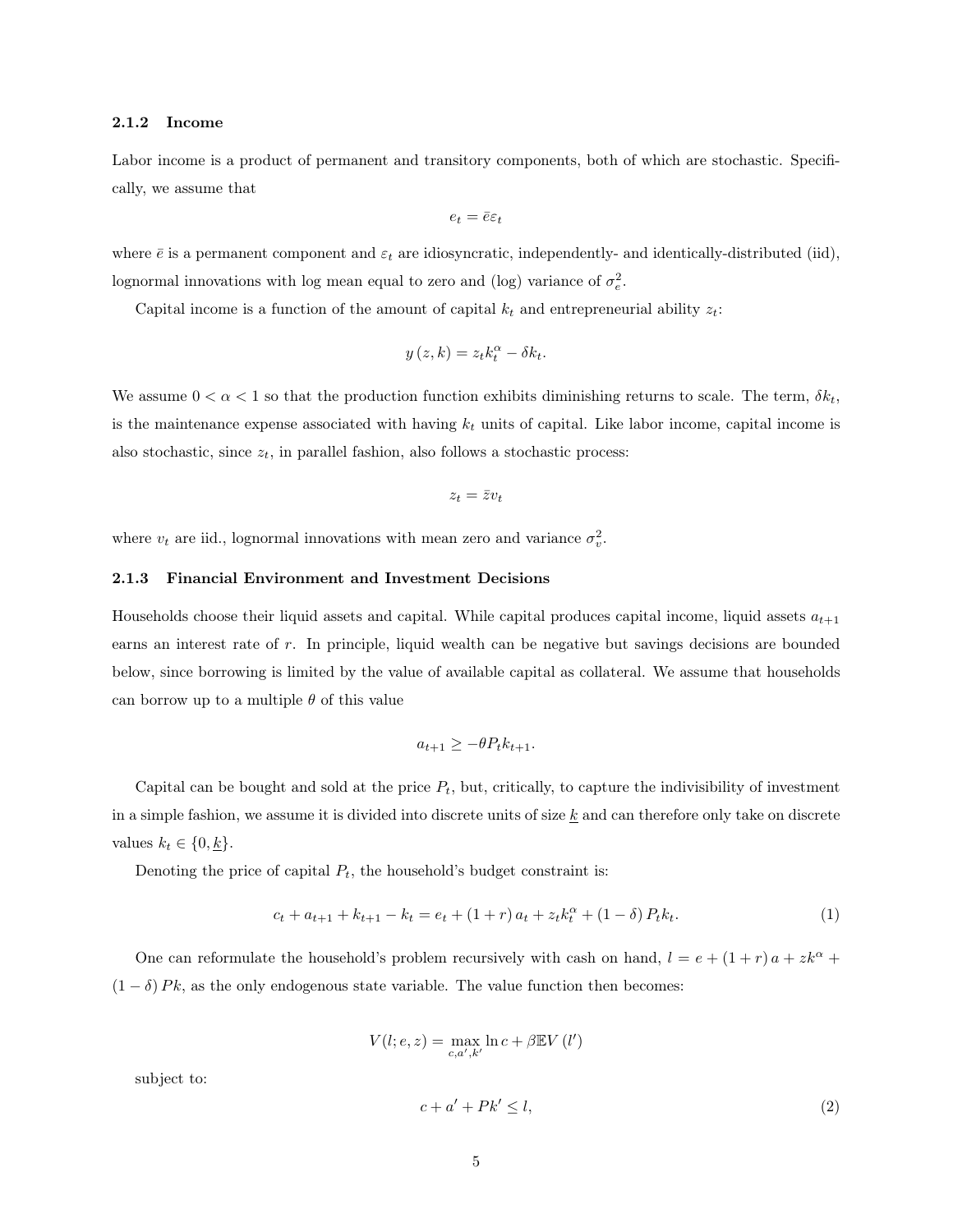### 2.1.2 Income

Labor income is a product of permanent and transitory components, both of which are stochastic. Specifically, we assume that

$$e_t = \bar{e}\varepsilon_t$$

where $\bar{e}$ is a permanent component and $\varepsilon_t$ are idiosyncratic, independently- and identically-distributed (iid), lognormal innovations with log mean equal to zero and (log) variance of $\sigma_e^2$.

Capital income is a function of the amount of capital $k_t$ and entrepreneurial ability $z_t$:

$$y(z,k) = z_t k_t^{\alpha} - \delta k_t.$$

We assume $0 < \alpha < 1$ so that the production function exhibits diminishing returns to scale. The term, $\delta k_t$, is the maintenance expense associated with having $k_t$ units of capital. Like labor income, capital income is also stochastic, since $z_t$, in parallel fashion, also follows a stochastic process:

$$z_t = \bar{z} v_t$$

where $v_t$ are iid., lognormal innovations with mean zero and variance $\sigma_v^2$.

### 2.1.3 Financial Environment and Investment Decisions

Households choose their liquid assets and capital. While capital produces capital income, liquid assets $a_{t+1}$ earns an interest rate of $r$. In principle, liquid wealth can be negative but savings decisions are bounded below, since borrowing is limited by the value of available capital as collateral. We assume that households can borrow up to a multiple $\theta$ of this value

$$a_{t+1} \geq -\theta P_t k_{t+1}.$$

Capital can be bought and sold at the price $P_t$, but, critically, to capture the indivisibility of investment in a simple fashion, we assume it is divided into discrete units of size $\underline{k}$ and can therefore only take on discrete values $k_t \in \{0, \underline{k}\}$.

Denoting the price of capital $P_t$, the household's budget constraint is:

$$c_t + a_{t+1} + k_{t+1} - k_t = e_t + (1+r)\,a_t + z_t k_t^{\alpha} + (1-\delta)\,P_t k_t. \tag{1}$$

One can reformulate the household's problem recursively with cash on hand, $l = e + (1+r)\,a + zk^{\alpha} + (1-\delta)\,Pk$, as the only endogenous state variable. The value function then becomes:

$$V(l; e, z) = \max_{c,a',k'} \ln c + \beta \mathbb{E} V(l')$$

subject to:

$$c + a' + Pk' \leq l, \tag{2}$$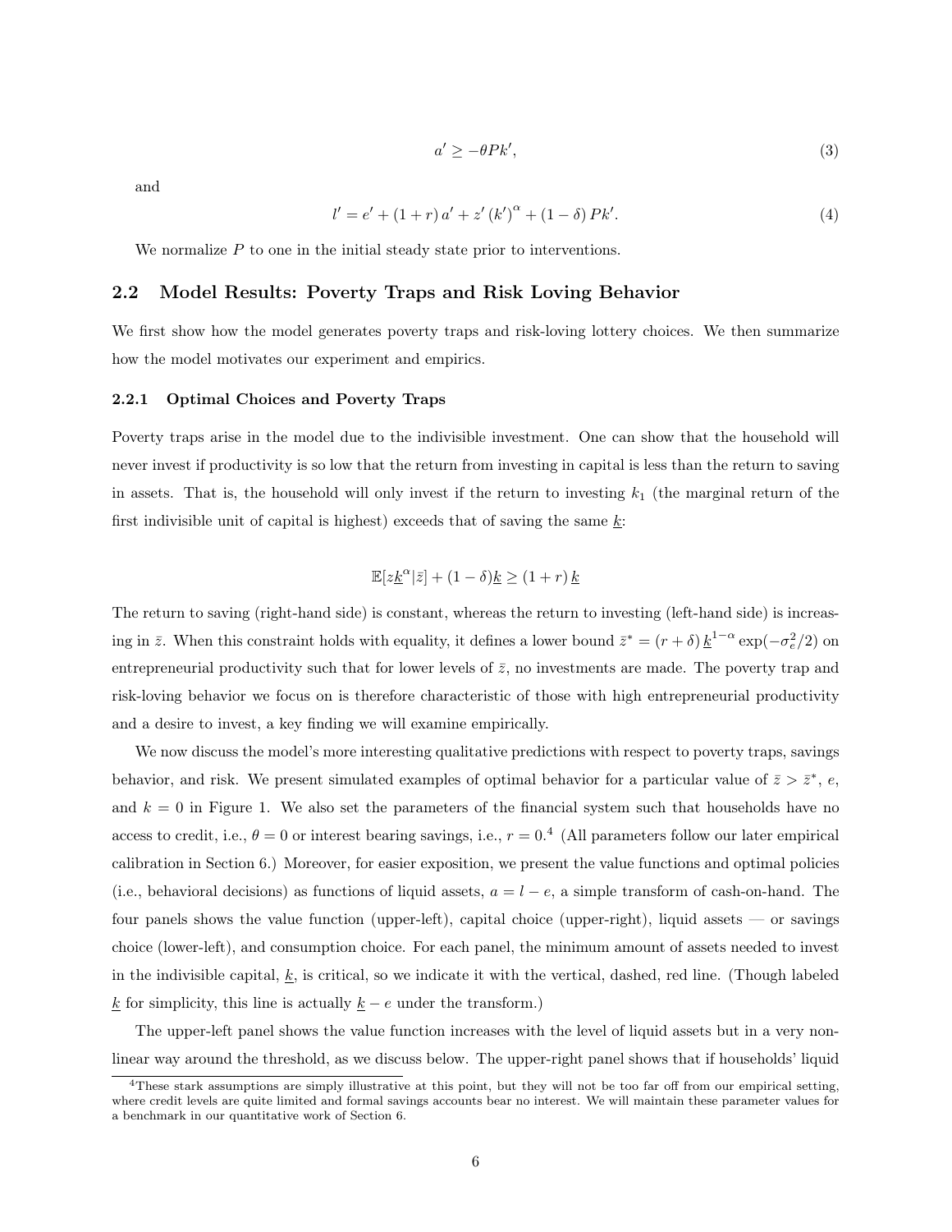$$a' \geq -\theta P k', \tag{3}$$

and

$$l' = e' + (1+r)\,a' + z'\,(k')^{\alpha} + (1-\delta)\,Pk'. \tag{4}$$

We normalize $P$ to one in the initial steady state prior to interventions.

## 2.2 Model Results: Poverty Traps and Risk Loving Behavior

We first show how the model generates poverty traps and risk-loving lottery choices. We then summarize how the model motivates our experiment and empirics.

### 2.2.1 Optimal Choices and Poverty Traps

Poverty traps arise in the model due to the indivisible investment. One can show that the household will never invest if productivity is so low that the return from investing in capital is less than the return to saving in assets. That is, the household will only invest if the return to investing $k_1$ (the marginal return of the first indivisible unit of capital is highest) exceeds that of saving the same $\underline{k}$:

$$\mathbb{E}[z\underline{k}^{\alpha}|\bar{z}] + (1-\delta)\underline{k} \geq (1+r)\,\underline{k}$$

The return to saving (right-hand side) is constant, whereas the return to investing (left-hand side) is increasing in $\bar{z}$. When this constraint holds with equality, it defines a lower bound $\bar{z}^* = (r+\delta)\,\underline{k}^{1-\alpha}\exp(-\sigma_e^2/2)$ on entrepreneurial productivity such that for lower levels of $\bar{z}$, no investments are made. The poverty trap and risk-loving behavior we focus on is therefore characteristic of those with high entrepreneurial productivity and a desire to invest, a key finding we will examine empirically.

We now discuss the model's more interesting qualitative predictions with respect to poverty traps, savings behavior, and risk. We present simulated examples of optimal behavior for a particular value of $\bar{z} > \bar{z}^*$, $e$, and $k = 0$ in Figure 1. We also set the parameters of the financial system such that households have no access to credit, i.e., $\theta = 0$ or interest bearing savings, i.e., $r = 0$.[4] (All parameters follow our later empirical calibration in Section 6.) Moreover, for easier exposition, we present the value functions and optimal policies (i.e., behavioral decisions) as functions of liquid assets, $a = l - e$, a simple transform of cash-on-hand. The four panels shows the value function (upper-left), capital choice (upper-right), liquid assets — or savings choice (lower-left), and consumption choice. For each panel, the minimum amount of assets needed to invest in the indivisible capital, $\underline{k}$, is critical, so we indicate it with the vertical, dashed, red line. (Though labeled $\underline{k}$ for simplicity, this line is actually $\underline{k} - e$ under the transform.)

The upper-left panel shows the value function increases with the level of liquid assets but in a very non-linear way around the threshold, as we discuss below. The upper-right panel shows that if households' liquid

[4] These stark assumptions are simply illustrative at this point, but they will not be too far off from our empirical setting, where credit levels are quite limited and formal savings accounts bear no interest. We will maintain these parameter values for a benchmark in our quantitative work of Section 6.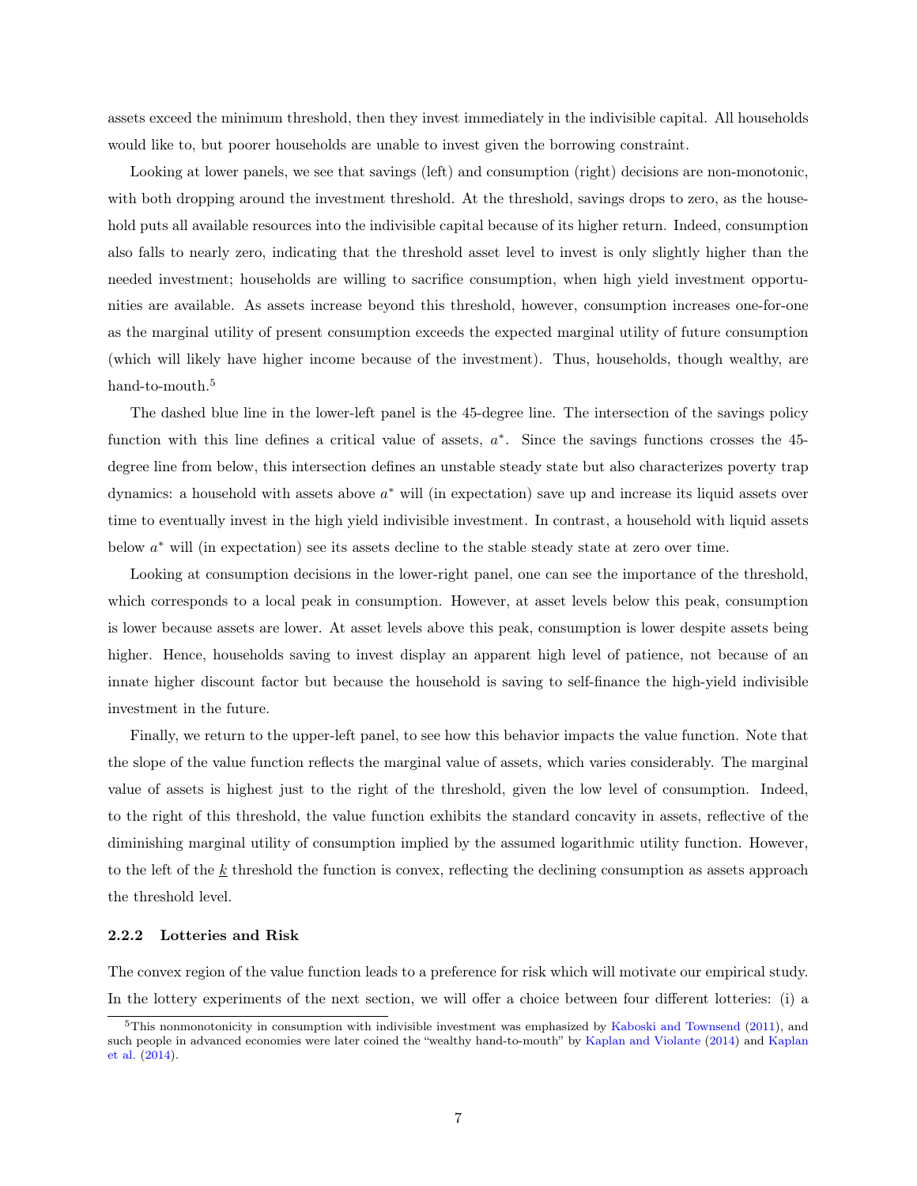assets exceed the minimum threshold, then they invest immediately in the indivisible capital. All households would like to, but poorer households are unable to invest given the borrowing constraint.

Looking at lower panels, we see that savings (left) and consumption (right) decisions are non-monotonic, with both dropping around the investment threshold. At the threshold, savings drops to zero, as the household puts all available resources into the indivisible capital because of its higher return. Indeed, consumption also falls to nearly zero, indicating that the threshold asset level to invest is only slightly higher than the needed investment; households are willing to sacrifice consumption, when high yield investment opportunities are available. As assets increase beyond this threshold, however, consumption increases one-for-one as the marginal utility of present consumption exceeds the expected marginal utility of future consumption (which will likely have higher income because of the investment). Thus, households, though wealthy, are hand-to-mouth.[5]

The dashed blue line in the lower-left panel is the 45-degree line. The intersection of the savings policy function with this line defines a critical value of assets, $a^*$. Since the savings functions crosses the 45-degree line from below, this intersection defines an unstable steady state but also characterizes poverty trap dynamics: a household with assets above $a^*$ will (in expectation) save up and increase its liquid assets over time to eventually invest in the high yield indivisible investment. In contrast, a household with liquid assets below $a^*$ will (in expectation) see its assets decline to the stable steady state at zero over time.

Looking at consumption decisions in the lower-right panel, one can see the importance of the threshold, which corresponds to a local peak in consumption. However, at asset levels below this peak, consumption is lower because assets are lower. At asset levels above this peak, consumption is lower despite assets being higher. Hence, households saving to invest display an apparent high level of patience, not because of an innate higher discount factor but because the household is saving to self-finance the high-yield indivisible investment in the future.

Finally, we return to the upper-left panel, to see how this behavior impacts the value function. Note that the slope of the value function reflects the marginal value of assets, which varies considerably. The marginal value of assets is highest just to the right of the threshold, given the low level of consumption. Indeed, to the right of this threshold, the value function exhibits the standard concavity in assets, reflective of the diminishing marginal utility of consumption implied by the assumed logarithmic utility function. However, to the left of the $\underline{k}$ threshold the function is convex, reflecting the declining consumption as assets approach the threshold level.

### 2.2.2 Lotteries and Risk

The convex region of the value function leads to a preference for risk which will motivate our empirical study. In the lottery experiments of the next section, we will offer a choice between four different lotteries: (i) a

[5] This nonmonotonicity in consumption with indivisible investment was emphasized by Kaboski and Townsend (2011), and such people in advanced economies were later coined the "wealthy hand-to-mouth" by Kaplan and Violante (2014) and Kaplan et al. (2014).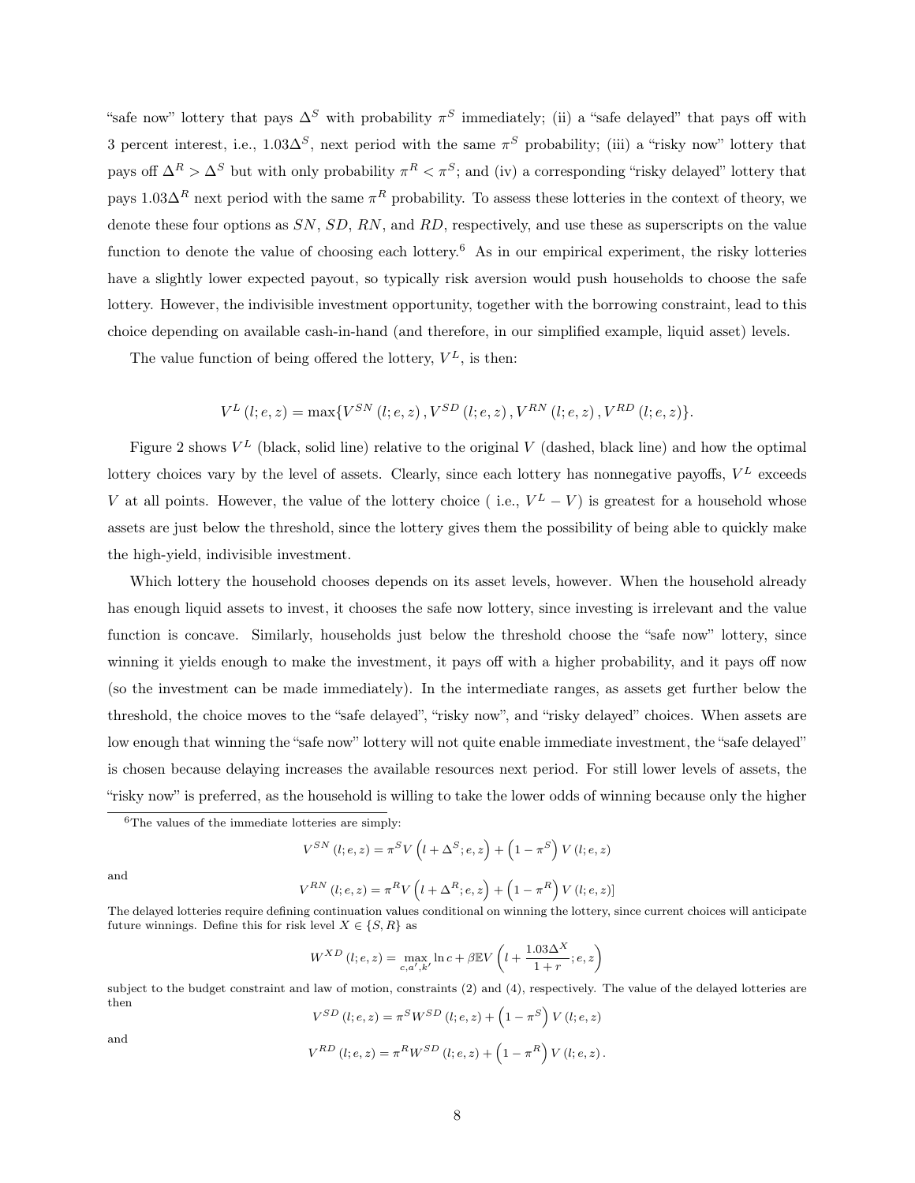"safe now" lottery that pays $\Delta^S$ with probability $\pi^S$ immediately; (ii) a "safe delayed" that pays off with 3 percent interest, i.e., $1.03\Delta^S$, next period with the same $\pi^S$ probability; (iii) a "risky now" lottery that pays off $\Delta^R > \Delta^S$ but with only probability $\pi^R < \pi^S$; and (iv) a corresponding "risky delayed" lottery that pays $1.03\Delta^R$ next period with the same $\pi^R$ probability. To assess these lotteries in the context of theory, we denote these four options as $SN$, $SD$, $RN$, and $RD$, respectively, and use these as superscripts on the value function to denote the value of choosing each lottery.[6] As in our empirical experiment, the risky lotteries have a slightly lower expected payout, so typically risk aversion would push households to choose the safe lottery. However, the indivisible investment opportunity, together with the borrowing constraint, lead to this choice depending on available cash-in-hand (and therefore, in our simplified example, liquid asset) levels.

The value function of being offered the lottery, $V^L$, is then:

$$V^L(l;e,z) = \max\{V^{SN}(l;e,z), V^{SD}(l;e,z), V^{RN}(l;e,z), V^{RD}(l;e,z)\}.$$

Figure 2 shows $V^L$ (black, solid line) relative to the original $V$ (dashed, black line) and how the optimal lottery choices vary by the level of assets. Clearly, since each lottery has nonnegative payoffs, $V^L$ exceeds $V$ at all points. However, the value of the lottery choice ( i.e., $V^L - V$) is greatest for a household whose assets are just below the threshold, since the lottery gives them the possibility of being able to quickly make the high-yield, indivisible investment.

Which lottery the household chooses depends on its asset levels, however. When the household already has enough liquid assets to invest, it chooses the safe now lottery, since investing is irrelevant and the value function is concave. Similarly, households just below the threshold choose the "safe now" lottery, since winning it yields enough to make the investment, it pays off with a higher probability, and it pays off now (so the investment can be made immediately). In the intermediate ranges, as assets get further below the threshold, the choice moves to the "safe delayed", "risky now", and "risky delayed" choices. When assets are low enough that winning the "safe now" lottery will not quite enable immediate investment, the "safe delayed" is chosen because delaying increases the available resources next period. For still lower levels of assets, the "risky now" is preferred, as the household is willing to take the lower odds of winning because only the higher

[6] The values of the immediate lotteries are simply:

$$V^{SN}(l;e,z) = \pi^S V\left(l + \Delta^S; e, z\right) + \left(1 - \pi^S\right) V(l;e,z)$$

and

$$V^{RN}(l;e,z) = \pi^R V\left(l + \Delta^R; e, z\right) + \left(1 - \pi^R\right) V(l;e,z)]$$

The delayed lotteries require defining continuation values conditional on winning the lottery, since current choices will anticipate future winnings. Define this for risk level $X \in \{S, R\}$ as

$$W^{XD}(l;e,z) = \max_{c,a',k'} \ln c + \beta \mathbb{E} V\left(l + \frac{1.03\Delta^X}{1+r}; e, z\right)$$

subject to the budget constraint and law of motion, constraints (2) and (4), respectively. The value of the delayed lotteries are then

$$V^{SD}(l;e,z) = \pi^S W^{SD}(l;e,z) + \left(1 - \pi^S\right) V(l;e,z)$$

and

$$V^{RD}(l;e,z) = \pi^R W^{SD}(l;e,z) + \left(1 - \pi^R\right) V(l;e,z).$$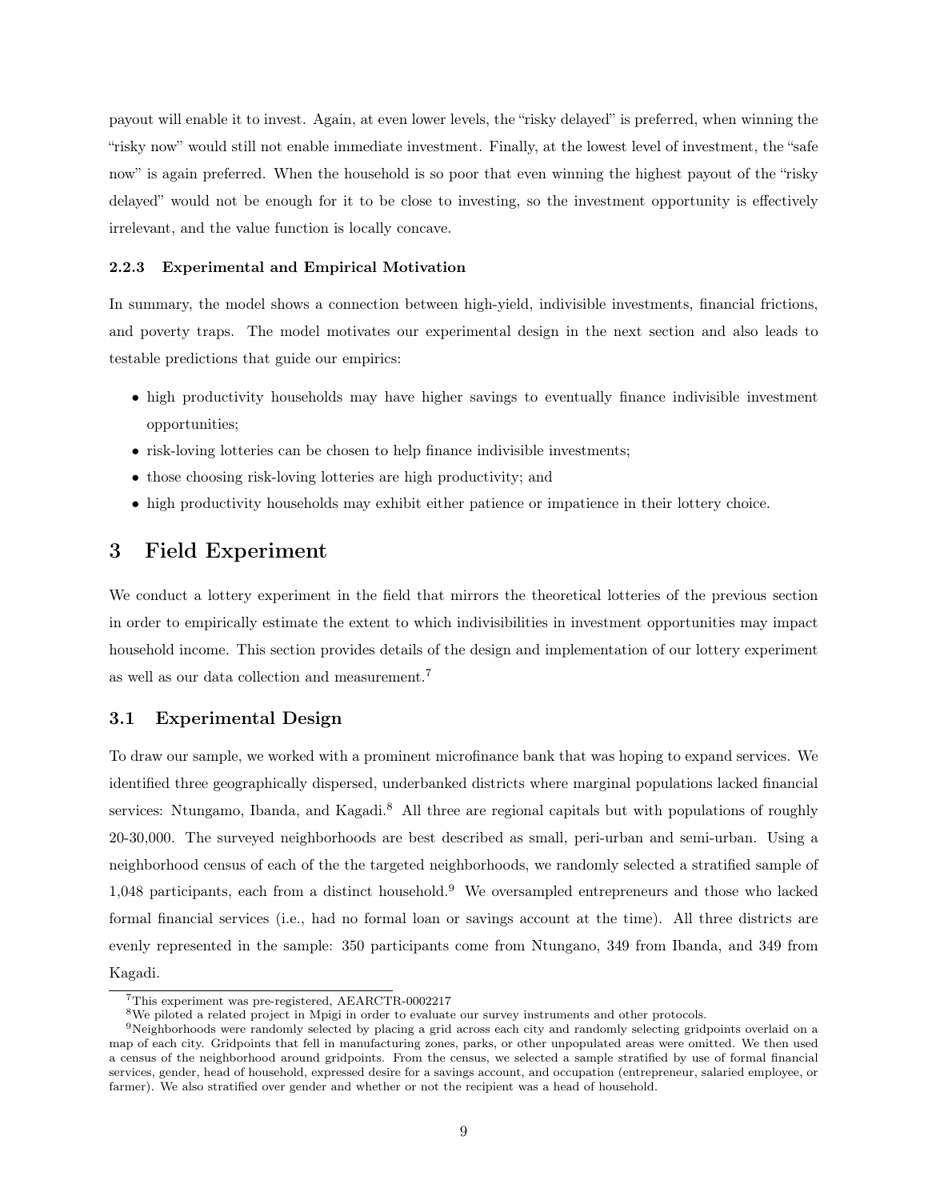payout will enable it to invest. Again, at even lower levels, the "risky delayed" is preferred, when winning the "risky now" would still not enable immediate investment. Finally, at the lowest level of investment, the "safe now" is again preferred. When the household is so poor that even winning the highest payout of the "risky delayed" would not be enough for it to be close to investing, so the investment opportunity is effectively irrelevant, and the value function is locally concave.

#### 2.2.3 Experimental and Empirical Motivation

In summary, the model shows a connection between high-yield, indivisible investments, financial frictions, and poverty traps. The model motivates our experimental design in the next section and also leads to testable predictions that guide our empirics:

- high productivity households may have higher savings to eventually finance indivisible investment opportunities;
- risk-loving lotteries can be chosen to help finance indivisible investments;
- those choosing risk-loving lotteries are high productivity; and
- high productivity households may exhibit either patience or impatience in their lottery choice.

# 3 Field Experiment

We conduct a lottery experiment in the field that mirrors the theoretical lotteries of the previous section in order to empirically estimate the extent to which indivisibilities in investment opportunities may impact household income. This section provides details of the design and implementation of our lottery experiment as well as our data collection and measurement.[7]

## 3.1 Experimental Design

To draw our sample, we worked with a prominent microfinance bank that was hoping to expand services. We identified three geographically dispersed, underbanked districts where marginal populations lacked financial services: Ntungamo, Ibanda, and Kagadi.[8] All three are regional capitals but with populations of roughly 20-30,000. The surveyed neighborhoods are best described as small, peri-urban and semi-urban. Using a neighborhood census of each of the the targeted neighborhoods, we randomly selected a stratified sample of 1,048 participants, each from a distinct household.[9] We oversampled entrepreneurs and those who lacked formal financial services (i.e., had no formal loan or savings account at the time). All three districts are evenly represented in the sample: 350 participants come from Ntungano, 349 from Ibanda, and 349 from Kagadi.

---

[7] This experiment was pre-registered, AEARCTR-0002217

[8] We piloted a related project in Mpigi in order to evaluate our survey instruments and other protocols.

[9] Neighborhoods were randomly selected by placing a grid across each city and randomly selecting gridpoints overlaid on a map of each city. Gridpoints that fell in manufacturing zones, parks, or other unpopulated areas were omitted. We then used a census of the neighborhood around gridpoints. From the census, we selected a sample stratified by use of formal financial services, gender, head of household, expressed desire for a savings account, and occupation (entrepreneur, salaried employee, or farmer). We also stratified over gender and whether or not the recipient was a head of household.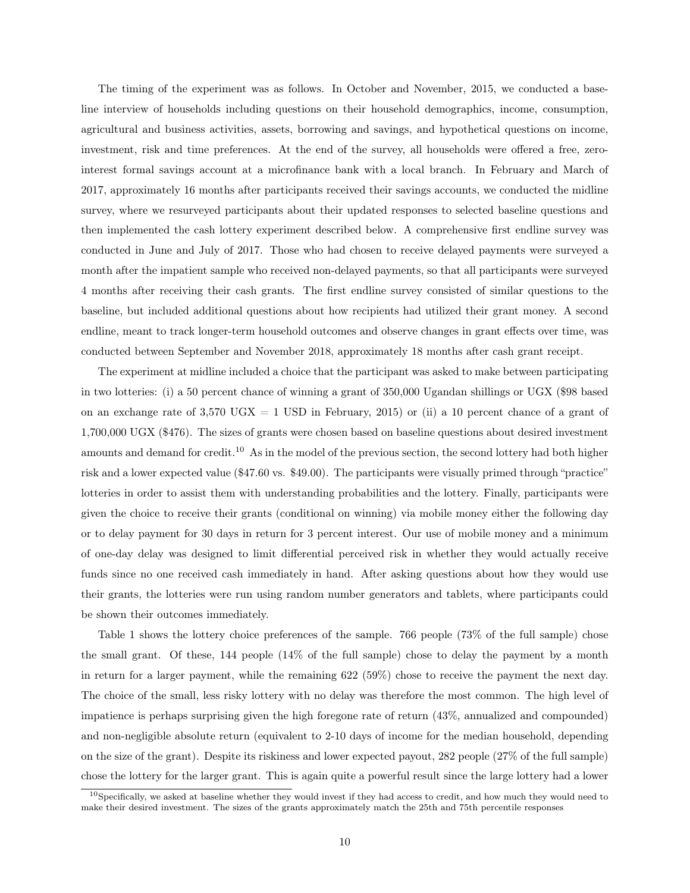The timing of the experiment was as follows. In October and November, 2015, we conducted a baseline interview of households including questions on their household demographics, income, consumption, agricultural and business activities, assets, borrowing and savings, and hypothetical questions on income, investment, risk and time preferences. At the end of the survey, all households were offered a free, zero-interest formal savings account at a microfinance bank with a local branch. In February and March of 2017, approximately 16 months after participants received their savings accounts, we conducted the midline survey, where we resurveyed participants about their updated responses to selected baseline questions and then implemented the cash lottery experiment described below. A comprehensive first endline survey was conducted in June and July of 2017. Those who had chosen to receive delayed payments were surveyed a month after the impatient sample who received non-delayed payments, so that all participants were surveyed 4 months after receiving their cash grants. The first endline survey consisted of similar questions to the baseline, but included additional questions about how recipients had utilized their grant money. A second endline, meant to track longer-term household outcomes and observe changes in grant effects over time, was conducted between September and November 2018, approximately 18 months after cash grant receipt.

The experiment at midline included a choice that the participant was asked to make between participating in two lotteries: (i) a 50 percent chance of winning a grant of 350,000 Ugandan shillings or UGX ($98 based on an exchange rate of 3,570 UGX = 1 USD in February, 2015) or (ii) a 10 percent chance of a grant of 1,700,000 UGX ($476). The sizes of grants were chosen based on baseline questions about desired investment amounts and demand for credit.[10] As in the model of the previous section, the second lottery had both higher risk and a lower expected value ($47.60 vs. $49.00). The participants were visually primed through "practice" lotteries in order to assist them with understanding probabilities and the lottery. Finally, participants were given the choice to receive their grants (conditional on winning) via mobile money either the following day or to delay payment for 30 days in return for 3 percent interest. Our use of mobile money and a minimum of one-day delay was designed to limit differential perceived risk in whether they would actually receive funds since no one received cash immediately in hand. After asking questions about how they would use their grants, the lotteries were run using random number generators and tablets, where participants could be shown their outcomes immediately.

Table 1 shows the lottery choice preferences of the sample. 766 people (73% of the full sample) chose the small grant. Of these, 144 people (14% of the full sample) chose to delay the payment by a month in return for a larger payment, while the remaining 622 (59%) chose to receive the payment the next day. The choice of the small, less risky lottery with no delay was therefore the most common. The high level of impatience is perhaps surprising given the high foregone rate of return (43%, annualized and compounded) and non-negligible absolute return (equivalent to 2-10 days of income for the median household, depending on the size of the grant). Despite its riskiness and lower expected payout, 282 people (27% of the full sample) chose the lottery for the larger grant. This is again quite a powerful result since the large lottery had a lower

[10] Specifically, we asked at baseline whether they would invest if they had access to credit, and how much they would need to make their desired investment. The sizes of the grants approximately match the 25th and 75th percentile responses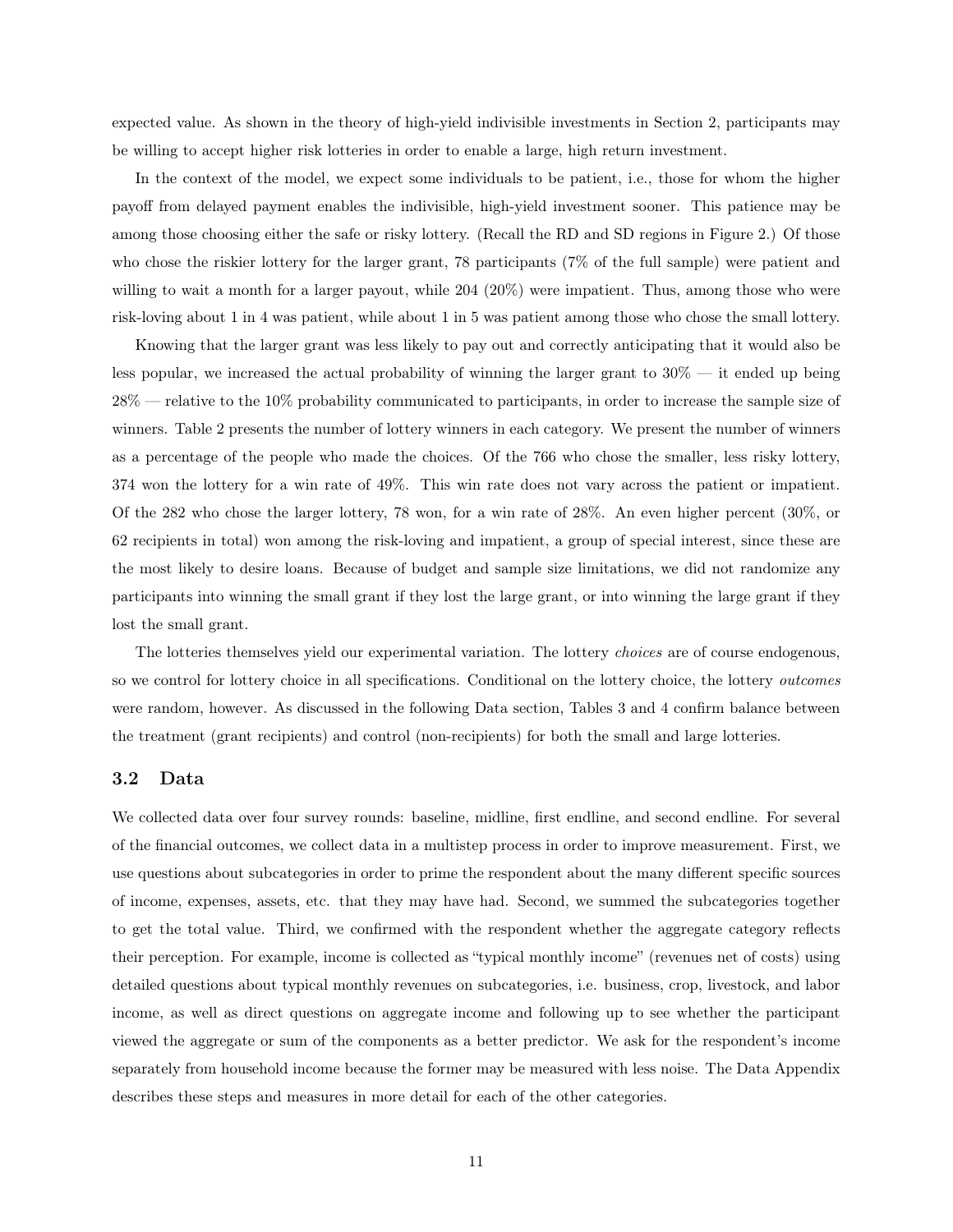expected value. As shown in the theory of high-yield indivisible investments in Section 2, participants may be willing to accept higher risk lotteries in order to enable a large, high return investment.

In the context of the model, we expect some individuals to be patient, i.e., those for whom the higher payoff from delayed payment enables the indivisible, high-yield investment sooner. This patience may be among those choosing either the safe or risky lottery. (Recall the RD and SD regions in Figure 2.) Of those who chose the riskier lottery for the larger grant, 78 participants (7% of the full sample) were patient and willing to wait a month for a larger payout, while 204 (20%) were impatient. Thus, among those who were risk-loving about 1 in 4 was patient, while about 1 in 5 was patient among those who chose the small lottery.

Knowing that the larger grant was less likely to pay out and correctly anticipating that it would also be less popular, we increased the actual probability of winning the larger grant to 30% — it ended up being 28% — relative to the 10% probability communicated to participants, in order to increase the sample size of winners. Table 2 presents the number of lottery winners in each category. We present the number of winners as a percentage of the people who made the choices. Of the 766 who chose the smaller, less risky lottery, 374 won the lottery for a win rate of 49%. This win rate does not vary across the patient or impatient. Of the 282 who chose the larger lottery, 78 won, for a win rate of 28%. An even higher percent (30%, or 62 recipients in total) won among the risk-loving and impatient, a group of special interest, since these are the most likely to desire loans. Because of budget and sample size limitations, we did not randomize any participants into winning the small grant if they lost the large grant, or into winning the large grant if they lost the small grant.

The lotteries themselves yield our experimental variation. The lottery *choices* are of course endogenous, so we control for lottery choice in all specifications. Conditional on the lottery choice, the lottery *outcomes* were random, however. As discussed in the following Data section, Tables 3 and 4 confirm balance between the treatment (grant recipients) and control (non-recipients) for both the small and large lotteries.

### 3.2 Data

We collected data over four survey rounds: baseline, midline, first endline, and second endline. For several of the financial outcomes, we collect data in a multistep process in order to improve measurement. First, we use questions about subcategories in order to prime the respondent about the many different specific sources of income, expenses, assets, etc. that they may have had. Second, we summed the subcategories together to get the total value. Third, we confirmed with the respondent whether the aggregate category reflects their perception. For example, income is collected as "typical monthly income" (revenues net of costs) using detailed questions about typical monthly revenues on subcategories, i.e. business, crop, livestock, and labor income, as well as direct questions on aggregate income and following up to see whether the participant viewed the aggregate or sum of the components as a better predictor. We ask for the respondent's income separately from household income because the former may be measured with less noise. The Data Appendix describes these steps and measures in more detail for each of the other categories.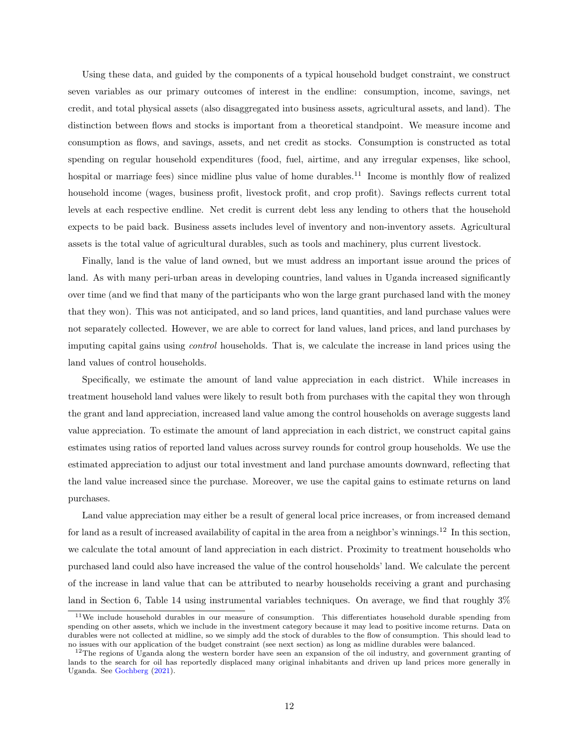Using these data, and guided by the components of a typical household budget constraint, we construct seven variables as our primary outcomes of interest in the endline: consumption, income, savings, net credit, and total physical assets (also disaggregated into business assets, agricultural assets, and land). The distinction between flows and stocks is important from a theoretical standpoint. We measure income and consumption as flows, and savings, assets, and net credit as stocks. Consumption is constructed as total spending on regular household expenditures (food, fuel, airtime, and any irregular expenses, like school, hospital or marriage fees) since midline plus value of home durables.[11] Income is monthly flow of realized household income (wages, business profit, livestock profit, and crop profit). Savings reflects current total levels at each respective endline. Net credit is current debt less any lending to others that the household expects to be paid back. Business assets includes level of inventory and non-inventory assets. Agricultural assets is the total value of agricultural durables, such as tools and machinery, plus current livestock.

Finally, land is the value of land owned, but we must address an important issue around the prices of land. As with many peri-urban areas in developing countries, land values in Uganda increased significantly over time (and we find that many of the participants who won the large grant purchased land with the money that they won). This was not anticipated, and so land prices, land quantities, and land purchase values were not separately collected. However, we are able to correct for land values, land prices, and land purchases by imputing capital gains using *control* households. That is, we calculate the increase in land prices using the land values of control households.

Specifically, we estimate the amount of land value appreciation in each district. While increases in treatment household land values were likely to result both from purchases with the capital they won through the grant and land appreciation, increased land value among the control households on average suggests land value appreciation. To estimate the amount of land appreciation in each district, we construct capital gains estimates using ratios of reported land values across survey rounds for control group households. We use the estimated appreciation to adjust our total investment and land purchase amounts downward, reflecting that the land value increased since the purchase. Moreover, we use the capital gains to estimate returns on land purchases.

Land value appreciation may either be a result of general local price increases, or from increased demand for land as a result of increased availability of capital in the area from a neighbor's winnings.[12] In this section, we calculate the total amount of land appreciation in each district. Proximity to treatment households who purchased land could also have increased the value of the control households' land. We calculate the percent of the increase in land value that can be attributed to nearby households receiving a grant and purchasing land in Section 6, Table 14 using instrumental variables techniques. On average, we find that roughly 3%

[11] We include household durables in our measure of consumption. This differentiates household durable spending from spending on other assets, which we include in the investment category because it may lead to positive income returns. Data on durables were not collected at midline, so we simply add the stock of durables to the flow of consumption. This should lead to no issues with our application of the budget constraint (see next section) as long as midline durables were balanced.

[12] The regions of Uganda along the western border have seen an expansion of the oil industry, and government granting of lands to the search for oil has reportedly displaced many original inhabitants and driven up land prices more generally in Uganda. See Gochberg (2021).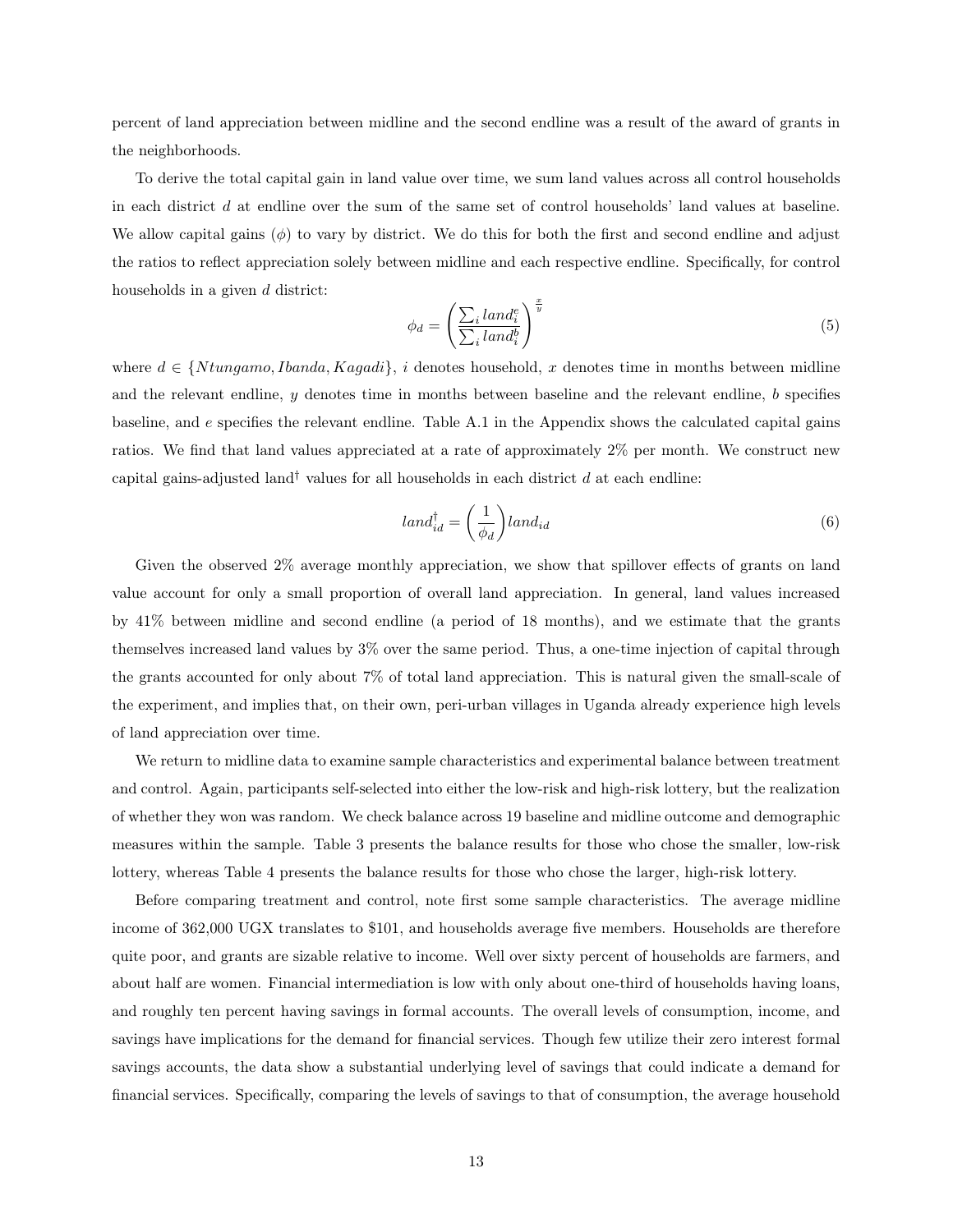percent of land appreciation between midline and the second endline was a result of the award of grants in the neighborhoods.

To derive the total capital gain in land value over time, we sum land values across all control households in each district $d$ at endline over the sum of the same set of control households' land values at baseline. We allow capital gains ($\phi$) to vary by district. We do this for both the first and second endline and adjust the ratios to reflect appreciation solely between midline and each respective endline. Specifically, for control households in a given $d$ district:

$$\phi_d = \left( \frac{\sum_i land_i^e}{\sum_i land_i^b} \right)^{\frac{x}{y}} \tag{5}$$

where $d \in \{Ntungamo, Ibanda, Kagadi\}$, $i$ denotes household, $x$ denotes time in months between midline and the relevant endline, $y$ denotes time in months between baseline and the relevant endline, $b$ specifies baseline, and $e$ specifies the relevant endline. Table A.1 in the Appendix shows the calculated capital gains ratios. We find that land values appreciated at a rate of approximately 2% per month. We construct new capital gains-adjusted land$^\dagger$ values for all households in each district $d$ at each endline:

$$land_{id}^\dagger = \left( \frac{1}{\phi_d} \right) land_{id} \tag{6}$$

Given the observed 2% average monthly appreciation, we show that spillover effects of grants on land value account for only a small proportion of overall land appreciation. In general, land values increased by 41% between midline and second endline (a period of 18 months), and we estimate that the grants themselves increased land values by 3% over the same period. Thus, a one-time injection of capital through the grants accounted for only about 7% of total land appreciation. This is natural given the small-scale of the experiment, and implies that, on their own, peri-urban villages in Uganda already experience high levels of land appreciation over time.

We return to midline data to examine sample characteristics and experimental balance between treatment and control. Again, participants self-selected into either the low-risk and high-risk lottery, but the realization of whether they won was random. We check balance across 19 baseline and midline outcome and demographic measures within the sample. Table 3 presents the balance results for those who chose the smaller, low-risk lottery, whereas Table 4 presents the balance results for those who chose the larger, high-risk lottery.

Before comparing treatment and control, note first some sample characteristics. The average midline income of 362,000 UGX translates to \$101, and households average five members. Households are therefore quite poor, and grants are sizable relative to income. Well over sixty percent of households are farmers, and about half are women. Financial intermediation is low with only about one-third of households having loans, and roughly ten percent having savings in formal accounts. The overall levels of consumption, income, and savings have implications for the demand for financial services. Though few utilize their zero interest formal savings accounts, the data show a substantial underlying level of savings that could indicate a demand for financial services. Specifically, comparing the levels of savings to that of consumption, the average household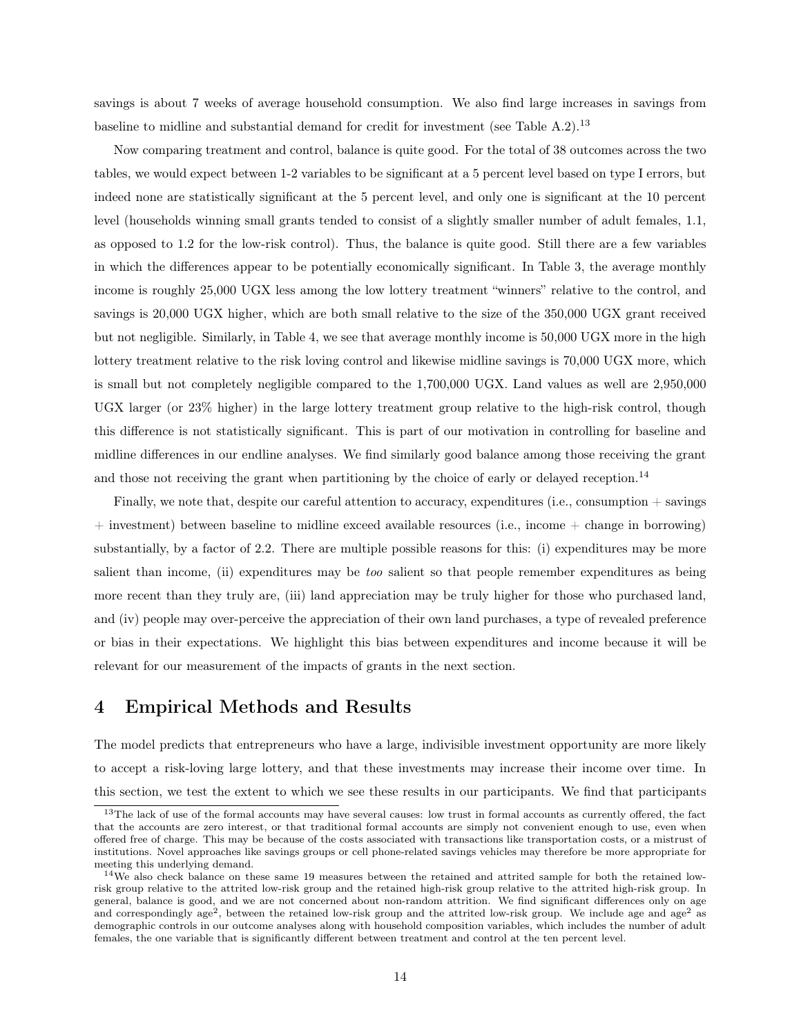savings is about 7 weeks of average household consumption. We also find large increases in savings from baseline to midline and substantial demand for credit for investment (see Table A.2).[13]

Now comparing treatment and control, balance is quite good. For the total of 38 outcomes across the two tables, we would expect between 1-2 variables to be significant at a 5 percent level based on type I errors, but indeed none are statistically significant at the 5 percent level, and only one is significant at the 10 percent level (households winning small grants tended to consist of a slightly smaller number of adult females, 1.1, as opposed to 1.2 for the low-risk control). Thus, the balance is quite good. Still there are a few variables in which the differences appear to be potentially economically significant. In Table 3, the average monthly income is roughly 25,000 UGX less among the low lottery treatment "winners" relative to the control, and savings is 20,000 UGX higher, which are both small relative to the size of the 350,000 UGX grant received but not negligible. Similarly, in Table 4, we see that average monthly income is 50,000 UGX more in the high lottery treatment relative to the risk loving control and likewise midline savings is 70,000 UGX more, which is small but not completely negligible compared to the 1,700,000 UGX. Land values as well are 2,950,000 UGX larger (or 23% higher) in the large lottery treatment group relative to the high-risk control, though this difference is not statistically significant. This is part of our motivation in controlling for baseline and midline differences in our endline analyses. We find similarly good balance among those receiving the grant and those not receiving the grant when partitioning by the choice of early or delayed reception.[14]

Finally, we note that, despite our careful attention to accuracy, expenditures (i.e., consumption + savings + investment) between baseline to midline exceed available resources (i.e., income + change in borrowing) substantially, by a factor of 2.2. There are multiple possible reasons for this: (i) expenditures may be more salient than income, (ii) expenditures may be *too* salient so that people remember expenditures as being more recent than they truly are, (iii) land appreciation may be truly higher for those who purchased land, and (iv) people may over-perceive the appreciation of their own land purchases, a type of revealed preference or bias in their expectations. We highlight this bias between expenditures and income because it will be relevant for our measurement of the impacts of grants in the next section.

# 4 Empirical Methods and Results

The model predicts that entrepreneurs who have a large, indivisible investment opportunity are more likely to accept a risk-loving large lottery, and that these investments may increase their income over time. In this section, we test the extent to which we see these results in our participants. We find that participants

[13]The lack of use of the formal accounts may have several causes: low trust in formal accounts as currently offered, the fact that the accounts are zero interest, or that traditional formal accounts are simply not convenient enough to use, even when offered free of charge. This may be because of the costs associated with transactions like transportation costs, or a mistrust of institutions. Novel approaches like savings groups or cell phone-related savings vehicles may therefore be more appropriate for meeting this underlying demand.

[14]We also check balance on these same 19 measures between the retained and attrited sample for both the retained low-risk group relative to the attrited low-risk group and the retained high-risk group relative to the attrited high-risk group. In general, balance is good, and we are not concerned about non-random attrition. We find significant differences only on age and correspondingly age$^2$, between the retained low-risk group and the attrited low-risk group. We include age and age$^2$ as demographic controls in our outcome analyses along with household composition variables, which includes the number of adult females, the one variable that is significantly different between treatment and control at the ten percent level.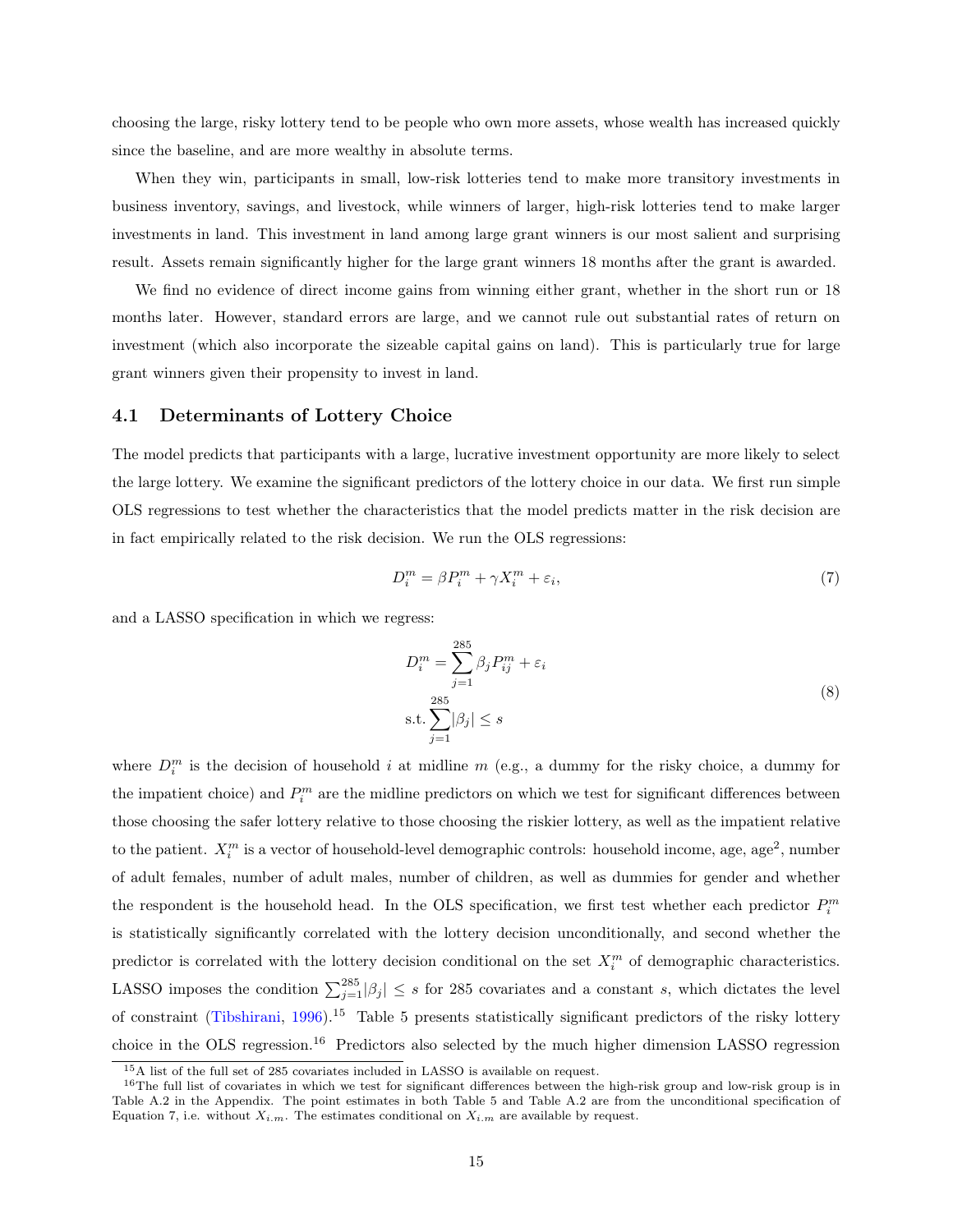choosing the large, risky lottery tend to be people who own more assets, whose wealth has increased quickly since the baseline, and are more wealthy in absolute terms.

When they win, participants in small, low-risk lotteries tend to make more transitory investments in business inventory, savings, and livestock, while winners of larger, high-risk lotteries tend to make larger investments in land. This investment in land among large grant winners is our most salient and surprising result. Assets remain significantly higher for the large grant winners 18 months after the grant is awarded.

We find no evidence of direct income gains from winning either grant, whether in the short run or 18 months later. However, standard errors are large, and we cannot rule out substantial rates of return on investment (which also incorporate the sizeable capital gains on land). This is particularly true for large grant winners given their propensity to invest in land.

### 4.1 Determinants of Lottery Choice

The model predicts that participants with a large, lucrative investment opportunity are more likely to select the large lottery. We examine the significant predictors of the lottery choice in our data. We first run simple OLS regressions to test whether the characteristics that the model predicts matter in the risk decision are in fact empirically related to the risk decision. We run the OLS regressions:

$$D_i^m = \beta P_i^m + \gamma X_i^m + \varepsilon_i, \tag{7}$$

and a LASSO specification in which we regress:

$$\begin{aligned} D_i^m &= \sum_{j=1}^{285} \beta_j P_{ij}^m + \varepsilon_i \\ \text{s.t.} \sum_{j=1}^{285} |\beta_j| &\leq s \end{aligned} \tag{8}$$

where $D_i^m$ is the decision of household $i$ at midline $m$ (e.g., a dummy for the risky choice, a dummy for the impatient choice) and $P_i^m$ are the midline predictors on which we test for significant differences between those choosing the safer lottery relative to those choosing the riskier lottery, as well as the impatient relative to the patient. $X_i^m$ is a vector of household-level demographic controls: household income, age, age$^2$, number of adult females, number of adult males, number of children, as well as dummies for gender and whether the respondent is the household head. In the OLS specification, we first test whether each predictor $P_i^m$ is statistically significantly correlated with the lottery decision unconditionally, and second whether the predictor is correlated with the lottery decision conditional on the set $X_i^m$ of demographic characteristics. LASSO imposes the condition $\sum_{j=1}^{285} |\beta_j| \leq s$ for 285 covariates and a constant $s$, which dictates the level of constraint (Tibshirani, 1996).[15] Table 5 presents statistically significant predictors of the risky lottery choice in the OLS regression.[16] Predictors also selected by the much higher dimension LASSO regression

[15] A list of the full set of 285 covariates included in LASSO is available on request.

[16] The full list of covariates in which we test for significant differences between the high-risk group and low-risk group is in Table A.2 in the Appendix. The point estimates in both Table 5 and Table A.2 are from the unconditional specification of Equation 7, i.e. without $X_{i,m}$. The estimates conditional on $X_{i,m}$ are available by request.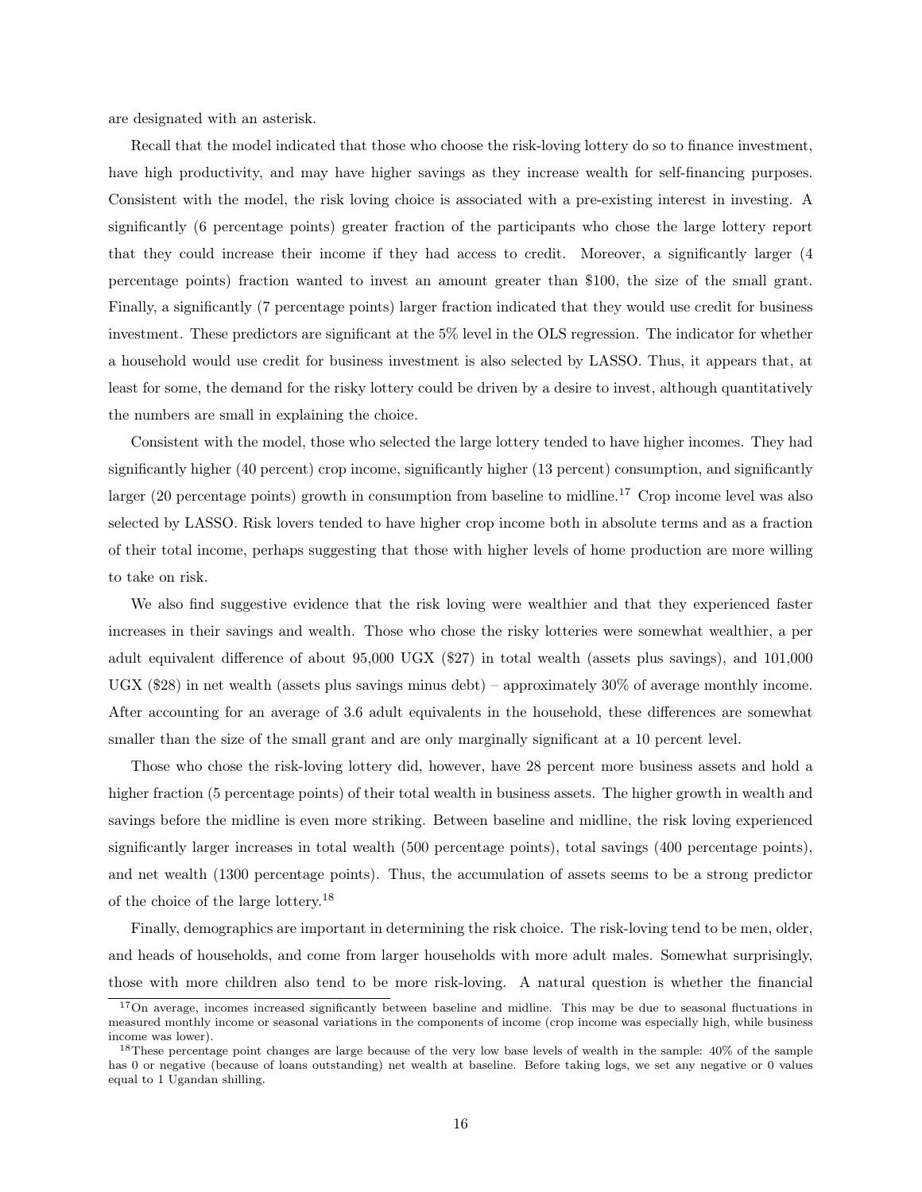are designated with an asterisk.

Recall that the model indicated that those who choose the risk-loving lottery do so to finance investment, have high productivity, and may have higher savings as they increase wealth for self-financing purposes. Consistent with the model, the risk loving choice is associated with a pre-existing interest in investing. A significantly (6 percentage points) greater fraction of the participants who chose the large lottery report that they could increase their income if they had access to credit. Moreover, a significantly larger (4 percentage points) fraction wanted to invest an amount greater than \$100, the size of the small grant. Finally, a significantly (7 percentage points) larger fraction indicated that they would use credit for business investment. These predictors are significant at the 5% level in the OLS regression. The indicator for whether a household would use credit for business investment is also selected by LASSO. Thus, it appears that, at least for some, the demand for the risky lottery could be driven by a desire to invest, although quantitatively the numbers are small in explaining the choice.

Consistent with the model, those who selected the large lottery tended to have higher incomes. They had significantly higher (40 percent) crop income, significantly higher (13 percent) consumption, and significantly larger (20 percentage points) growth in consumption from baseline to midline.[17] Crop income level was also selected by LASSO. Risk lovers tended to have higher crop income both in absolute terms and as a fraction of their total income, perhaps suggesting that those with higher levels of home production are more willing to take on risk.

We also find suggestive evidence that the risk loving were wealthier and that they experienced faster increases in their savings and wealth. Those who chose the risky lotteries were somewhat wealthier, a per adult equivalent difference of about 95,000 UGX (\$27) in total wealth (assets plus savings), and 101,000 UGX (\$28) in net wealth (assets plus savings minus debt) – approximately 30% of average monthly income. After accounting for an average of 3.6 adult equivalents in the household, these differences are somewhat smaller than the size of the small grant and are only marginally significant at a 10 percent level.

Those who chose the risk-loving lottery did, however, have 28 percent more business assets and hold a higher fraction (5 percentage points) of their total wealth in business assets. The higher growth in wealth and savings before the midline is even more striking. Between baseline and midline, the risk loving experienced significantly larger increases in total wealth (500 percentage points), total savings (400 percentage points), and net wealth (1300 percentage points). Thus, the accumulation of assets seems to be a strong predictor of the choice of the large lottery.[18]

Finally, demographics are important in determining the risk choice. The risk-loving tend to be men, older, and heads of households, and come from larger households with more adult males. Somewhat surprisingly, those with more children also tend to be more risk-loving. A natural question is whether the financial

[17] On average, incomes increased significantly between baseline and midline. This may be due to seasonal fluctuations in measured monthly income or seasonal variations in the components of income (crop income was especially high, while business income was lower).

[18] These percentage point changes are large because of the very low base levels of wealth in the sample: 40% of the sample has 0 or negative (because of loans outstanding) net wealth at baseline. Before taking logs, we set any negative or 0 values equal to 1 Ugandan shilling.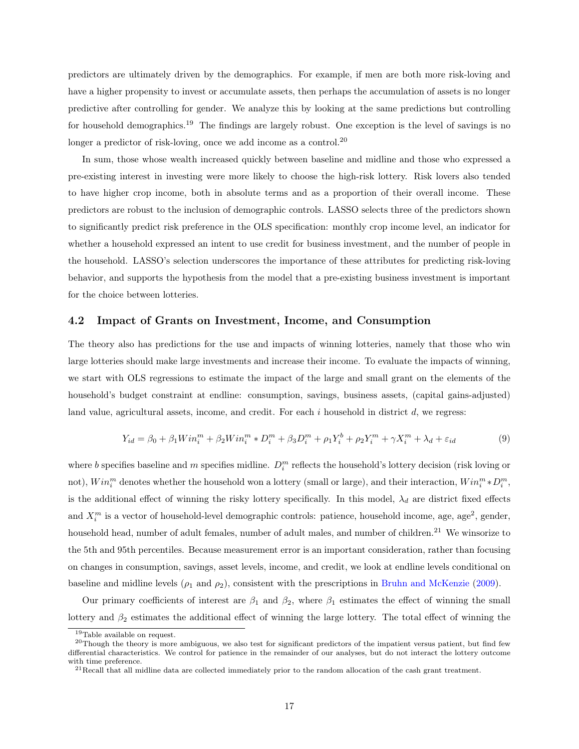predictors are ultimately driven by the demographics. For example, if men are both more risk-loving and have a higher propensity to invest or accumulate assets, then perhaps the accumulation of assets is no longer predictive after controlling for gender. We analyze this by looking at the same predictions but controlling for household demographics.[19] The findings are largely robust. One exception is the level of savings is no longer a predictor of risk-loving, once we add income as a control.[20]

In sum, those whose wealth increased quickly between baseline and midline and those who expressed a pre-existing interest in investing were more likely to choose the high-risk lottery. Risk lovers also tended to have higher crop income, both in absolute terms and as a proportion of their overall income. These predictors are robust to the inclusion of demographic controls. LASSO selects three of the predictors shown to significantly predict risk preference in the OLS specification: monthly crop income level, an indicator for whether a household expressed an intent to use credit for business investment, and the number of people in the household. LASSO's selection underscores the importance of these attributes for predicting risk-loving behavior, and supports the hypothesis from the model that a pre-existing business investment is important for the choice between lotteries.

### 4.2 Impact of Grants on Investment, Income, and Consumption

The theory also has predictions for the use and impacts of winning lotteries, namely that those who win large lotteries should make large investments and increase their income. To evaluate the impacts of winning, we start with OLS regressions to estimate the impact of the large and small grant on the elements of the household's budget constraint at endline: consumption, savings, business assets, (capital gains-adjusted) land value, agricultural assets, income, and credit. For each $i$ household in district $d$, we regress:

$$Y_{id} = \beta_0 + \beta_1 Win_i^m + \beta_2 Win_i^m * D_i^m + \beta_3 D_i^m + \rho_1 Y_i^b + \rho_2 Y_i^m + \gamma X_i^m + \lambda_d + \varepsilon_{id} \tag{9}$$

where $b$ specifies baseline and $m$ specifies midline. $D_i^m$ reflects the household's lottery decision (risk loving or not), $Win_i^m$ denotes whether the household won a lottery (small or large), and their interaction, $Win_i^m * D_i^m$, is the additional effect of winning the risky lottery specifically. In this model, $\lambda_d$ are district fixed effects and $X_i^m$ is a vector of household-level demographic controls: patience, household income, age, age$^2$, gender, household head, number of adult females, number of adult males, and number of children.[21] We winsorize to the 5th and 95th percentiles. Because measurement error is an important consideration, rather than focusing on changes in consumption, savings, asset levels, income, and credit, we look at endline levels conditional on baseline and midline levels ($\rho_1$ and $\rho_2$), consistent with the prescriptions in Bruhn and McKenzie (2009).

Our primary coefficients of interest are $\beta_1$ and $\beta_2$, where $\beta_1$ estimates the effect of winning the small lottery and $\beta_2$ estimates the additional effect of winning the large lottery. The total effect of winning the

[19] Table available on request.

[20] Though the theory is more ambiguous, we also test for significant predictors of the impatient versus patient, but find few differential characteristics. We control for patience in the remainder of our analyses, but do not interact the lottery outcome with time preference.

[21] Recall that all midline data are collected immediately prior to the random allocation of the cash grant treatment.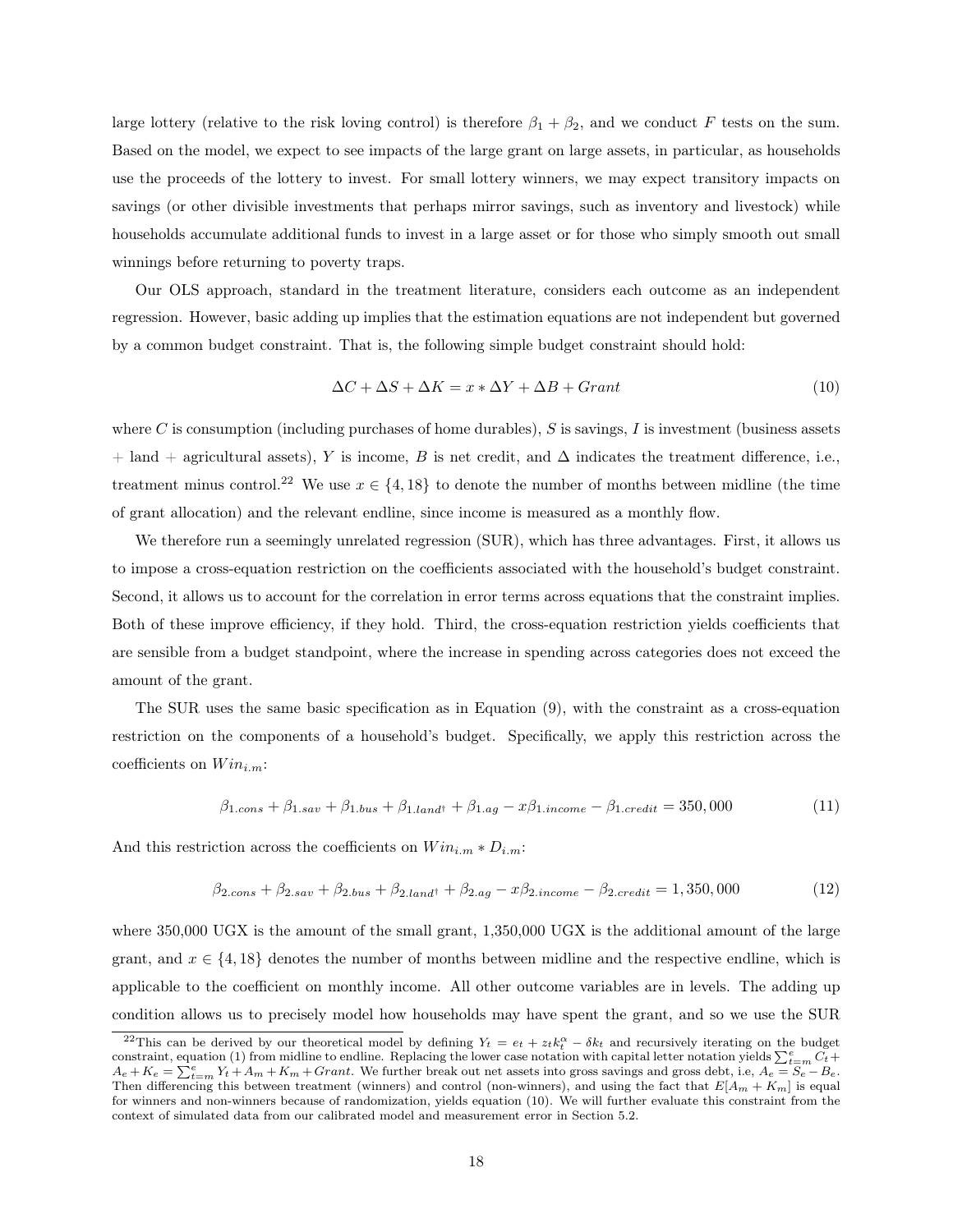large lottery (relative to the risk loving control) is therefore $\beta_1 + \beta_2$, and we conduct $F$ tests on the sum. Based on the model, we expect to see impacts of the large grant on large assets, in particular, as households use the proceeds of the lottery to invest. For small lottery winners, we may expect transitory impacts on savings (or other divisible investments that perhaps mirror savings, such as inventory and livestock) while households accumulate additional funds to invest in a large asset or for those who simply smooth out small winnings before returning to poverty traps.

Our OLS approach, standard in the treatment literature, considers each outcome as an independent regression. However, basic adding up implies that the estimation equations are not independent but governed by a common budget constraint. That is, the following simple budget constraint should hold:

$$\Delta C + \Delta S + \Delta K = x * \Delta Y + \Delta B + Grant \tag{10}$$

where $C$ is consumption (including purchases of home durables), $S$ is savings, $I$ is investment (business assets + land + agricultural assets), $Y$ is income, $B$ is net credit, and $\Delta$ indicates the treatment difference, i.e., treatment minus control.[22] We use $x \in \{4, 18\}$ to denote the number of months between midline (the time of grant allocation) and the relevant endline, since income is measured as a monthly flow.

We therefore run a seemingly unrelated regression (SUR), which has three advantages. First, it allows us to impose a cross-equation restriction on the coefficients associated with the household's budget constraint. Second, it allows us to account for the correlation in error terms across equations that the constraint implies. Both of these improve efficiency, if they hold. Third, the cross-equation restriction yields coefficients that are sensible from a budget standpoint, where the increase in spending across categories does not exceed the amount of the grant.

The SUR uses the same basic specification as in Equation (9), with the constraint as a cross-equation restriction on the components of a household's budget. Specifically, we apply this restriction across the coefficients on $Win_{i.m}$:

$$\beta_{1.cons} + \beta_{1.sav} + \beta_{1.bus} + \beta_{1.land^{\dagger}} + \beta_{1.ag} - x\beta_{1.income} - \beta_{1.credit} = 350,000 \tag{11}$$

And this restriction across the coefficients on $Win_{i.m} * D_{i.m}$:

$$\beta_{2.cons} + \beta_{2.sav} + \beta_{2.bus} + \beta_{2.land^{\dagger}} + \beta_{2.ag} - x\beta_{2.income} - \beta_{2.credit} = 1,350,000 \tag{12}$$

where 350,000 UGX is the amount of the small grant, 1,350,000 UGX is the additional amount of the large grant, and $x \in \{4, 18\}$ denotes the number of months between midline and the respective endline, which is applicable to the coefficient on monthly income. All other outcome variables are in levels. The adding up condition allows us to precisely model how households may have spent the grant, and so we use the SUR

[22] This can be derived by our theoretical model by defining $Y_t = e_t + z_t k_t^{\alpha} - \delta k_t$ and recursively iterating on the budget constraint, equation (1) from midline to endline. Replacing the lower case notation with capital letter notation yields $\sum_{t=m}^{e} C_t + A_e + K_e = \sum_{t=m}^{e} Y_t + A_m + K_m + Grant$. We further break out net assets into gross savings and gross debt, i.e, $A_e = S_e - B_e$. Then differencing this between treatment (winners) and control (non-winners), and using the fact that $E[A_m + K_m]$ is equal for winners and non-winners because of randomization, yields equation (10). We will further evaluate this constraint from the context of simulated data from our calibrated model and measurement error in Section 5.2.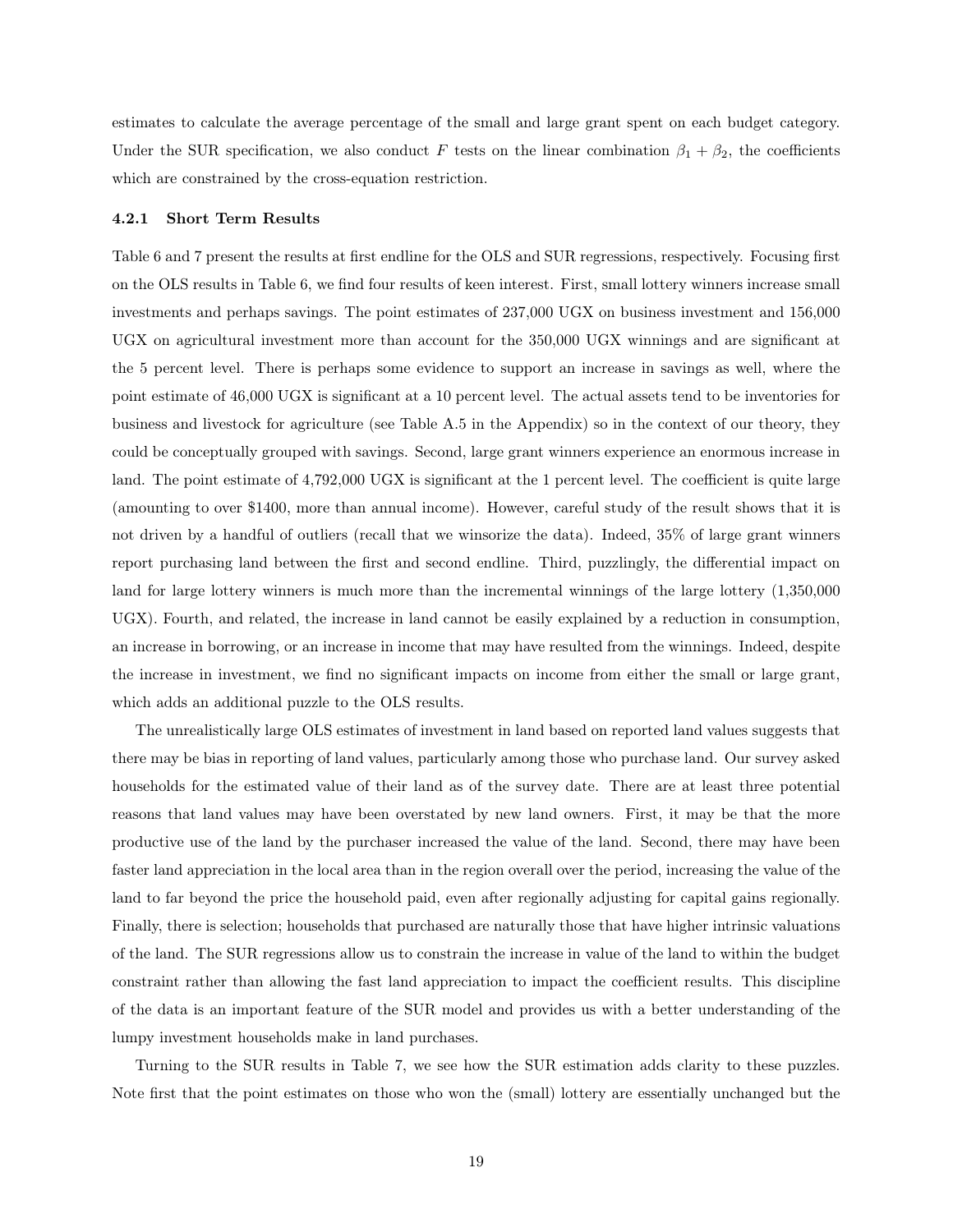estimates to calculate the average percentage of the small and large grant spent on each budget category. Under the SUR specification, we also conduct $F$ tests on the linear combination $\beta_1 + \beta_2$, the coefficients which are constrained by the cross-equation restriction.

#### 4.2.1 Short Term Results

Table 6 and 7 present the results at first endline for the OLS and SUR regressions, respectively. Focusing first on the OLS results in Table 6, we find four results of keen interest. First, small lottery winners increase small investments and perhaps savings. The point estimates of 237,000 UGX on business investment and 156,000 UGX on agricultural investment more than account for the 350,000 UGX winnings and are significant at the 5 percent level. There is perhaps some evidence to support an increase in savings as well, where the point estimate of 46,000 UGX is significant at a 10 percent level. The actual assets tend to be inventories for business and livestock for agriculture (see Table A.5 in the Appendix) so in the context of our theory, they could be conceptually grouped with savings. Second, large grant winners experience an enormous increase in land. The point estimate of 4,792,000 UGX is significant at the 1 percent level. The coefficient is quite large (amounting to over \$1400, more than annual income). However, careful study of the result shows that it is not driven by a handful of outliers (recall that we winsorize the data). Indeed, 35% of large grant winners report purchasing land between the first and second endline. Third, puzzlingly, the differential impact on land for large lottery winners is much more than the incremental winnings of the large lottery (1,350,000 UGX). Fourth, and related, the increase in land cannot be easily explained by a reduction in consumption, an increase in borrowing, or an increase in income that may have resulted from the winnings. Indeed, despite the increase in investment, we find no significant impacts on income from either the small or large grant, which adds an additional puzzle to the OLS results.

The unrealistically large OLS estimates of investment in land based on reported land values suggests that there may be bias in reporting of land values, particularly among those who purchase land. Our survey asked households for the estimated value of their land as of the survey date. There are at least three potential reasons that land values may have been overstated by new land owners. First, it may be that the more productive use of the land by the purchaser increased the value of the land. Second, there may have been faster land appreciation in the local area than in the region overall over the period, increasing the value of the land to far beyond the price the household paid, even after regionally adjusting for capital gains regionally. Finally, there is selection; households that purchased are naturally those that have higher intrinsic valuations of the land. The SUR regressions allow us to constrain the increase in value of the land to within the budget constraint rather than allowing the fast land appreciation to impact the coefficient results. This discipline of the data is an important feature of the SUR model and provides us with a better understanding of the lumpy investment households make in land purchases.

Turning to the SUR results in Table 7, we see how the SUR estimation adds clarity to these puzzles. Note first that the point estimates on those who won the (small) lottery are essentially unchanged but the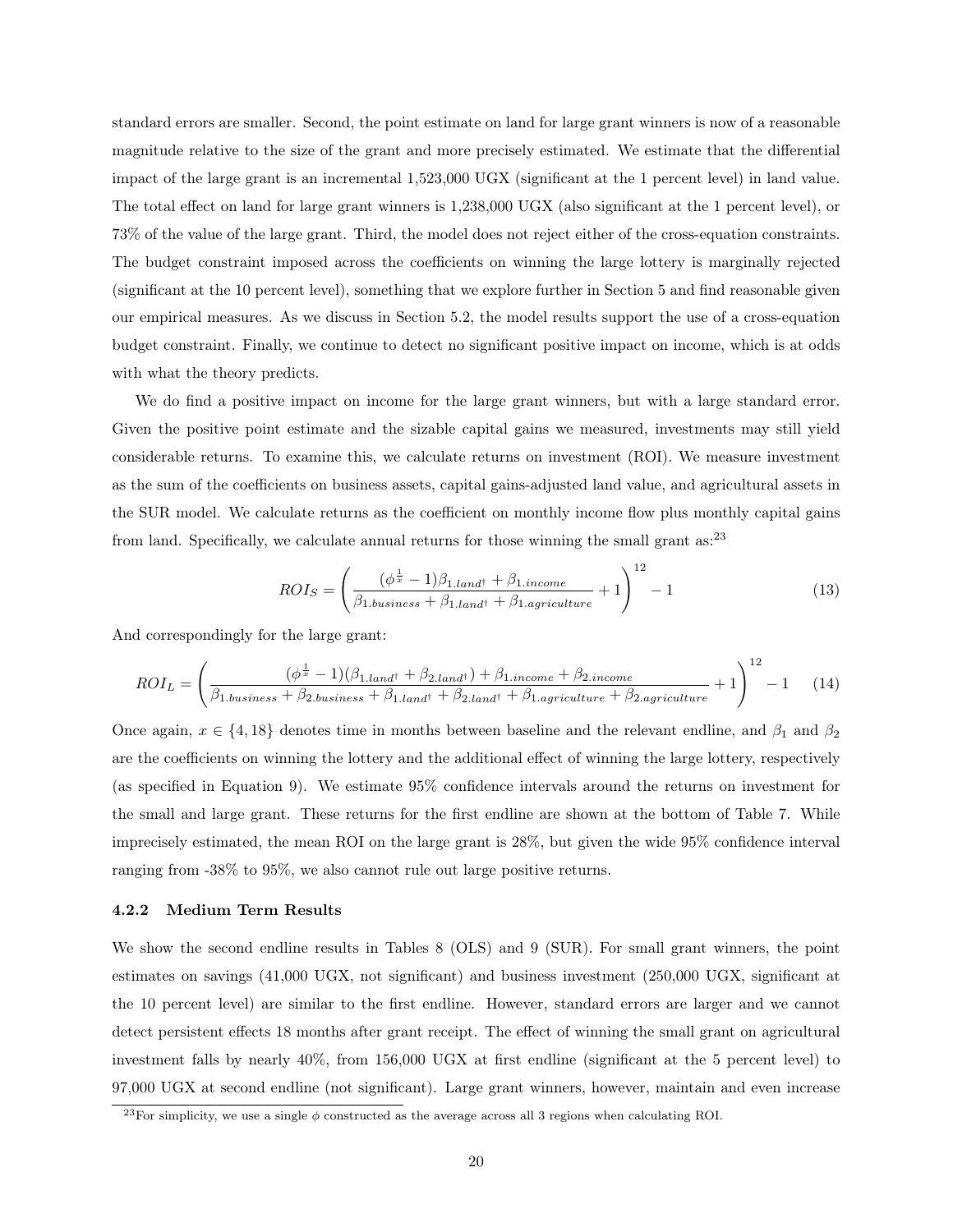standard errors are smaller. Second, the point estimate on land for large grant winners is now of a reasonable magnitude relative to the size of the grant and more precisely estimated. We estimate that the differential impact of the large grant is an incremental 1,523,000 UGX (significant at the 1 percent level) in land value. The total effect on land for large grant winners is 1,238,000 UGX (also significant at the 1 percent level), or 73% of the value of the large grant. Third, the model does not reject either of the cross-equation constraints. The budget constraint imposed across the coefficients on winning the large lottery is marginally rejected (significant at the 10 percent level), something that we explore further in Section 5 and find reasonable given our empirical measures. As we discuss in Section 5.2, the model results support the use of a cross-equation budget constraint. Finally, we continue to detect no significant positive impact on income, which is at odds with what the theory predicts.

We do find a positive impact on income for the large grant winners, but with a large standard error. Given the positive point estimate and the sizable capital gains we measured, investments may still yield considerable returns. To examine this, we calculate returns on investment (ROI). We measure investment as the sum of the coefficients on business assets, capital gains-adjusted land value, and agricultural assets in the SUR model. We calculate returns as the coefficient on monthly income flow plus monthly capital gains from land. Specifically, we calculate annual returns for those winning the small grant as:[23]

$$ROI_S = \left( \frac{(\phi^{\frac{1}{x}} - 1)\beta_{1.land^{\dagger}} + \beta_{1.income}}{\beta_{1.business} + \beta_{1.land^{\dagger}} + \beta_{1.agriculture}} + 1 \right)^{12} - 1 \tag{13}$$

And correspondingly for the large grant:

$$ROI_L = \left( \frac{(\phi^{\frac{1}{x}} - 1)(\beta_{1.land^{\dagger}} + \beta_{2.land^{\dagger}}) + \beta_{1.income} + \beta_{2.income}}{\beta_{1.business} + \beta_{2.business} + \beta_{1.land^{\dagger}} + \beta_{2.land^{\dagger}} + \beta_{1.agriculture} + \beta_{2.agriculture}} + 1 \right)^{12} - 1 \tag{14}$$

Once again, $x \in \{4, 18\}$ denotes time in months between baseline and the relevant endline, and $\beta_1$ and $\beta_2$ are the coefficients on winning the lottery and the additional effect of winning the large lottery, respectively (as specified in Equation 9). We estimate 95% confidence intervals around the returns on investment for the small and large grant. These returns for the first endline are shown at the bottom of Table 7. While imprecisely estimated, the mean ROI on the large grant is 28%, but given the wide 95% confidence interval ranging from -38% to 95%, we also cannot rule out large positive returns.

#### 4.2.2 Medium Term Results

We show the second endline results in Tables 8 (OLS) and 9 (SUR). For small grant winners, the point estimates on savings (41,000 UGX, not significant) and business investment (250,000 UGX, significant at the 10 percent level) are similar to the first endline. However, standard errors are larger and we cannot detect persistent effects 18 months after grant receipt. The effect of winning the small grant on agricultural investment falls by nearly 40%, from 156,000 UGX at first endline (significant at the 5 percent level) to 97,000 UGX at second endline (not significant). Large grant winners, however, maintain and even increase

[23]For simplicity, we use a single $\phi$ constructed as the average across all 3 regions when calculating ROI.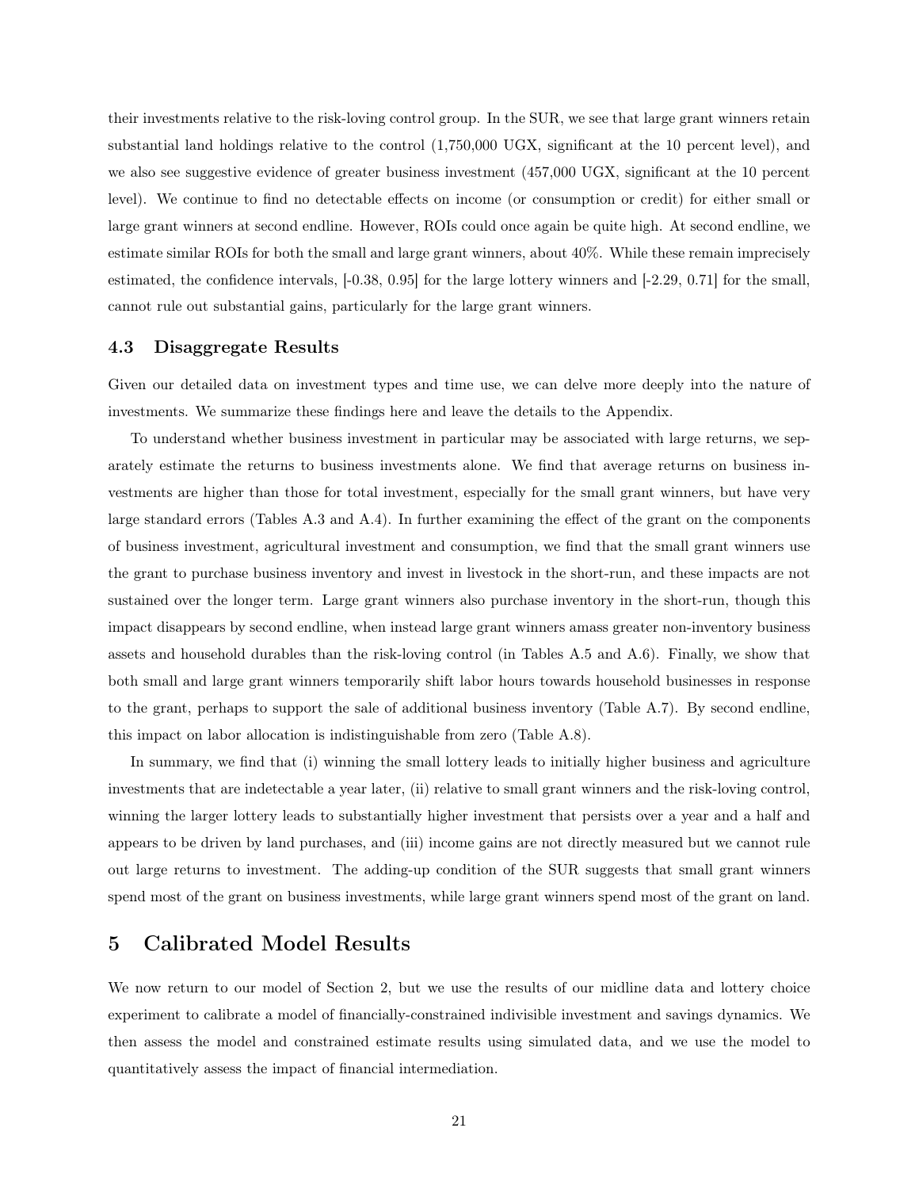their investments relative to the risk-loving control group. In the SUR, we see that large grant winners retain substantial land holdings relative to the control (1,750,000 UGX, significant at the 10 percent level), and we also see suggestive evidence of greater business investment (457,000 UGX, significant at the 10 percent level). We continue to find no detectable effects on income (or consumption or credit) for either small or large grant winners at second endline. However, ROIs could once again be quite high. At second endline, we estimate similar ROIs for both the small and large grant winners, about 40%. While these remain imprecisely estimated, the confidence intervals, [-0.38, 0.95] for the large lottery winners and [-2.29, 0.71] for the small, cannot rule out substantial gains, particularly for the large grant winners.

### 4.3 Disaggregate Results

Given our detailed data on investment types and time use, we can delve more deeply into the nature of investments. We summarize these findings here and leave the details to the Appendix.

To understand whether business investment in particular may be associated with large returns, we separately estimate the returns to business investments alone. We find that average returns on business investments are higher than those for total investment, especially for the small grant winners, but have very large standard errors (Tables A.3 and A.4). In further examining the effect of the grant on the components of business investment, agricultural investment and consumption, we find that the small grant winners use the grant to purchase business inventory and invest in livestock in the short-run, and these impacts are not sustained over the longer term. Large grant winners also purchase inventory in the short-run, though this impact disappears by second endline, when instead large grant winners amass greater non-inventory business assets and household durables than the risk-loving control (in Tables A.5 and A.6). Finally, we show that both small and large grant winners temporarily shift labor hours towards household businesses in response to the grant, perhaps to support the sale of additional business inventory (Table A.7). By second endline, this impact on labor allocation is indistinguishable from zero (Table A.8).

In summary, we find that (i) winning the small lottery leads to initially higher business and agriculture investments that are indetectable a year later, (ii) relative to small grant winners and the risk-loving control, winning the larger lottery leads to substantially higher investment that persists over a year and a half and appears to be driven by land purchases, and (iii) income gains are not directly measured but we cannot rule out large returns to investment. The adding-up condition of the SUR suggests that small grant winners spend most of the grant on business investments, while large grant winners spend most of the grant on land.

## 5 Calibrated Model Results

We now return to our model of Section 2, but we use the results of our midline data and lottery choice experiment to calibrate a model of financially-constrained indivisible investment and savings dynamics. We then assess the model and constrained estimate results using simulated data, and we use the model to quantitatively assess the impact of financial intermediation.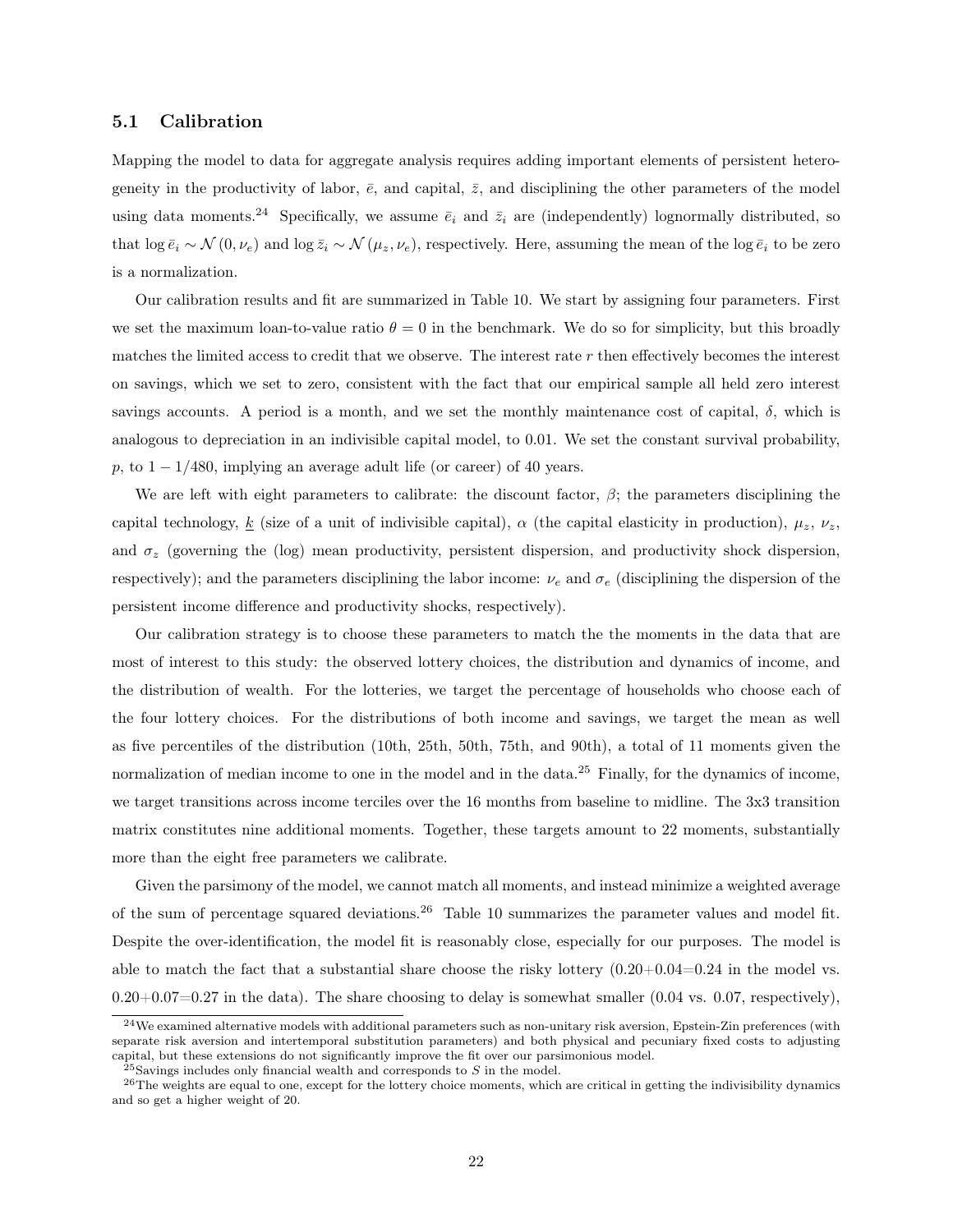### 5.1 Calibration

Mapping the model to data for aggregate analysis requires adding important elements of persistent heterogeneity in the productivity of labor, $\bar{e}$, and capital, $\bar{z}$, and disciplining the other parameters of the model using data moments.[24] Specifically, we assume $\bar{e}_i$ and $\bar{z}_i$ are (independently) lognormally distributed, so that $\log \bar{e}_i \sim \mathcal{N}(0, \nu_e)$ and $\log \bar{z}_i \sim \mathcal{N}(\mu_z, \nu_e)$, respectively. Here, assuming the mean of the $\log \bar{e}_i$ to be zero is a normalization.

Our calibration results and fit are summarized in Table 10. We start by assigning four parameters. First we set the maximum loan-to-value ratio $\theta = 0$ in the benchmark. We do so for simplicity, but this broadly matches the limited access to credit that we observe. The interest rate $r$ then effectively becomes the interest on savings, which we set to zero, consistent with the fact that our empirical sample all held zero interest savings accounts. A period is a month, and we set the monthly maintenance cost of capital, $\delta$, which is analogous to depreciation in an indivisible capital model, to 0.01. We set the constant survival probability, $p$, to $1 - 1/480$, implying an average adult life (or career) of 40 years.

We are left with eight parameters to calibrate: the discount factor, $\beta$; the parameters disciplining the capital technology, $\underline{k}$ (size of a unit of indivisible capital), $\alpha$ (the capital elasticity in production), $\mu_z$, $\nu_z$, and $\sigma_z$ (governing the (log) mean productivity, persistent dispersion, and productivity shock dispersion, respectively); and the parameters disciplining the labor income: $\nu_e$ and $\sigma_e$ (disciplining the dispersion of the persistent income difference and productivity shocks, respectively).

Our calibration strategy is to choose these parameters to match the the moments in the data that are most of interest to this study: the observed lottery choices, the distribution and dynamics of income, and the distribution of wealth. For the lotteries, we target the percentage of households who choose each of the four lottery choices. For the distributions of both income and savings, we target the mean as well as five percentiles of the distribution (10th, 25th, 50th, 75th, and 90th), a total of 11 moments given the normalization of median income to one in the model and in the data.[25] Finally, for the dynamics of income, we target transitions across income terciles over the 16 months from baseline to midline. The 3x3 transition matrix constitutes nine additional moments. Together, these targets amount to 22 moments, substantially more than the eight free parameters we calibrate.

Given the parsimony of the model, we cannot match all moments, and instead minimize a weighted average of the sum of percentage squared deviations.[26] Table 10 summarizes the parameter values and model fit. Despite the over-identification, the model fit is reasonably close, especially for our purposes. The model is able to match the fact that a substantial share choose the risky lottery (0.20+0.04=0.24 in the model vs. 0.20+0.07=0.27 in the data). The share choosing to delay is somewhat smaller (0.04 vs. 0.07, respectively),

---

[24] We examined alternative models with additional parameters such as non-unitary risk aversion, Epstein-Zin preferences (with separate risk aversion and intertemporal substitution parameters) and both physical and pecuniary fixed costs to adjusting capital, but these extensions do not significantly improve the fit over our parsimonious model.

[25] Savings includes only financial wealth and corresponds to $S$ in the model.

[26] The weights are equal to one, except for the lottery choice moments, which are critical in getting the indivisibility dynamics and so get a higher weight of 20.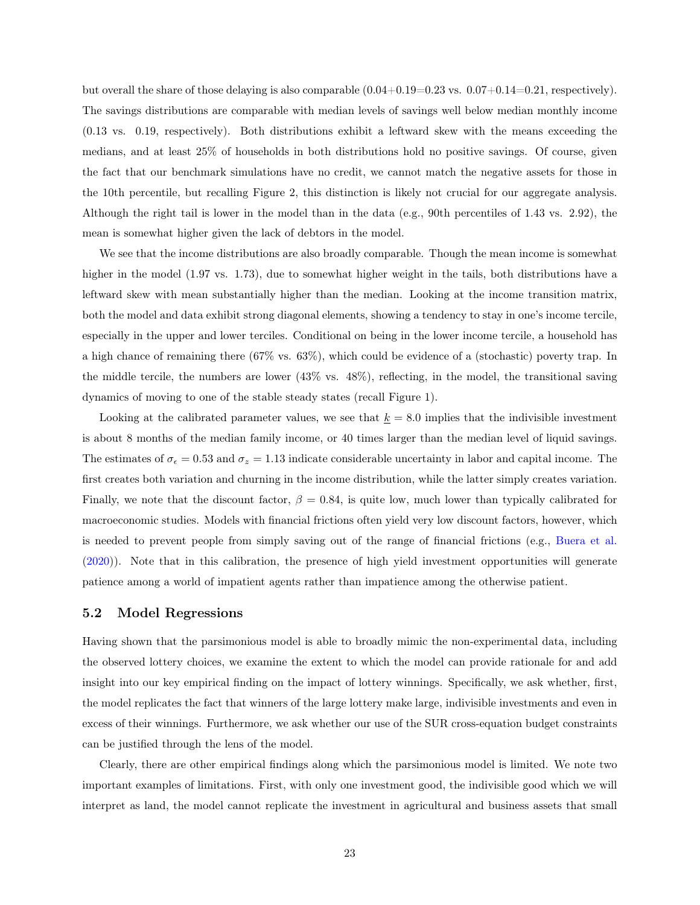but overall the share of those delaying is also comparable (0.04+0.19=0.23 vs. 0.07+0.14=0.21, respectively). The savings distributions are comparable with median levels of savings well below median monthly income (0.13 vs. 0.19, respectively). Both distributions exhibit a leftward skew with the means exceeding the medians, and at least 25% of households in both distributions hold no positive savings. Of course, given the fact that our benchmark simulations have no credit, we cannot match the negative assets for those in the 10th percentile, but recalling Figure 2, this distinction is likely not crucial for our aggregate analysis. Although the right tail is lower in the model than in the data (e.g., 90th percentiles of 1.43 vs. 2.92), the mean is somewhat higher given the lack of debtors in the model.

We see that the income distributions are also broadly comparable. Though the mean income is somewhat higher in the model (1.97 vs. 1.73), due to somewhat higher weight in the tails, both distributions have a leftward skew with mean substantially higher than the median. Looking at the income transition matrix, both the model and data exhibit strong diagonal elements, showing a tendency to stay in one's income tercile, especially in the upper and lower terciles. Conditional on being in the lower income tercile, a household has a high chance of remaining there (67% vs. 63%), which could be evidence of a (stochastic) poverty trap. In the middle tercile, the numbers are lower (43% vs. 48%), reflecting, in the model, the transitional saving dynamics of moving to one of the stable steady states (recall Figure 1).

Looking at the calibrated parameter values, we see that $\underline{k} = 8.0$ implies that the indivisible investment is about 8 months of the median family income, or 40 times larger than the median level of liquid savings. The estimates of $\sigma_\epsilon = 0.53$ and $\sigma_z = 1.13$ indicate considerable uncertainty in labor and capital income. The first creates both variation and churning in the income distribution, while the latter simply creates variation. Finally, we note that the discount factor, $\beta = 0.84$, is quite low, much lower than typically calibrated for macroeconomic studies. Models with financial frictions often yield very low discount factors, however, which is needed to prevent people from simply saving out of the range of financial frictions (e.g., Buera et al. (2020)). Note that in this calibration, the presence of high yield investment opportunities will generate patience among a world of impatient agents rather than impatience among the otherwise patient.

## 5.2 Model Regressions

Having shown that the parsimonious model is able to broadly mimic the non-experimental data, including the observed lottery choices, we examine the extent to which the model can provide rationale for and add insight into our key empirical finding on the impact of lottery winnings. Specifically, we ask whether, first, the model replicates the fact that winners of the large lottery make large, indivisible investments and even in excess of their winnings. Furthermore, we ask whether our use of the SUR cross-equation budget constraints can be justified through the lens of the model.

Clearly, there are other empirical findings along which the parsimonious model is limited. We note two important examples of limitations. First, with only one investment good, the indivisible good which we will interpret as land, the model cannot replicate the investment in agricultural and business assets that small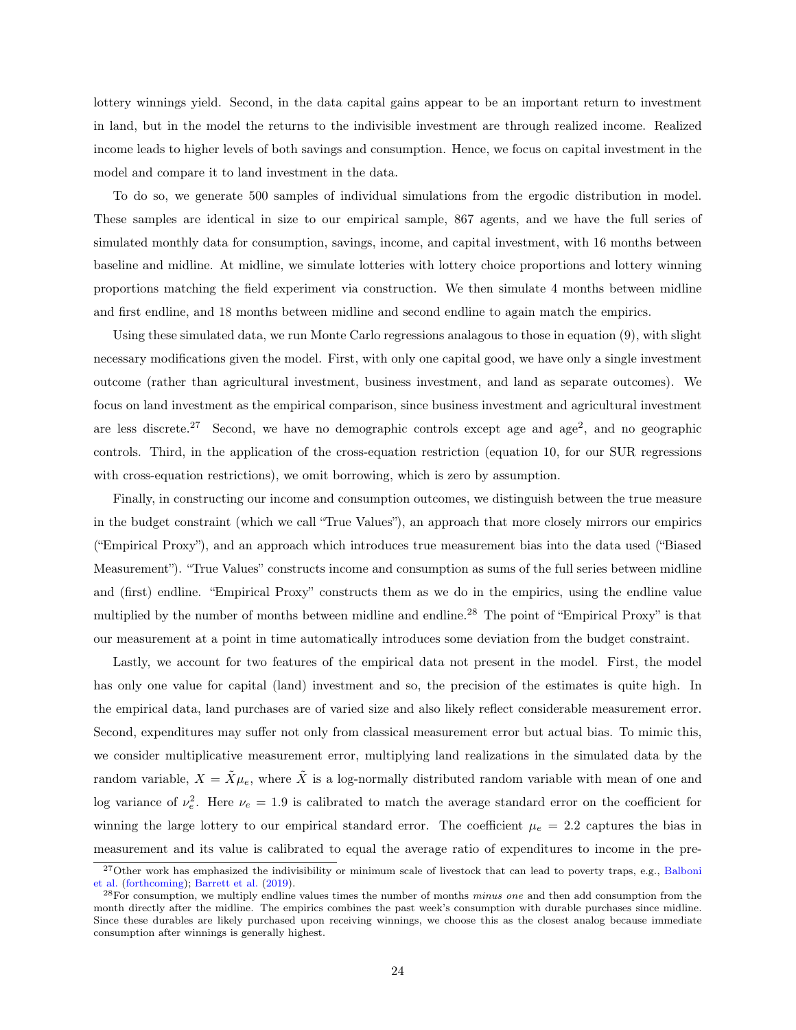lottery winnings yield. Second, in the data capital gains appear to be an important return to investment in land, but in the model the returns to the indivisible investment are through realized income. Realized income leads to higher levels of both savings and consumption. Hence, we focus on capital investment in the model and compare it to land investment in the data.

To do so, we generate 500 samples of individual simulations from the ergodic distribution in model. These samples are identical in size to our empirical sample, 867 agents, and we have the full series of simulated monthly data for consumption, savings, income, and capital investment, with 16 months between baseline and midline. At midline, we simulate lotteries with lottery choice proportions and lottery winning proportions matching the field experiment via construction. We then simulate 4 months between midline and first endline, and 18 months between midline and second endline to again match the empirics.

Using these simulated data, we run Monte Carlo regressions analagous to those in equation (9), with slight necessary modifications given the model. First, with only one capital good, we have only a single investment outcome (rather than agricultural investment, business investment, and land as separate outcomes). We focus on land investment as the empirical comparison, since business investment and agricultural investment are less discrete.[27] Second, we have no demographic controls except age and age$^2$, and no geographic controls. Third, in the application of the cross-equation restriction (equation 10, for our SUR regressions with cross-equation restrictions), we omit borrowing, which is zero by assumption.

Finally, in constructing our income and consumption outcomes, we distinguish between the true measure in the budget constraint (which we call "True Values"), an approach that more closely mirrors our empirics ("Empirical Proxy"), and an approach which introduces true measurement bias into the data used ("Biased Measurement"). "True Values" constructs income and consumption as sums of the full series between midline and (first) endline. "Empirical Proxy" constructs them as we do in the empirics, using the endline value multiplied by the number of months between midline and endline.[28] The point of "Empirical Proxy" is that our measurement at a point in time automatically introduces some deviation from the budget constraint.

Lastly, we account for two features of the empirical data not present in the model. First, the model has only one value for capital (land) investment and so, the precision of the estimates is quite high. In the empirical data, land purchases are of varied size and also likely reflect considerable measurement error. Second, expenditures may suffer not only from classical measurement error but actual bias. To mimic this, we consider multiplicative measurement error, multiplying land realizations in the simulated data by the random variable, $X = \tilde{X}\mu_e$, where $\tilde{X}$ is a log-normally distributed random variable with mean of one and log variance of $\nu_e^2$. Here $\nu_e = 1.9$ is calibrated to match the average standard error on the coefficient for winning the large lottery to our empirical standard error. The coefficient $\mu_e = 2.2$ captures the bias in measurement and its value is calibrated to equal the average ratio of expenditures to income in the pre-

[27] Other work has emphasized the indivisibility or minimum scale of livestock that can lead to poverty traps, e.g., Balboni et al. (forthcoming); Barrett et al. (2019).

[28] For consumption, we multiply endline values times the number of months *minus one* and then add consumption from the month directly after the midline. The empirics combines the past week's consumption with durable purchases since midline. Since these durables are likely purchased upon receiving winnings, we choose this as the closest analog because immediate consumption after winnings is generally highest.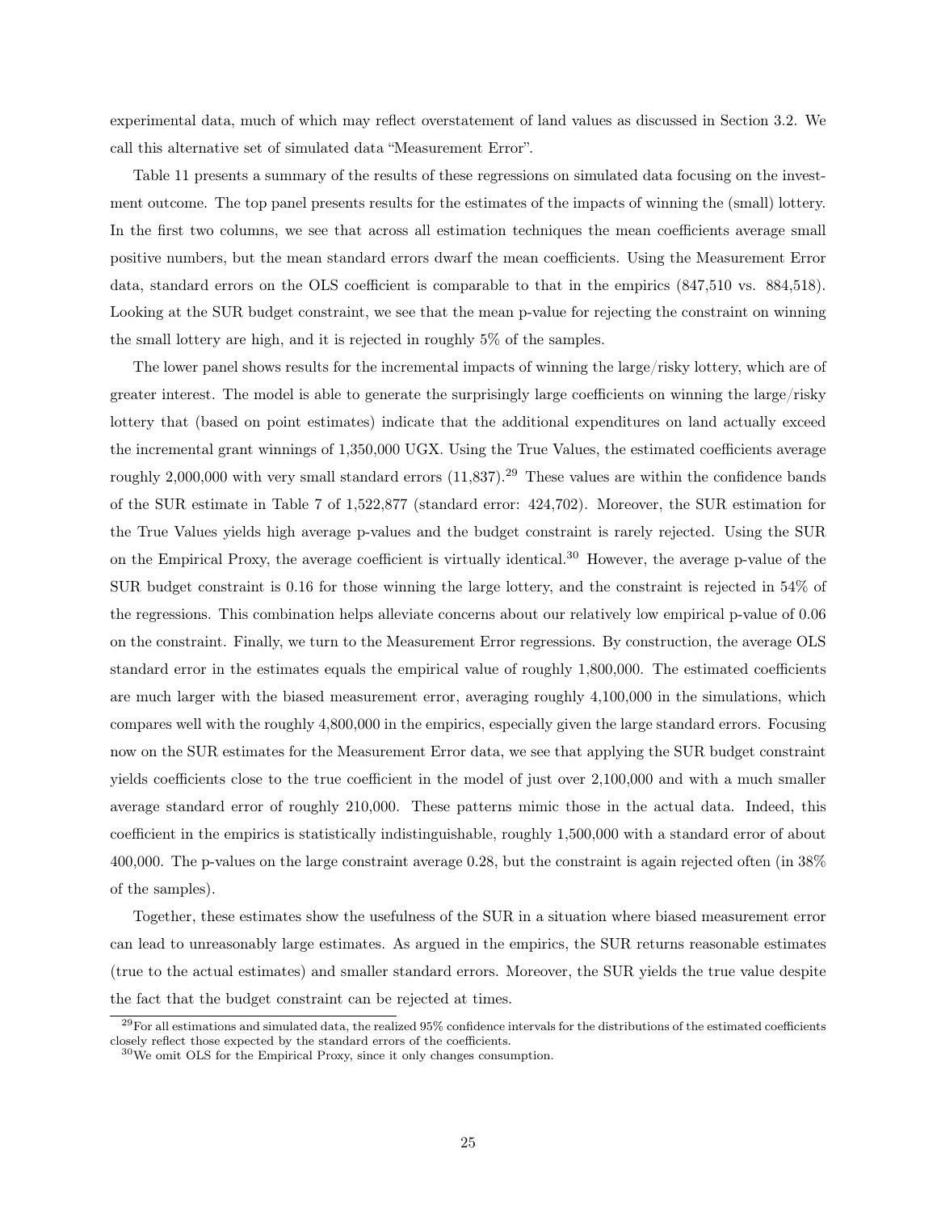experimental data, much of which may reflect overstatement of land values as discussed in Section 3.2. We call this alternative set of simulated data "Measurement Error".

Table 11 presents a summary of the results of these regressions on simulated data focusing on the investment outcome. The top panel presents results for the estimates of the impacts of winning the (small) lottery. In the first two columns, we see that across all estimation techniques the mean coefficients average small positive numbers, but the mean standard errors dwarf the mean coefficients. Using the Measurement Error data, standard errors on the OLS coefficient is comparable to that in the empirics (847,510 vs. 884,518). Looking at the SUR budget constraint, we see that the mean p-value for rejecting the constraint on winning the small lottery are high, and it is rejected in roughly 5% of the samples.

The lower panel shows results for the incremental impacts of winning the large/risky lottery, which are of greater interest. The model is able to generate the surprisingly large coefficients on winning the large/risky lottery that (based on point estimates) indicate that the additional expenditures on land actually exceed the incremental grant winnings of 1,350,000 UGX. Using the True Values, the estimated coefficients average roughly 2,000,000 with very small standard errors (11,837).[29] These values are within the confidence bands of the SUR estimate in Table 7 of 1,522,877 (standard error: 424,702). Moreover, the SUR estimation for the True Values yields high average p-values and the budget constraint is rarely rejected. Using the SUR on the Empirical Proxy, the average coefficient is virtually identical.[30] However, the average p-value of the SUR budget constraint is 0.16 for those winning the large lottery, and the constraint is rejected in 54% of the regressions. This combination helps alleviate concerns about our relatively low empirical p-value of 0.06 on the constraint. Finally, we turn to the Measurement Error regressions. By construction, the average OLS standard error in the estimates equals the empirical value of roughly 1,800,000. The estimated coefficients are much larger with the biased measurement error, averaging roughly 4,100,000 in the simulations, which compares well with the roughly 4,800,000 in the empirics, especially given the large standard errors. Focusing now on the SUR estimates for the Measurement Error data, we see that applying the SUR budget constraint yields coefficients close to the true coefficient in the model of just over 2,100,000 and with a much smaller average standard error of roughly 210,000. These patterns mimic those in the actual data. Indeed, this coefficient in the empirics is statistically indistinguishable, roughly 1,500,000 with a standard error of about 400,000. The p-values on the large constraint average 0.28, but the constraint is again rejected often (in 38% of the samples).

Together, these estimates show the usefulness of the SUR in a situation where biased measurement error can lead to unreasonably large estimates. As argued in the empirics, the SUR returns reasonable estimates (true to the actual estimates) and smaller standard errors. Moreover, the SUR yields the true value despite the fact that the budget constraint can be rejected at times.

[29] For all estimations and simulated data, the realized 95% confidence intervals for the distributions of the estimated coefficients closely reflect those expected by the standard errors of the coefficients.

[30] We omit OLS for the Empirical Proxy, since it only changes consumption.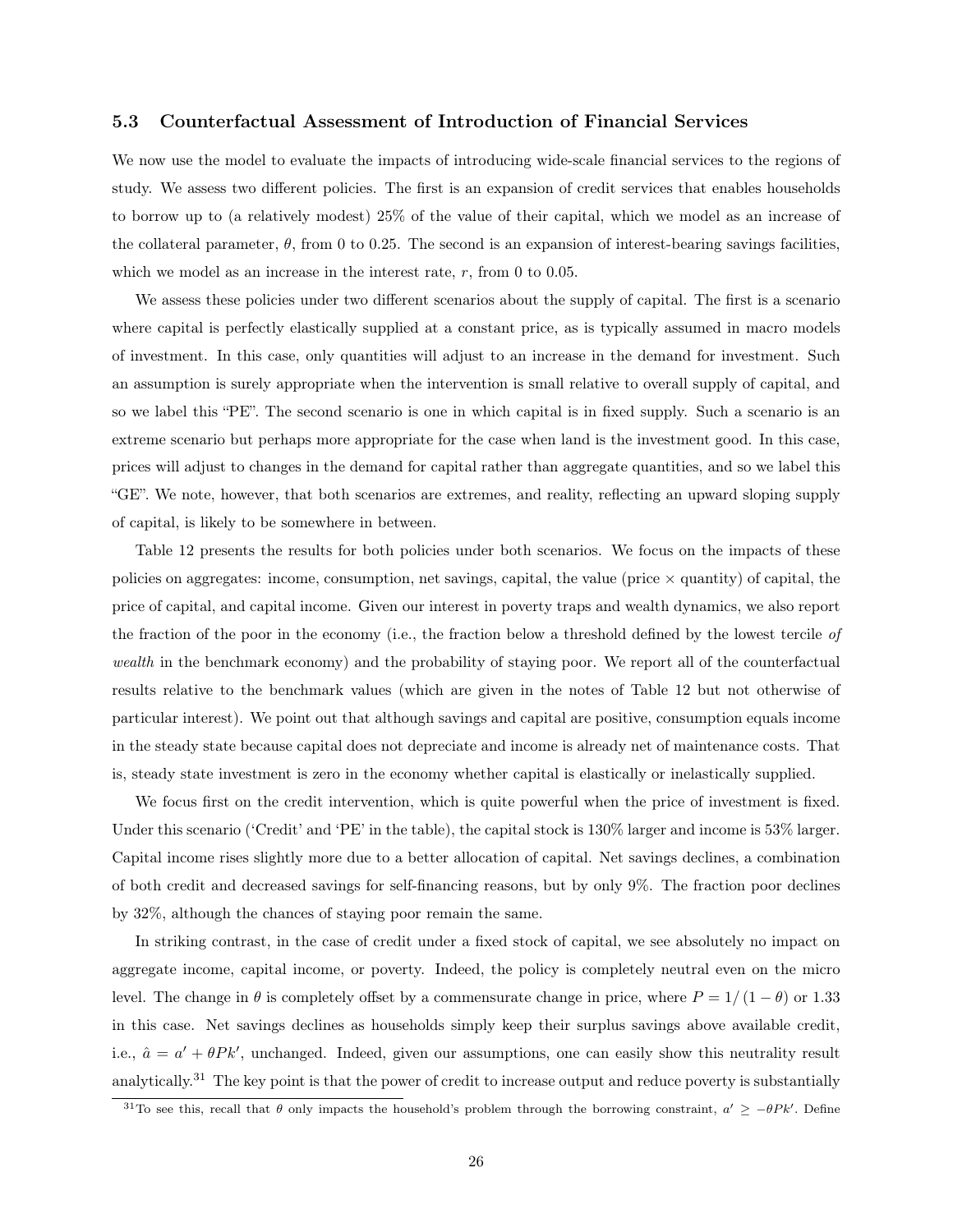### 5.3 Counterfactual Assessment of Introduction of Financial Services

We now use the model to evaluate the impacts of introducing wide-scale financial services to the regions of study. We assess two different policies. The first is an expansion of credit services that enables households to borrow up to (a relatively modest) 25% of the value of their capital, which we model as an increase of the collateral parameter, $\theta$, from 0 to 0.25. The second is an expansion of interest-bearing savings facilities, which we model as an increase in the interest rate, $r$, from 0 to 0.05.

We assess these policies under two different scenarios about the supply of capital. The first is a scenario where capital is perfectly elastically supplied at a constant price, as is typically assumed in macro models of investment. In this case, only quantities will adjust to an increase in the demand for investment. Such an assumption is surely appropriate when the intervention is small relative to overall supply of capital, and so we label this "PE". The second scenario is one in which capital is in fixed supply. Such a scenario is an extreme scenario but perhaps more appropriate for the case when land is the investment good. In this case, prices will adjust to changes in the demand for capital rather than aggregate quantities, and so we label this "GE". We note, however, that both scenarios are extremes, and reality, reflecting an upward sloping supply of capital, is likely to be somewhere in between.

Table 12 presents the results for both policies under both scenarios. We focus on the impacts of these policies on aggregates: income, consumption, net savings, capital, the value (price $\times$ quantity) of capital, the price of capital, and capital income. Given our interest in poverty traps and wealth dynamics, we also report the fraction of the poor in the economy (i.e., the fraction below a threshold defined by the lowest tercile *of wealth* in the benchmark economy) and the probability of staying poor. We report all of the counterfactual results relative to the benchmark values (which are given in the notes of Table 12 but not otherwise of particular interest). We point out that although savings and capital are positive, consumption equals income in the steady state because capital does not depreciate and income is already net of maintenance costs. That is, steady state investment is zero in the economy whether capital is elastically or inelastically supplied.

We focus first on the credit intervention, which is quite powerful when the price of investment is fixed. Under this scenario ('Credit' and 'PE' in the table), the capital stock is 130% larger and income is 53% larger. Capital income rises slightly more due to a better allocation of capital. Net savings declines, a combination of both credit and decreased savings for self-financing reasons, but by only 9%. The fraction poor declines by 32%, although the chances of staying poor remain the same.

In striking contrast, in the case of credit under a fixed stock of capital, we see absolutely no impact on aggregate income, capital income, or poverty. Indeed, the policy is completely neutral even on the micro level. The change in $\theta$ is completely offset by a commensurate change in price, where $P = 1/(1-\theta)$ or 1.33 in this case. Net savings declines as households simply keep their surplus savings above available credit, i.e., $\hat{a} = a' + \theta P k'$, unchanged. Indeed, given our assumptions, one can easily show this neutrality result analytically.[31] The key point is that the power of credit to increase output and reduce poverty is substantially

[31] To see this, recall that $\theta$ only impacts the household's problem through the borrowing constraint, $a' \geq -\theta P k'$. Define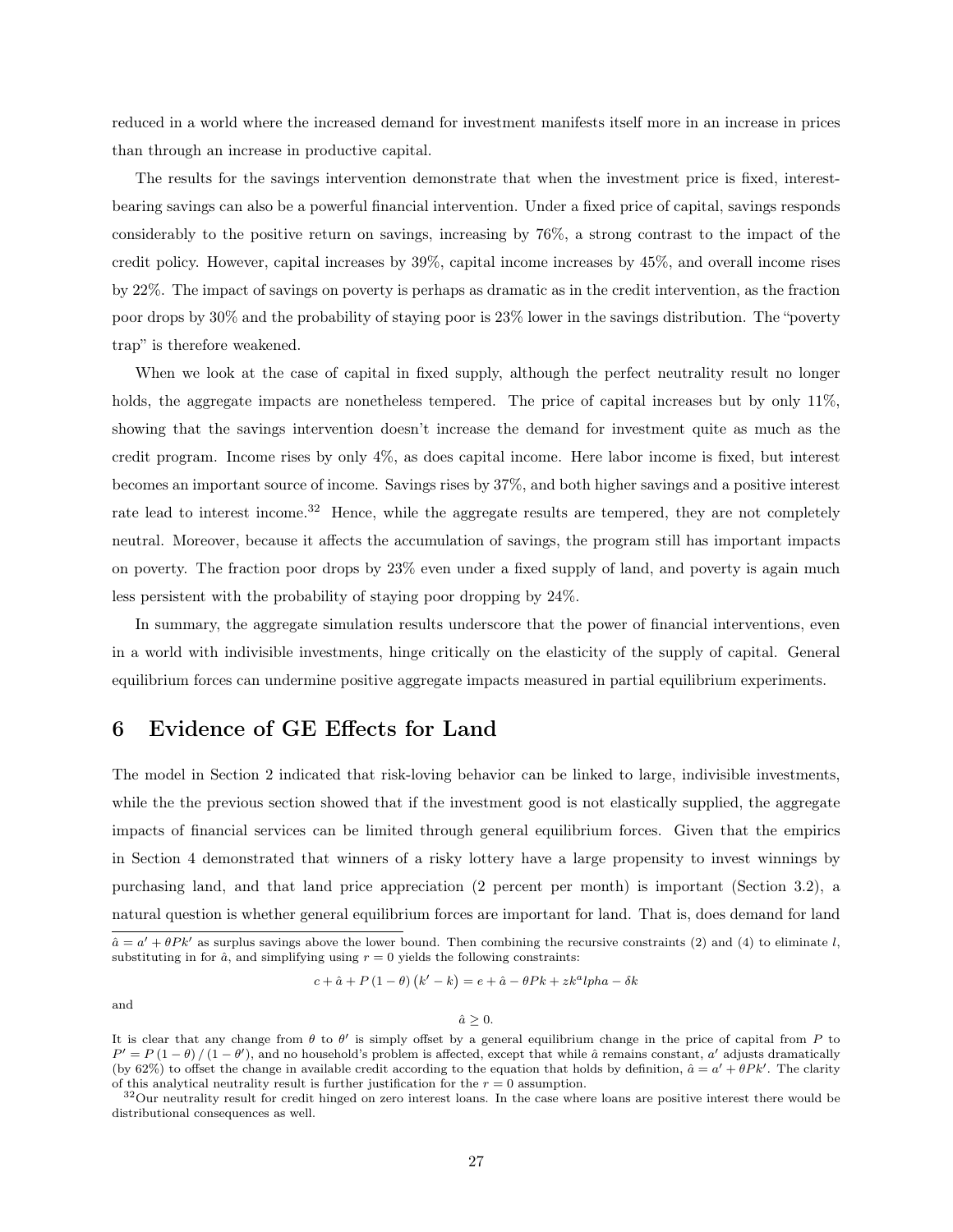reduced in a world where the increased demand for investment manifests itself more in an increase in prices than through an increase in productive capital.

The results for the savings intervention demonstrate that when the investment price is fixed, interest-bearing savings can also be a powerful financial intervention. Under a fixed price of capital, savings responds considerably to the positive return on savings, increasing by 76%, a strong contrast to the impact of the credit policy. However, capital increases by 39%, capital income increases by 45%, and overall income rises by 22%. The impact of savings on poverty is perhaps as dramatic as in the credit intervention, as the fraction poor drops by 30% and the probability of staying poor is 23% lower in the savings distribution. The "poverty trap" is therefore weakened.

When we look at the case of capital in fixed supply, although the perfect neutrality result no longer holds, the aggregate impacts are nonetheless tempered. The price of capital increases but by only 11%, showing that the savings intervention doesn't increase the demand for investment quite as much as the credit program. Income rises by only 4%, as does capital income. Here labor income is fixed, but interest becomes an important source of income. Savings rises by 37%, and both higher savings and a positive interest rate lead to interest income.[32] Hence, while the aggregate results are tempered, they are not completely neutral. Moreover, because it affects the accumulation of savings, the program still has important impacts on poverty. The fraction poor drops by 23% even under a fixed supply of land, and poverty is again much less persistent with the probability of staying poor dropping by 24%.

In summary, the aggregate simulation results underscore that the power of financial interventions, even in a world with indivisible investments, hinge critically on the elasticity of the supply of capital. General equilibrium forces can undermine positive aggregate impacts measured in partial equilibrium experiments.

# 6 Evidence of GE Effects for Land

The model in Section 2 indicated that risk-loving behavior can be linked to large, indivisible investments, while the the previous section showed that if the investment good is not elastically supplied, the aggregate impacts of financial services can be limited through general equilibrium forces. Given that the empirics in Section 4 demonstrated that winners of a risky lottery have a large propensity to invest winnings by purchasing land, and that land price appreciation (2 percent per month) is important (Section 3.2), a natural question is whether general equilibrium forces are important for land. That is, does demand for land

---

$\hat{a} = a' + \theta P k'$ as surplus savings above the lower bound. Then combining the recursive constraints (2) and (4) to eliminate $l$, substituting in for $\hat{a}$, and simplifying using $r = 0$ yields the following constraints:

$$c + \hat{a} + P(1-\theta)(k' - k) = e + \hat{a} - \theta P k + z k^{a} lpha - \delta k$$

and

$$\hat{a} \geq 0.$$

It is clear that any change from $\theta$ to $\theta'$ is simply offset by a general equilibrium change in the price of capital from $P$ to $P' = P(1-\theta)/(1-\theta')$, and no household's problem is affected, except that while $\hat{a}$ remains constant, $a'$ adjusts dramatically (by 62%) to offset the change in available credit according to the equation that holds by definition, $\hat{a} = a' + \theta P k'$. The clarity of this analytical neutrality result is further justification for the $r = 0$ assumption.

[32] Our neutrality result for credit hinged on zero interest loans. In the case where loans are positive interest there would be distributional consequences as well.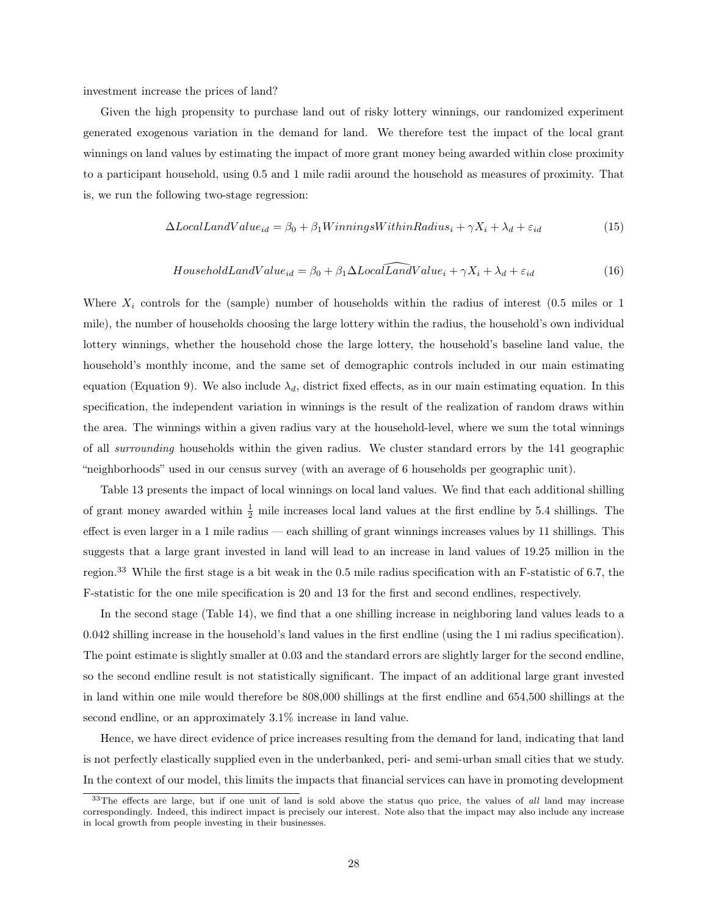investment increase the prices of land?

Given the high propensity to purchase land out of risky lottery winnings, our randomized experiment generated exogenous variation in the demand for land. We therefore test the impact of the local grant winnings on land values by estimating the impact of more grant money being awarded within close proximity to a participant household, using 0.5 and 1 mile radii around the household as measures of proximity. That is, we run the following two-stage regression:

$$\Delta LocalLandValue_{id} = \beta_0 + \beta_1 WinningsWithinRadius_i + \gamma X_i + \lambda_d + \varepsilon_{id} \tag{15}$$

$$HouseholdLandValue_{id} = \beta_0 + \beta_1 \Delta Local\widehat{Land}Value_i + \gamma X_i + \lambda_d + \varepsilon_{id} \tag{16}$$

Where $X_i$ controls for the (sample) number of households within the radius of interest (0.5 miles or 1 mile), the number of households choosing the large lottery within the radius, the household's own individual lottery winnings, whether the household chose the large lottery, the household's baseline land value, the household's monthly income, and the same set of demographic controls included in our main estimating equation (Equation 9). We also include $\lambda_d$, district fixed effects, as in our main estimating equation. In this specification, the independent variation in winnings is the result of the realization of random draws within the area. The winnings within a given radius vary at the household-level, where we sum the total winnings of all *surrounding* households within the given radius. We cluster standard errors by the 141 geographic "neighborhoods" used in our census survey (with an average of 6 households per geographic unit).

Table 13 presents the impact of local winnings on local land values. We find that each additional shilling of grant money awarded within $\frac{1}{2}$ mile increases local land values at the first endline by 5.4 shillings. The effect is even larger in a 1 mile radius — each shilling of grant winnings increases values by 11 shillings. This suggests that a large grant invested in land will lead to an increase in land values of 19.25 million in the region.[33] While the first stage is a bit weak in the 0.5 mile radius specification with an F-statistic of 6.7, the F-statistic for the one mile specification is 20 and 13 for the first and second endlines, respectively.

In the second stage (Table 14), we find that a one shilling increase in neighboring land values leads to a 0.042 shilling increase in the household's land values in the first endline (using the 1 mi radius specification). The point estimate is slightly smaller at 0.03 and the standard errors are slightly larger for the second endline, so the second endline result is not statistically significant. The impact of an additional large grant invested in land within one mile would therefore be 808,000 shillings at the first endline and 654,500 shillings at the second endline, or an approximately 3.1% increase in land value.

Hence, we have direct evidence of price increases resulting from the demand for land, indicating that land is not perfectly elastically supplied even in the underbanked, peri- and semi-urban small cities that we study. In the context of our model, this limits the impacts that financial services can have in promoting development

[33] The effects are large, but if one unit of land is sold above the status quo price, the values of *all* land may increase correspondingly. Indeed, this indirect impact is precisely our interest. Note also that the impact may also include any increase in local growth from people investing in their businesses.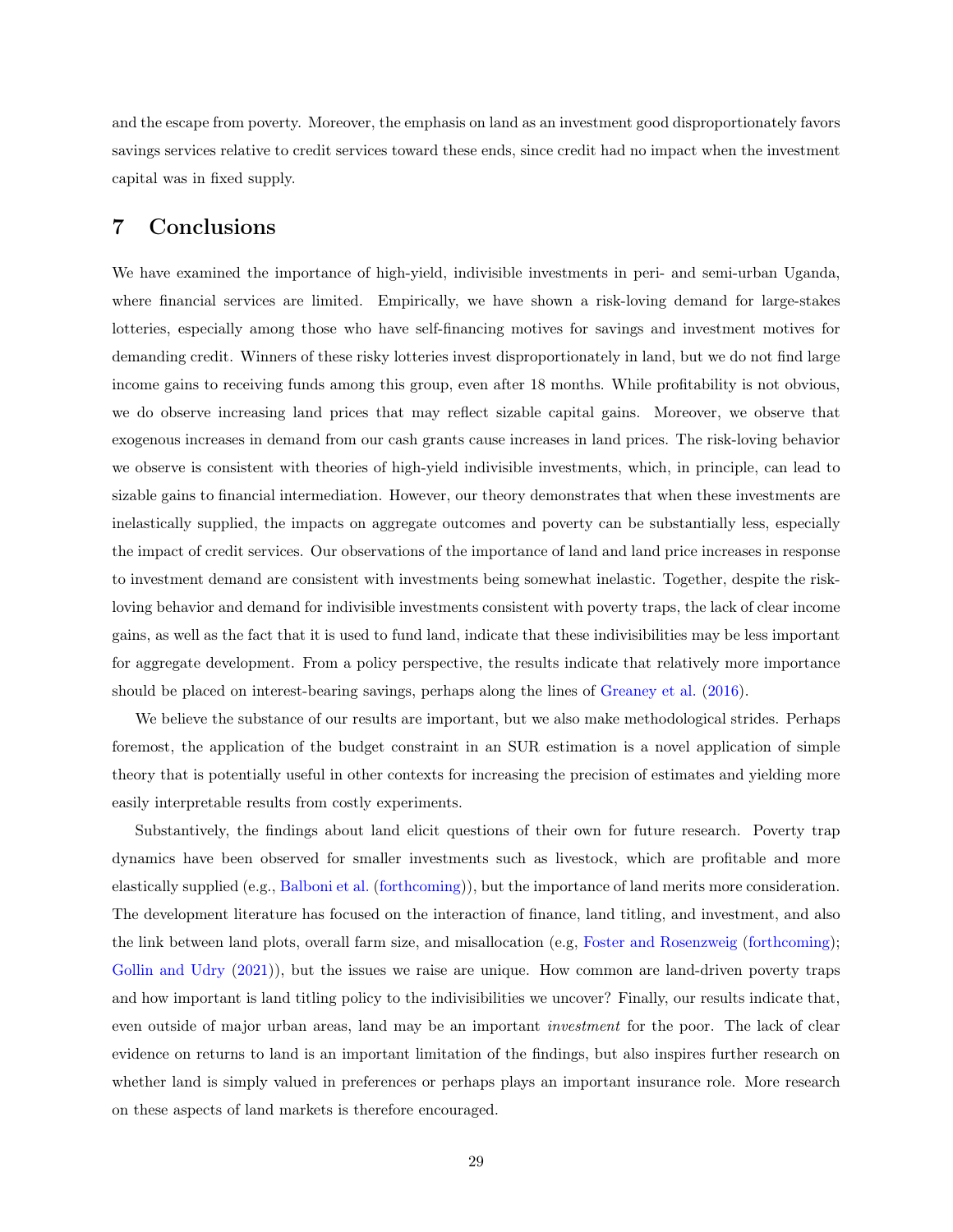and the escape from poverty. Moreover, the emphasis on land as an investment good disproportionately favors savings services relative to credit services toward these ends, since credit had no impact when the investment capital was in fixed supply.

# 7 Conclusions

We have examined the importance of high-yield, indivisible investments in peri- and semi-urban Uganda, where financial services are limited. Empirically, we have shown a risk-loving demand for large-stakes lotteries, especially among those who have self-financing motives for savings and investment motives for demanding credit. Winners of these risky lotteries invest disproportionately in land, but we do not find large income gains to receiving funds among this group, even after 18 months. While profitability is not obvious, we do observe increasing land prices that may reflect sizable capital gains. Moreover, we observe that exogenous increases in demand from our cash grants cause increases in land prices. The risk-loving behavior we observe is consistent with theories of high-yield indivisible investments, which, in principle, can lead to sizable gains to financial intermediation. However, our theory demonstrates that when these investments are inelastically supplied, the impacts on aggregate outcomes and poverty can be substantially less, especially the impact of credit services. Our observations of the importance of land and land price increases in response to investment demand are consistent with investments being somewhat inelastic. Together, despite the risk-loving behavior and demand for indivisible investments consistent with poverty traps, the lack of clear income gains, as well as the fact that it is used to fund land, indicate that these indivisibilities may be less important for aggregate development. From a policy perspective, the results indicate that relatively more importance should be placed on interest-bearing savings, perhaps along the lines of Greaney et al. (2016).

We believe the substance of our results are important, but we also make methodological strides. Perhaps foremost, the application of the budget constraint in an SUR estimation is a novel application of simple theory that is potentially useful in other contexts for increasing the precision of estimates and yielding more easily interpretable results from costly experiments.

Substantively, the findings about land elicit questions of their own for future research. Poverty trap dynamics have been observed for smaller investments such as livestock, which are profitable and more elastically supplied (e.g., Balboni et al. (forthcoming)), but the importance of land merits more consideration. The development literature has focused on the interaction of finance, land titling, and investment, and also the link between land plots, overall farm size, and misallocation (e.g, Foster and Rosenzweig (forthcoming); Gollin and Udry (2021)), but the issues we raise are unique. How common are land-driven poverty traps and how important is land titling policy to the indivisibilities we uncover? Finally, our results indicate that, even outside of major urban areas, land may be an important *investment* for the poor. The lack of clear evidence on returns to land is an important limitation of the findings, but also inspires further research on whether land is simply valued in preferences or perhaps plays an important insurance role. More research on these aspects of land markets is therefore encouraged.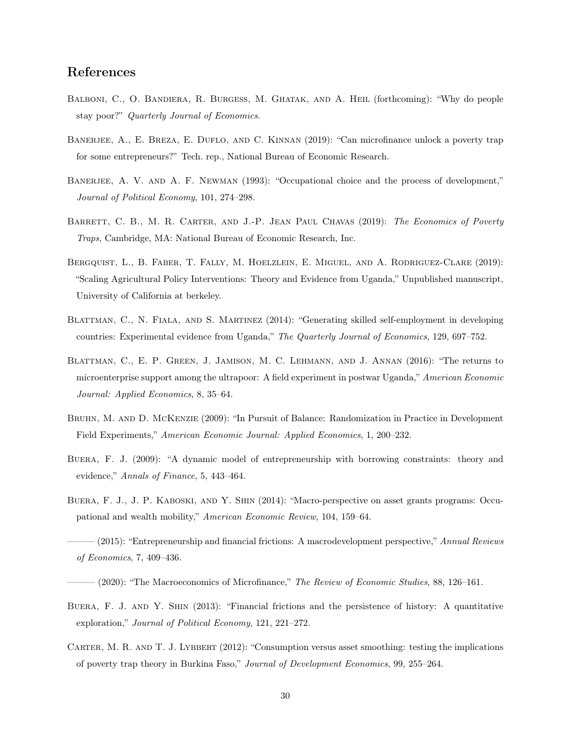# References

Balboni, C., O. Bandiera, R. Burgess, M. Ghatak, and A. Heil (forthcoming): "Why do people stay poor?" *Quarterly Journal of Economics*.

Banerjee, A., E. Breza, E. Duflo, and C. Kinnan (2019): "Can microfinance unlock a poverty trap for some entrepreneurs?" Tech. rep., National Bureau of Economic Research.

Banerjee, A. V. and A. F. Newman (1993): "Occupational choice and the process of development," *Journal of Political Economy*, 101, 274–298.

Barrett, C. B., M. R. Carter, and J.-P. Jean Paul Chavas (2019): *The Economics of Poverty Traps*, Cambridge, MA: National Bureau of Economic Research, Inc.

Bergquist, L., B. Faber, T. Fally, M. Hoelzlein, E. Miguel, and A. Rodriguez-Clare (2019): "Scaling Agricultural Policy Interventions: Theory and Evidence from Uganda," Unpublished manuscript, University of California at berkeley.

Blattman, C., N. Fiala, and S. Martinez (2014): "Generating skilled self-employment in developing countries: Experimental evidence from Uganda," *The Quarterly Journal of Economics*, 129, 697–752.

Blattman, C., E. P. Green, J. Jamison, M. C. Lehmann, and J. Annan (2016): "The returns to microenterprise support among the ultrapoor: A field experiment in postwar Uganda," *American Economic Journal: Applied Economics*, 8, 35–64.

Bruhn, M. and D. McKenzie (2009): "In Pursuit of Balance: Randomization in Practice in Development Field Experiments," *American Economic Journal: Applied Economics*, 1, 200–232.

Buera, F. J. (2009): "A dynamic model of entrepreneurship with borrowing constraints: theory and evidence," *Annals of Finance*, 5, 443–464.

Buera, F. J., J. P. Kaboski, and Y. Shin (2014): "Macro-perspective on asset grants programs: Occupational and wealth mobility," *American Economic Review*, 104, 159–64.

——— (2015): "Entrepreneurship and financial frictions: A macrodevelopment perspective," *Annual Reviews of Economics*, 7, 409–436.

——— (2020): "The Macroeconomics of Microfinance," *The Review of Economic Studies*, 88, 126–161.

Buera, F. J. and Y. Shin (2013): "Financial frictions and the persistence of history: A quantitative exploration," *Journal of Political Economy*, 121, 221–272.

Carter, M. R. and T. J. Lybbert (2012): "Consumption versus asset smoothing: testing the implications of poverty trap theory in Burkina Faso," *Journal of Development Economics*, 99, 255–264.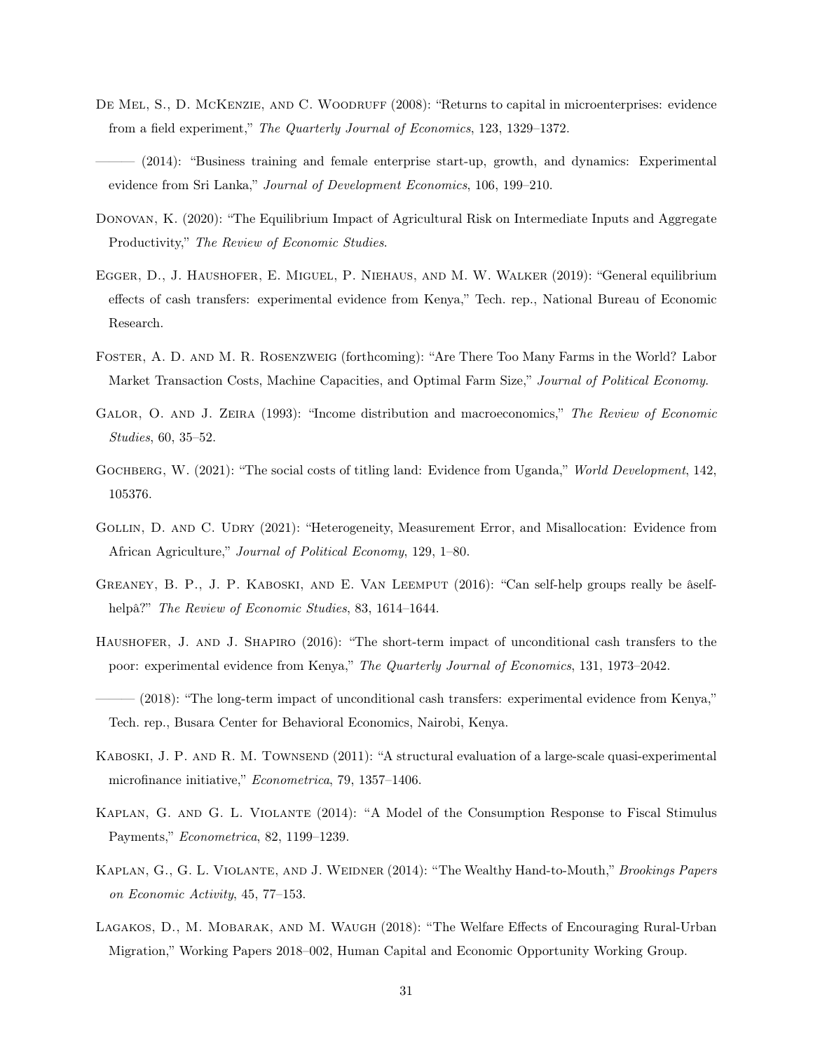De Mel, S., D. McKenzie, and C. Woodruff (2008): "Returns to capital in microenterprises: evidence from a field experiment," *The Quarterly Journal of Economics*, 123, 1329–1372.

——— (2014): "Business training and female enterprise start-up, growth, and dynamics: Experimental evidence from Sri Lanka," *Journal of Development Economics*, 106, 199–210.

Donovan, K. (2020): "The Equilibrium Impact of Agricultural Risk on Intermediate Inputs and Aggregate Productivity," *The Review of Economic Studies*.

Egger, D., J. Haushofer, E. Miguel, P. Niehaus, and M. W. Walker (2019): "General equilibrium effects of cash transfers: experimental evidence from Kenya," Tech. rep., National Bureau of Economic Research.

Foster, A. D. and M. R. Rosenzweig (forthcoming): "Are There Too Many Farms in the World? Labor Market Transaction Costs, Machine Capacities, and Optimal Farm Size," *Journal of Political Economy*.

Galor, O. and J. Zeira (1993): "Income distribution and macroeconomics," *The Review of Economic Studies*, 60, 35–52.

Gochberg, W. (2021): "The social costs of titling land: Evidence from Uganda," *World Development*, 142, 105376.

Gollin, D. and C. Udry (2021): "Heterogeneity, Measurement Error, and Misallocation: Evidence from African Agriculture," *Journal of Political Economy*, 129, 1–80.

Greaney, B. P., J. P. Kaboski, and E. Van Leemput (2016): "Can self-help groups really be âself-helpâ?" *The Review of Economic Studies*, 83, 1614–1644.

Haushofer, J. and J. Shapiro (2016): "The short-term impact of unconditional cash transfers to the poor: experimental evidence from Kenya," *The Quarterly Journal of Economics*, 131, 1973–2042.

——— (2018): "The long-term impact of unconditional cash transfers: experimental evidence from Kenya," Tech. rep., Busara Center for Behavioral Economics, Nairobi, Kenya.

Kaboski, J. P. and R. M. Townsend (2011): "A structural evaluation of a large-scale quasi-experimental microfinance initiative," *Econometrica*, 79, 1357–1406.

Kaplan, G. and G. L. Violante (2014): "A Model of the Consumption Response to Fiscal Stimulus Payments," *Econometrica*, 82, 1199–1239.

Kaplan, G., G. L. Violante, and J. Weidner (2014): "The Wealthy Hand-to-Mouth," *Brookings Papers on Economic Activity*, 45, 77–153.

Lagakos, D., M. Mobarak, and M. Waugh (2018): "The Welfare Effects of Encouraging Rural-Urban Migration," Working Papers 2018–002, Human Capital and Economic Opportunity Working Group.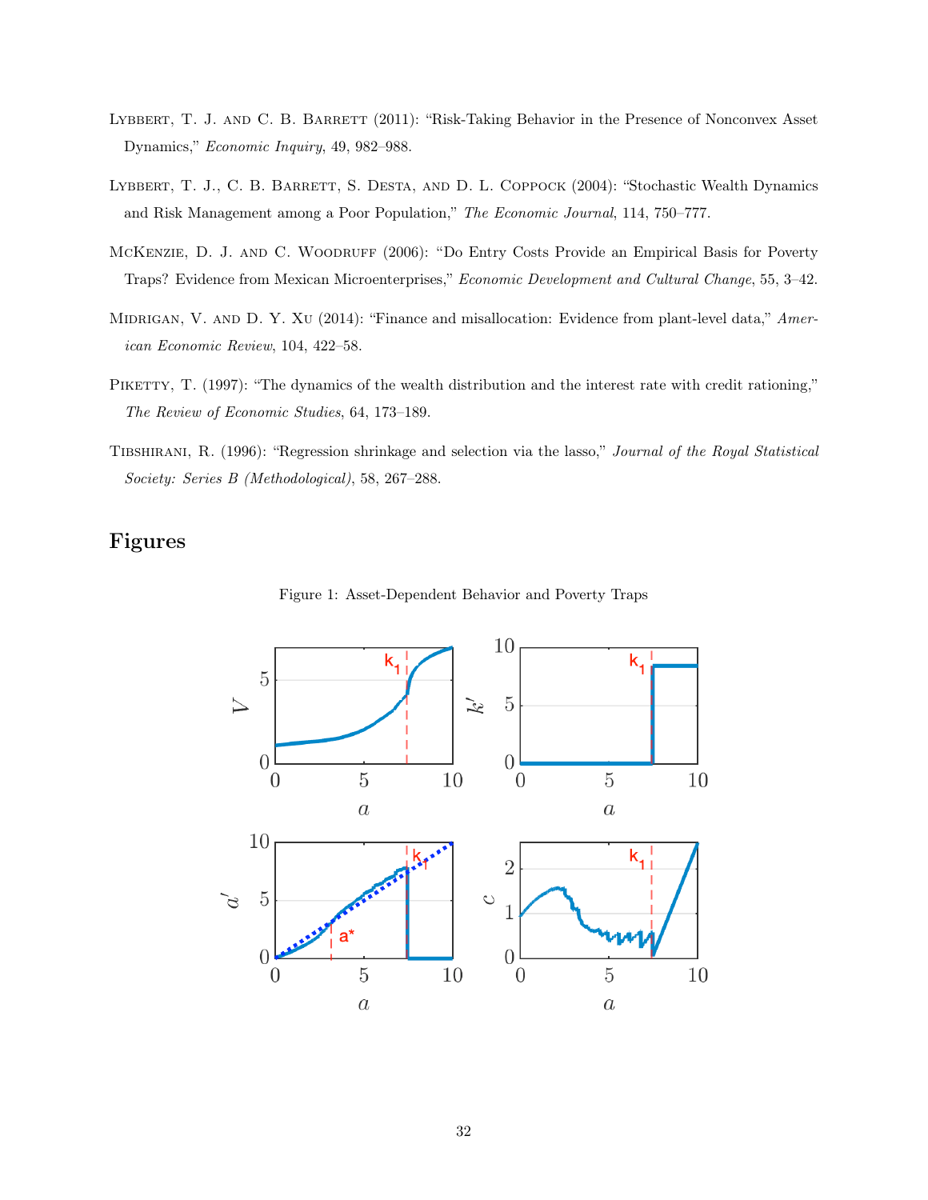Lybbert, T. J. and C. B. Barrett (2011): "Risk-Taking Behavior in the Presence of Nonconvex Asset Dynamics," *Economic Inquiry*, 49, 982–988.

Lybbert, T. J., C. B. Barrett, S. Desta, and D. L. Coppock (2004): "Stochastic Wealth Dynamics and Risk Management among a Poor Population," *The Economic Journal*, 114, 750–777.

McKenzie, D. J. and C. Woodruff (2006): "Do Entry Costs Provide an Empirical Basis for Poverty Traps? Evidence from Mexican Microenterprises," *Economic Development and Cultural Change*, 55, 3–42.

Midrigan, V. and D. Y. Xu (2014): "Finance and misallocation: Evidence from plant-level data," *American Economic Review*, 104, 422–58.

Piketty, T. (1997): "The dynamics of the wealth distribution and the interest rate with credit rationing," *The Review of Economic Studies*, 64, 173–189.

Tibshirani, R. (1996): "Regression shrinkage and selection via the lasso," *Journal of the Royal Statistical Society: Series B (Methodological)*, 58, 267–288.

## Figures

Figure 1: Asset-Dependent Behavior and Poverty Traps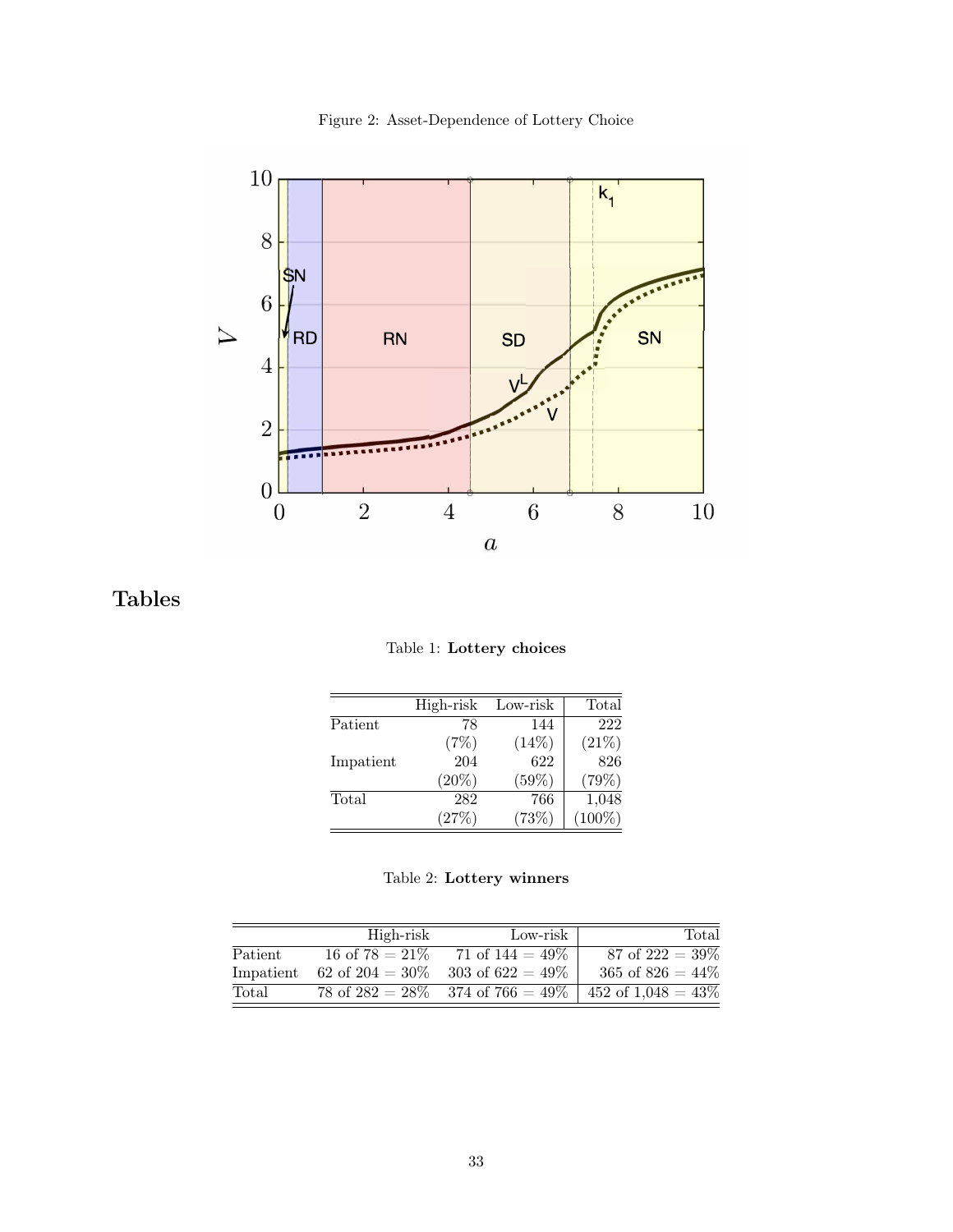Figure 2: Asset-Dependence of Lottery Choice

## Tables

Table 1: **Lottery choices**

| | High-risk | Low-risk | Total |
|---|---|---|---|
| Patient | 78 | 144 | 222 |
| | (7%) | (14%) | (21%) |
| Impatient | 204 | 622 | 826 |
| | (20%) | (59%) | (79%) |
| Total | 282 | 766 | 1,048 |
| | (27%) | (73%) | (100%) |

Table 2: **Lottery winners**

| | High-risk | Low-risk | Total |
|---|---|---|---|
| Patient | 16 of 78 = 21% | 71 of 144 = 49% | 87 of 222 = 39% |
| Impatient | 62 of 204 = 30% | 303 of 622 = 49% | 365 of 826 = 44% |
| Total | 78 of 282 = 28% | 374 of 766 = 49% | 452 of 1,048 = 43% |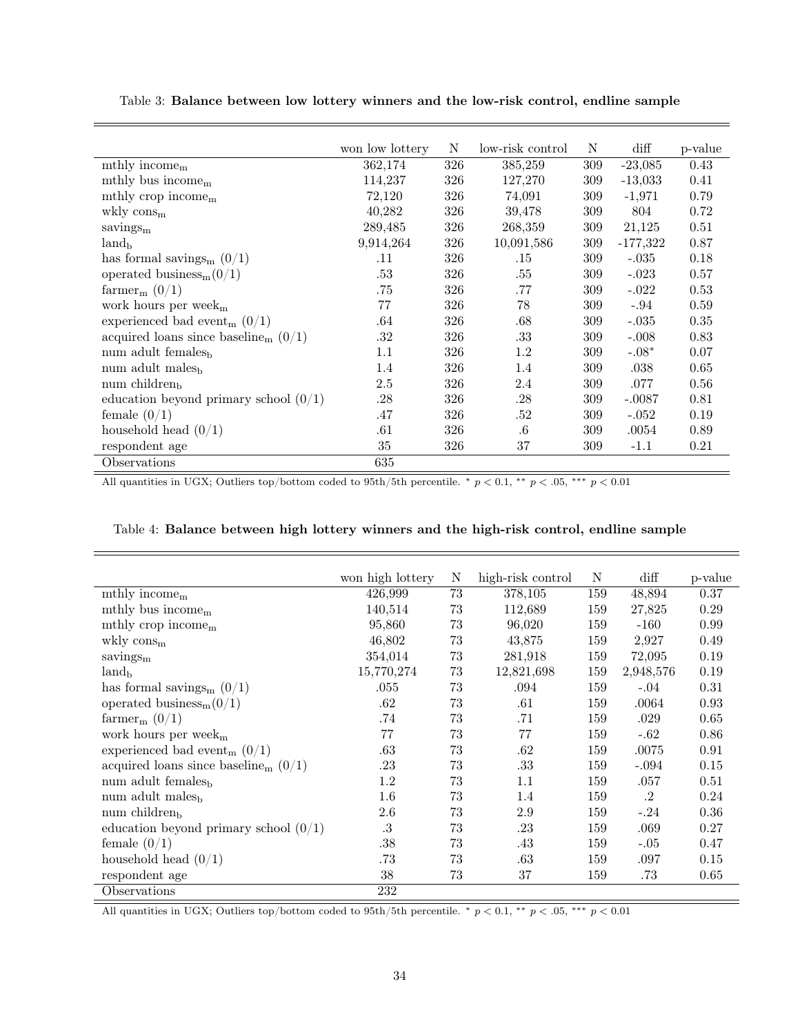Table 3: **Balance between low lottery winners and the low-risk control, endline sample**

| | won low lottery | N | low-risk control | N | diff | p-value |
|---|---|---|---|---|---|---|
| mthly income$_{\text{m}}$ | 362,174 | 326 | 385,259 | 309 | -23,085 | 0.43 |
| mthly bus income$_{\text{m}}$ | 114,237 | 326 | 127,270 | 309 | -13,033 | 0.41 |
| mthly crop income$_{\text{m}}$ | 72,120 | 326 | 74,091 | 309 | -1,971 | 0.79 |
| wkly cons$_{\text{m}}$ | 40,282 | 326 | 39,478 | 309 | 804 | 0.72 |
| savings$_{\text{m}}$ | 289,485 | 326 | 268,359 | 309 | 21,125 | 0.51 |
| land$_{\text{b}}$ | 9,914,264 | 326 | 10,091,586 | 309 | -177,322 | 0.87 |
| has formal savings$_{\text{m}}$ (0/1) | .11 | 326 | .15 | 309 | -.035 | 0.18 |
| operated business$_{\text{m}}$(0/1) | .53 | 326 | .55 | 309 | -.023 | 0.57 |
| farmer$_{\text{m}}$ (0/1) | .75 | 326 | .77 | 309 | -.022 | 0.53 |
| work hours per week$_{\text{m}}$ | 77 | 326 | 78 | 309 | -.94 | 0.59 |
| experienced bad event$_{\text{m}}$ (0/1) | .64 | 326 | .68 | 309 | -.035 | 0.35 |
| acquired loans since baseline$_{\text{m}}$ (0/1) | .32 | 326 | .33 | 309 | -.008 | 0.83 |
| num adult females$_{\text{b}}$ | 1.1 | 326 | 1.2 | 309 | -.08* | 0.07 |
| num adult males$_{\text{b}}$ | 1.4 | 326 | 1.4 | 309 | .038 | 0.65 |
| num children$_{\text{b}}$ | 2.5 | 326 | 2.4 | 309 | .077 | 0.56 |
| education beyond primary school (0/1) | .28 | 326 | .28 | 309 | -.0087 | 0.81 |
| female (0/1) | .47 | 326 | .52 | 309 | -.052 | 0.19 |
| household head (0/1) | .61 | 326 | .6 | 309 | .0054 | 0.89 |
| respondent age | 35 | 326 | 37 | 309 | -1.1 | 0.21 |
| Observations | 635 | | | | | |

All quantities in UGX; Outliers top/bottom coded to 95th/5th percentile. * $p < 0.1$, ** $p < .05$, *** $p < 0.01$

Table 4: **Balance between high lottery winners and the high-risk control, endline sample**

| | won high lottery | N | high-risk control | N | diff | p-value |
|---|---|---|---|---|---|---|
| mthly income$_{\text{m}}$ | 426,999 | 73 | 378,105 | 159 | 48,894 | 0.37 |
| mthly bus income$_{\text{m}}$ | 140,514 | 73 | 112,689 | 159 | 27,825 | 0.29 |
| mthly crop income$_{\text{m}}$ | 95,860 | 73 | 96,020 | 159 | -160 | 0.99 |
| wkly cons$_{\text{m}}$ | 46,802 | 73 | 43,875 | 159 | 2,927 | 0.49 |
| savings$_{\text{m}}$ | 354,014 | 73 | 281,918 | 159 | 72,095 | 0.19 |
| land$_{\text{b}}$ | 15,770,274 | 73 | 12,821,698 | 159 | 2,948,576 | 0.19 |
| has formal savings$_{\text{m}}$ (0/1) | .055 | 73 | .094 | 159 | -.04 | 0.31 |
| operated business$_{\text{m}}$(0/1) | .62 | 73 | .61 | 159 | .0064 | 0.93 |
| farmer$_{\text{m}}$ (0/1) | .74 | 73 | .71 | 159 | .029 | 0.65 |
| work hours per week$_{\text{m}}$ | 77 | 73 | 77 | 159 | -.62 | 0.86 |
| experienced bad event$_{\text{m}}$ (0/1) | .63 | 73 | .62 | 159 | .0075 | 0.91 |
| acquired loans since baseline$_{\text{m}}$ (0/1) | .23 | 73 | .33 | 159 | -.094 | 0.15 |
| num adult females$_{\text{b}}$ | 1.2 | 73 | 1.1 | 159 | .057 | 0.51 |
| num adult males$_{\text{b}}$ | 1.6 | 73 | 1.4 | 159 | .2 | 0.24 |
| num children$_{\text{b}}$ | 2.6 | 73 | 2.9 | 159 | -.24 | 0.36 |
| education beyond primary school (0/1) | .3 | 73 | .23 | 159 | .069 | 0.27 |
| female (0/1) | .38 | 73 | .43 | 159 | -.05 | 0.47 |
| household head (0/1) | .73 | 73 | .63 | 159 | .097 | 0.15 |
| respondent age | 38 | 73 | 37 | 159 | .73 | 0.65 |
| Observations | 232 | | | | | |

All quantities in UGX; Outliers top/bottom coded to 95th/5th percentile. * $p < 0.1$, ** $p < .05$, *** $p < 0.01$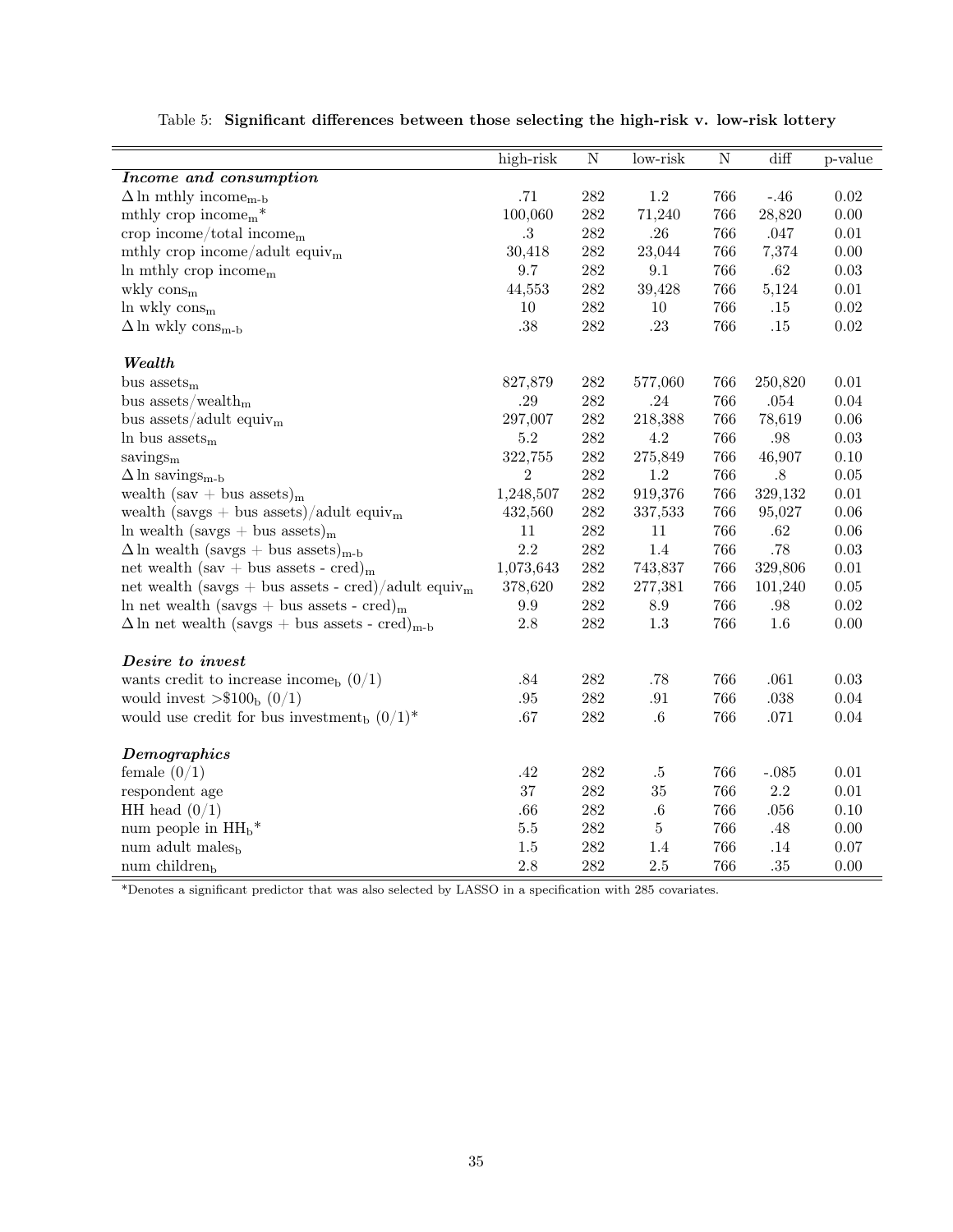Table 5: **Significant differences between those selecting the high-risk v. low-risk lottery**

| | high-risk | N | low-risk | N | diff | p-value |
|---|---|---|---|---|---|---|
| ***Income and consumption*** | | | | | | |
| $\Delta$ ln mthly income$_{\text{m-b}}$ | .71 | 282 | 1.2 | 766 | -.46 | 0.02 |
| mthly crop income$_{\text{m}}$* | 100,060 | 282 | 71,240 | 766 | 28,820 | 0.00 |
| crop income/total income$_{\text{m}}$ | .3 | 282 | .26 | 766 | .047 | 0.01 |
| mthly crop income/adult equiv$_{\text{m}}$ | 30,418 | 282 | 23,044 | 766 | 7,374 | 0.00 |
| ln mthly crop income$_{\text{m}}$ | 9.7 | 282 | 9.1 | 766 | .62 | 0.03 |
| wkly cons$_{\text{m}}$ | 44,553 | 282 | 39,428 | 766 | 5,124 | 0.01 |
| ln wkly cons$_{\text{m}}$ | 10 | 282 | 10 | 766 | .15 | 0.02 |
| $\Delta$ ln wkly cons$_{\text{m-b}}$ | .38 | 282 | .23 | 766 | .15 | 0.02 |
| ***Wealth*** | | | | | | |
| bus assets$_{\text{m}}$ | 827,879 | 282 | 577,060 | 766 | 250,820 | 0.01 |
| bus assets/wealth$_{\text{m}}$ | .29 | 282 | .24 | 766 | .054 | 0.04 |
| bus assets/adult equiv$_{\text{m}}$ | 297,007 | 282 | 218,388 | 766 | 78,619 | 0.06 |
| ln bus assets$_{\text{m}}$ | 5.2 | 282 | 4.2 | 766 | .98 | 0.03 |
| savings$_{\text{m}}$ | 322,755 | 282 | 275,849 | 766 | 46,907 | 0.10 |
| $\Delta$ ln savings$_{\text{m-b}}$ | 2 | 282 | 1.2 | 766 | .8 | 0.05 |
| wealth (sav + bus assets)$_{\text{m}}$ | 1,248,507 | 282 | 919,376 | 766 | 329,132 | 0.01 |
| wealth (savgs + bus assets)/adult equiv$_{\text{m}}$ | 432,560 | 282 | 337,533 | 766 | 95,027 | 0.06 |
| ln wealth (savgs + bus assets)$_{\text{m}}$ | 11 | 282 | 11 | 766 | .62 | 0.06 |
| $\Delta$ ln wealth (savgs + bus assets)$_{\text{m-b}}$ | 2.2 | 282 | 1.4 | 766 | .78 | 0.03 |
| net wealth (sav + bus assets - cred)$_{\text{m}}$ | 1,073,643 | 282 | 743,837 | 766 | 329,806 | 0.01 |
| net wealth (savgs + bus assets - cred)/adult equiv$_{\text{m}}$ | 378,620 | 282 | 277,381 | 766 | 101,240 | 0.05 |
| ln net wealth (savgs + bus assets - cred)$_{\text{m}}$ | 9.9 | 282 | 8.9 | 766 | .98 | 0.02 |
| $\Delta$ ln net wealth (savgs + bus assets - cred)$_{\text{m-b}}$ | 2.8 | 282 | 1.3 | 766 | 1.6 | 0.00 |
| ***Desire to invest*** | | | | | | |
| wants credit to increase income$_{\text{b}}$ (0/1) | .84 | 282 | .78 | 766 | .061 | 0.03 |
| would invest >$100$_{\text{b}}$ (0/1) | .95 | 282 | .91 | 766 | .038 | 0.04 |
| would use credit for bus investment$_{\text{b}}$ (0/1)* | .67 | 282 | .6 | 766 | .071 | 0.04 |
| ***Demographics*** | | | | | | |
| female (0/1) | .42 | 282 | .5 | 766 | -.085 | 0.01 |
| respondent age | 37 | 282 | 35 | 766 | 2.2 | 0.01 |
| HH head (0/1) | .66 | 282 | .6 | 766 | .056 | 0.10 |
| num people in HH$_{\text{b}}$* | 5.5 | 282 | 5 | 766 | .48 | 0.00 |
| num adult males$_{\text{b}}$ | 1.5 | 282 | 1.4 | 766 | .14 | 0.07 |
| num children$_{\text{b}}$ | 2.8 | 282 | 2.5 | 766 | .35 | 0.00 |

*Denotes a significant predictor that was also selected by LASSO in a specification with 285 covariates.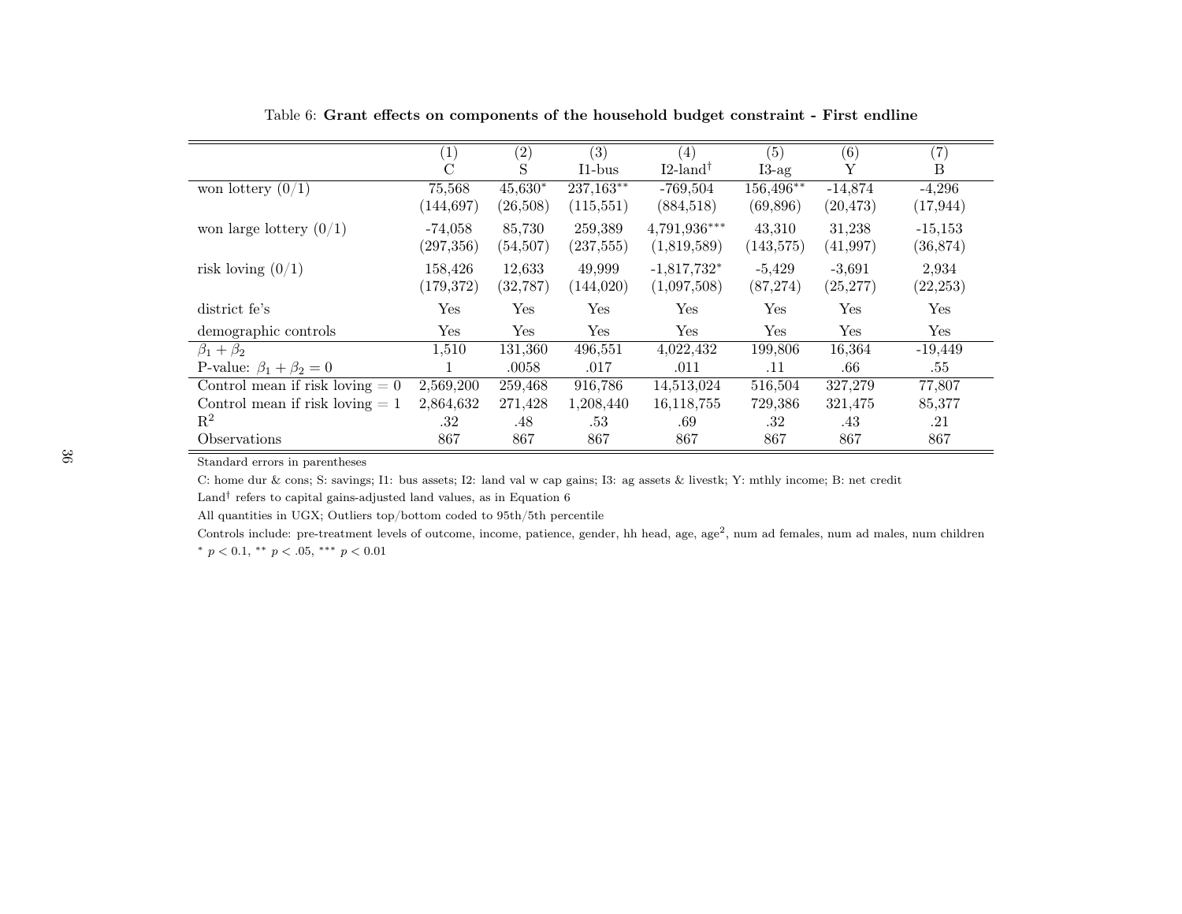Table 6: **Grant effects on components of the household budget constraint - First endline**

| | (1) C | (2) S | (3) I1-bus | (4) I2-land† | (5) I3-ag | (6) Y | (7) B |
|---|---|---|---|---|---|---|---|
| won lottery (0/1) | 75,568 | 45,630* | 237,163** | -769,504 | 156,496** | -14,874 | -4,296 |
| | (144,697) | (26,508) | (115,551) | (884,518) | (69,896) | (20,473) | (17,944) |
| won large lottery (0/1) | -74,058 | 85,730 | 259,389 | 4,791,936*** | 43,310 | 31,238 | -15,153 |
| | (297,356) | (54,507) | (237,555) | (1,819,589) | (143,575) | (41,997) | (36,874) |
| risk loving (0/1) | 158,426 | 12,633 | 49,999 | -1,817,732* | -5,429 | -3,691 | 2,934 |
| | (179,372) | (32,787) | (144,020) | (1,097,508) | (87,274) | (25,277) | (22,253) |
| district fe's | Yes | Yes | Yes | Yes | Yes | Yes | Yes |
| demographic controls | Yes | Yes | Yes | Yes | Yes | Yes | Yes |
| $\beta_1 + \beta_2$ | 1,510 | 131,360 | 496,551 | 4,022,432 | 199,806 | 16,364 | -19,449 |
| P-value: $\beta_1 + \beta_2 = 0$ | 1 | .0058 | .017 | .011 | .11 | .66 | .55 |
| Control mean if risk loving = 0 | 2,569,200 | 259,468 | 916,786 | 14,513,024 | 516,504 | 327,279 | 77,807 |
| Control mean if risk loving = 1 | 2,864,632 | 271,428 | 1,208,440 | 16,118,755 | 729,386 | 321,475 | 85,377 |
| $R^2$ | .32 | .48 | .53 | .69 | .32 | .43 | .21 |
| Observations | 867 | 867 | 867 | 867 | 867 | 867 | 867 |

Standard errors in parentheses

C: home dur & cons; S: savings; I1: bus assets; I2: land val w cap gains; I3: ag assets & livestk; Y: mthly income; B: net credit

Land† refers to capital gains-adjusted land values, as in Equation 6

All quantities in UGX; Outliers top/bottom coded to 95th/5th percentile

Controls include: pre-treatment levels of outcome, income, patience, gender, hh head, age, age$^2$, num ad females, num ad males, num children

* $p < 0.1$, ** $p < .05$, *** $p < 0.01$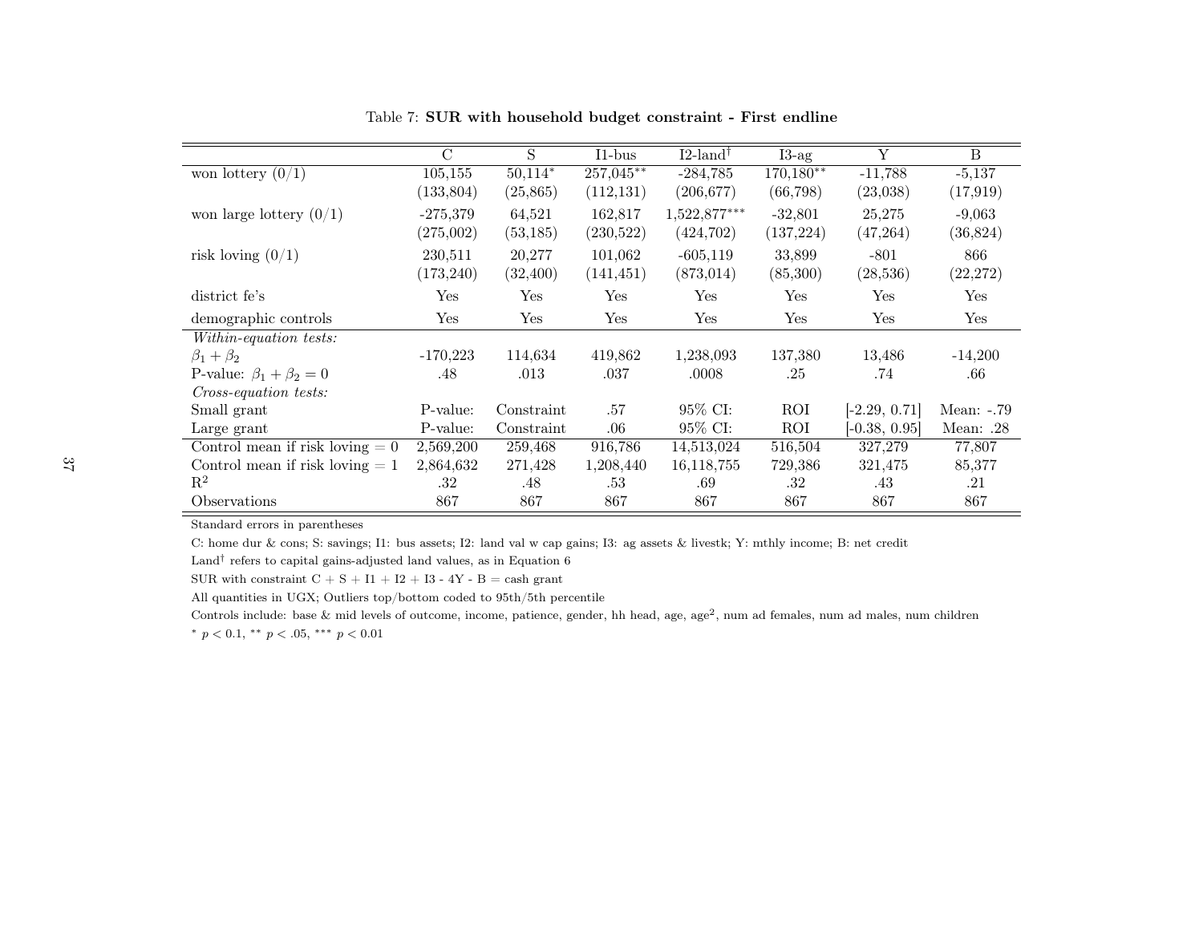Table 7: **SUR with household budget constraint - First endline**

| | C | S | I1-bus | I2-land† | I3-ag | Y | B |
|---|---|---|---|---|---|---|---|
| won lottery (0/1) | 105,155 | 50,114* | 257,045** | -284,785 | 170,180** | -11,788 | -5,137 |
| | (133,804) | (25,865) | (112,131) | (206,677) | (66,798) | (23,038) | (17,919) |
| won large lottery (0/1) | -275,379 | 64,521 | 162,817 | 1,522,877*** | -32,801 | 25,275 | -9,063 |
| | (275,002) | (53,185) | (230,522) | (424,702) | (137,224) | (47,264) | (36,824) |
| risk loving (0/1) | 230,511 | 20,277 | 101,062 | -605,119 | 33,899 | -801 | 866 |
| | (173,240) | (32,400) | (141,451) | (873,014) | (85,300) | (28,536) | (22,272) |
| district fe's | Yes | Yes | Yes | Yes | Yes | Yes | Yes |
| demographic controls | Yes | Yes | Yes | Yes | Yes | Yes | Yes |
| *Within-equation tests:* | | | | | | | |
| $\beta_1 + \beta_2$ | -170,223 | 114,634 | 419,862 | 1,238,093 | 137,380 | 13,486 | -14,200 |
| P-value: $\beta_1 + \beta_2 = 0$ | .48 | .013 | .037 | .0008 | .25 | .74 | .66 |
| *Cross-equation tests:* | | | | | | | |
| Small grant | P-value: | Constraint | .57 | 95% CI: | ROI | [-2.29, 0.71] | Mean: -.79 |
| Large grant | P-value: | Constraint | .06 | 95% CI: | ROI | [-0.38, 0.95] | Mean: .28 |
| Control mean if risk loving = 0 | 2,569,200 | 259,468 | 916,786 | 14,513,024 | 516,504 | 327,279 | 77,807 |
| Control mean if risk loving = 1 | 2,864,632 | 271,428 | 1,208,440 | 16,118,755 | 729,386 | 321,475 | 85,377 |
| $R^2$ | .32 | .48 | .53 | .69 | .32 | .43 | .21 |
| Observations | 867 | 867 | 867 | 867 | 867 | 867 | 867 |

Standard errors in parentheses

C: home dur & cons; S: savings; I1: bus assets; I2: land val w cap gains; I3: ag assets & livestk; Y: mthly income; B: net credit

Land† refers to capital gains-adjusted land values, as in Equation 6

SUR with constraint C + S + I1 + I2 + I3 - 4Y - B = cash grant

All quantities in UGX; Outliers top/bottom coded to 95th/5th percentile

Controls include: base & mid levels of outcome, income, patience, gender, hh head, age, age$^2$, num ad females, num ad males, num children

* $p < 0.1$, ** $p < .05$, *** $p < 0.01$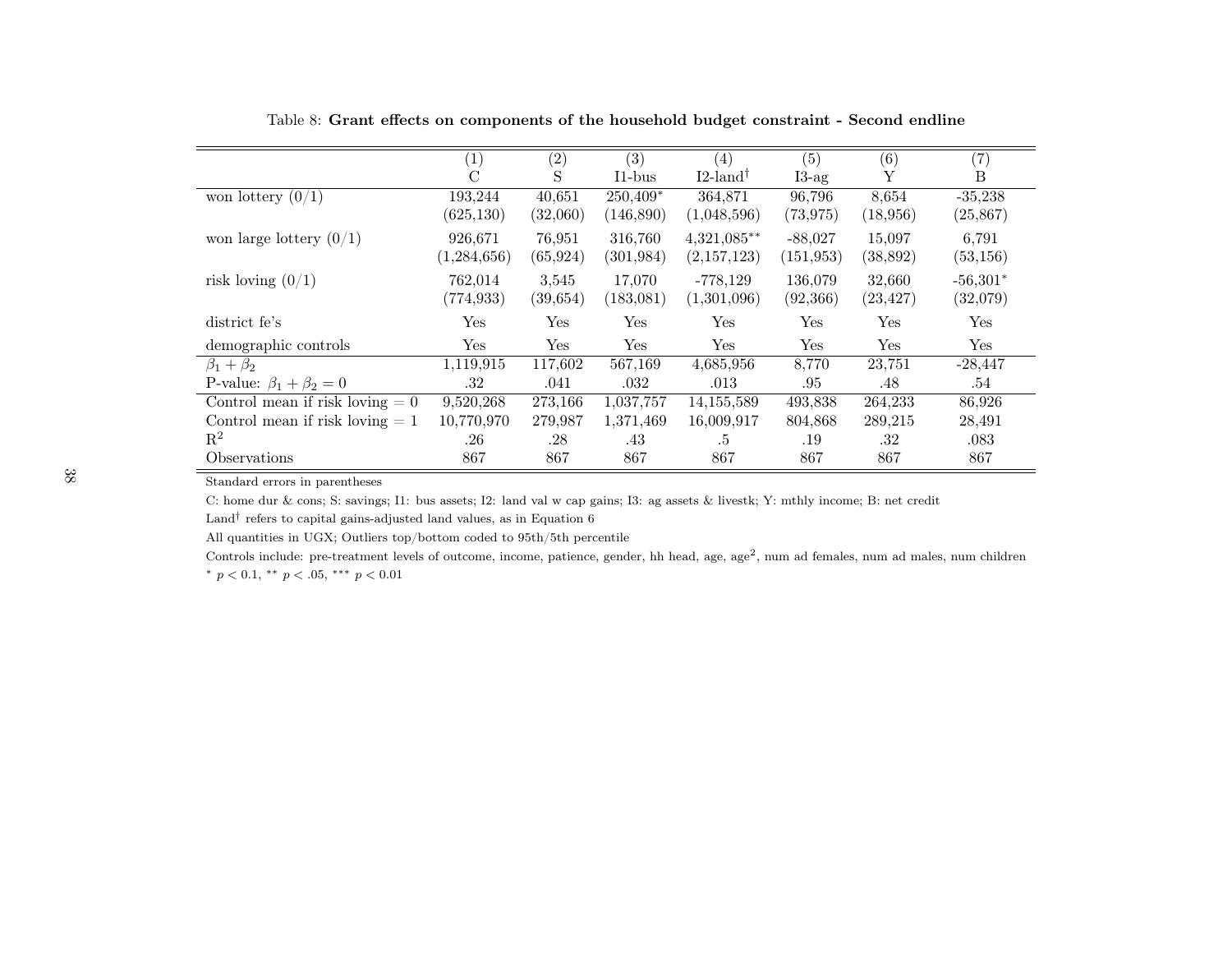Table 8: **Grant effects on components of the household budget constraint - Second endline**

| | (1) | (2) | (3) | (4) | (5) | (6) | (7) |
|---|---|---|---|---|---|---|---|
| | C | S | I1-bus | I2-land$^{\dagger}$ | I3-ag | Y | B |
| won lottery (0/1) | 193,244 | 40,651 | 250,409$^{*}$ | 364,871 | 96,796 | 8,654 | -35,238 |
| | (625,130) | (32,060) | (146,890) | (1,048,596) | (73,975) | (18,956) | (25,867) |
| won large lottery (0/1) | 926,671 | 76,951 | 316,760 | 4,321,085$^{**}$ | -88,027 | 15,097 | 6,791 |
| | (1,284,656) | (65,924) | (301,984) | (2,157,123) | (151,953) | (38,892) | (53,156) |
| risk loving (0/1) | 762,014 | 3,545 | 17,070 | -778,129 | 136,079 | 32,660 | -56,301$^{*}$ |
| | (774,933) | (39,654) | (183,081) | (1,301,096) | (92,366) | (23,427) | (32,079) |
| district fe's | Yes | Yes | Yes | Yes | Yes | Yes | Yes |
| demographic controls | Yes | Yes | Yes | Yes | Yes | Yes | Yes |
| $\beta_1 + \beta_2$ | 1,119,915 | 117,602 | 567,169 | 4,685,956 | 8,770 | 23,751 | -28,447 |
| P-value: $\beta_1 + \beta_2 = 0$ | .32 | .041 | .032 | .013 | .95 | .48 | .54 |
| Control mean if risk loving = 0 | 9,520,268 | 273,166 | 1,037,757 | 14,155,589 | 493,838 | 264,233 | 86,926 |
| Control mean if risk loving = 1 | 10,770,970 | 279,987 | 1,371,469 | 16,009,917 | 804,868 | 289,215 | 28,491 |
| $R^2$ | .26 | .28 | .43 | .5 | .19 | .32 | .083 |
| Observations | 867 | 867 | 867 | 867 | 867 | 867 | 867 |

Standard errors in parentheses

C: home dur & cons; S: savings; I1: bus assets; I2: land val w cap gains; I3: ag assets & livestk; Y: mthly income; B: net credit

Land$^{\dagger}$ refers to capital gains-adjusted land values, as in Equation 6

All quantities in UGX; Outliers top/bottom coded to 95th/5th percentile

Controls include: pre-treatment levels of outcome, income, patience, gender, hh head, age, age$^2$, num ad females, num ad males, num children

$^{*}$ $p < 0.1$, $^{**}$ $p < .05$, $^{***}$ $p < 0.01$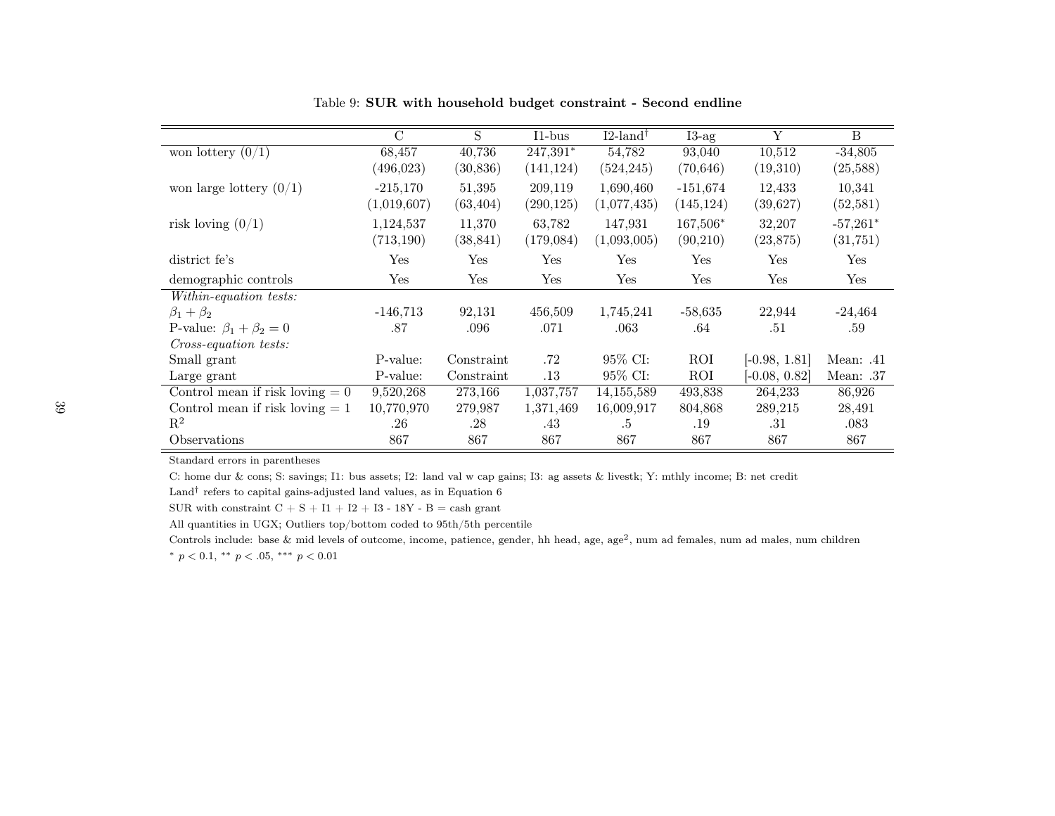Table 9: **SUR with household budget constraint - Second endline**

| | C | S | I1-bus | I2-land† | I3-ag | Y | B |
|---|---|---|---|---|---|---|---|
| won lottery (0/1) | 68,457 | 40,736 | 247,391* | 54,782 | 93,040 | 10,512 | -34,805 |
| | (496,023) | (30,836) | (141,124) | (524,245) | (70,646) | (19,310) | (25,588) |
| won large lottery (0/1) | -215,170 | 51,395 | 209,119 | 1,690,460 | -151,674 | 12,433 | 10,341 |
| | (1,019,607) | (63,404) | (290,125) | (1,077,435) | (145,124) | (39,627) | (52,581) |
| risk loving (0/1) | 1,124,537 | 11,370 | 63,782 | 147,931 | 167,506* | 32,207 | -57,261* |
| | (713,190) | (38,841) | (179,084) | (1,093,005) | (90,210) | (23,875) | (31,751) |
| district fe's | Yes | Yes | Yes | Yes | Yes | Yes | Yes |
| demographic controls | Yes | Yes | Yes | Yes | Yes | Yes | Yes |
| *Within-equation tests:* | | | | | | | |
| $\beta_1 + \beta_2$ | -146,713 | 92,131 | 456,509 | 1,745,241 | -58,635 | 22,944 | -24,464 |
| P-value: $\beta_1 + \beta_2 = 0$ | .87 | .096 | .071 | .063 | .64 | .51 | .59 |
| *Cross-equation tests:* | | | | | | | |
| Small grant | P-value: | Constraint | .72 | 95% CI: | ROI | [-0.98, 1.81] | Mean: .41 |
| Large grant | P-value: | Constraint | .13 | 95% CI: | ROI | [-0.08, 0.82] | Mean: .37 |
| Control mean if risk loving = 0 | 9,520,268 | 273,166 | 1,037,757 | 14,155,589 | 493,838 | 264,233 | 86,926 |
| Control mean if risk loving = 1 | 10,770,970 | 279,987 | 1,371,469 | 16,009,917 | 804,868 | 289,215 | 28,491 |
| $R^2$ | .26 | .28 | .43 | .5 | .19 | .31 | .083 |
| Observations | 867 | 867 | 867 | 867 | 867 | 867 | 867 |

Standard errors in parentheses

C: home dur & cons; S: savings; I1: bus assets; I2: land val w cap gains; I3: ag assets & livestk; Y: mthly income; B: net credit

Land† refers to capital gains-adjusted land values, as in Equation 6

SUR with constraint C + S + I1 + I2 + I3 - 18Y - B = cash grant

All quantities in UGX; Outliers top/bottom coded to 95th/5th percentile

Controls include: base & mid levels of outcome, income, patience, gender, hh head, age, age$^2$, num ad females, num ad males, num children

* $p < 0.1$, ** $p < .05$, *** $p < 0.01$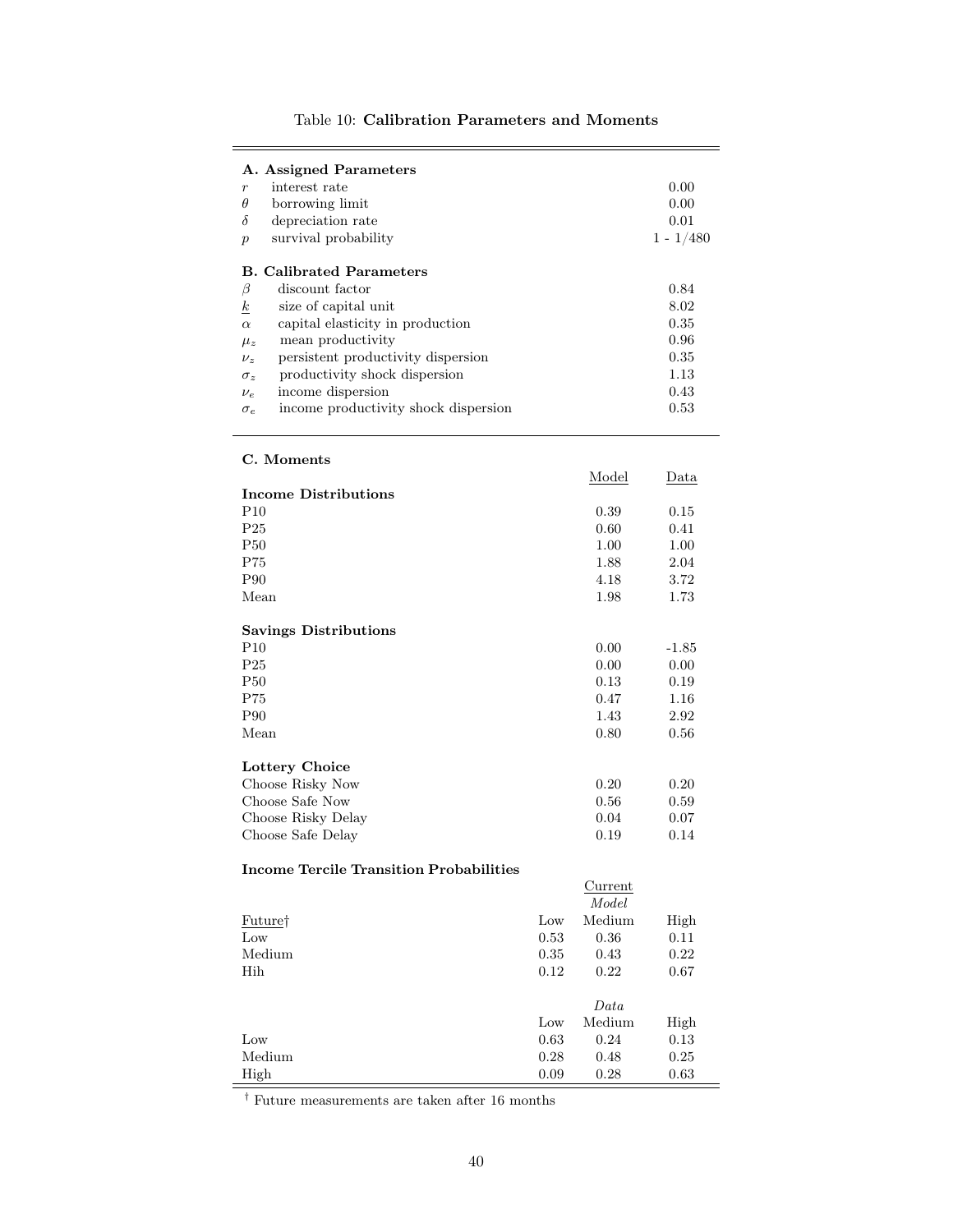Table 10: **Calibration Parameters and Moments**

| **A. Assigned Parameters** | | |
|---|---|---|
| $r$ | interest rate | 0.00 |
| $\theta$ | borrowing limit | 0.00 |
| $\delta$ | depreciation rate | 0.01 |
| $p$ | survival probability | 1 - 1/480 |
| **B. Calibrated Parameters** | | |
| $\beta$ | discount factor | 0.84 |
| $\underline{k}$ | size of capital unit | 8.02 |
| $\alpha$ | capital elasticity in production | 0.35 |
| $\mu_z$ | mean productivity | 0.96 |
| $\nu_z$ | persistent productivity dispersion | 0.35 |
| $\sigma_z$ | productivity shock dispersion | 1.13 |
| $\nu_e$ | income dispersion | 0.43 |
| $\sigma_e$ | income productivity shock dispersion | 0.53 |

**C. Moments**

| | Model | Data |
|---|---|---|
| **Income Distributions** | | |
| P10 | 0.39 | 0.15 |
| P25 | 0.60 | 0.41 |
| P50 | 1.00 | 1.00 |
| P75 | 1.88 | 2.04 |
| P90 | 4.18 | 3.72 |
| Mean | 1.98 | 1.73 |
| **Savings Distributions** | | |
| P10 | 0.00 | -1.85 |
| P25 | 0.00 | 0.00 |
| P50 | 0.13 | 0.19 |
| P75 | 0.47 | 1.16 |
| P90 | 1.43 | 2.92 |
| Mean | 0.80 | 0.56 |
| **Lottery Choice** | | |
| Choose Risky Now | 0.20 | 0.20 |
| Choose Safe Now | 0.56 | 0.59 |
| Choose Risky Delay | 0.04 | 0.07 |
| Choose Safe Delay | 0.19 | 0.14 |

**Income Tercile Transition Probabilities**

| | | Current | |
|---|---|---|---|
| | | *Model* | |
| Future† | Low | Medium | High |
| Low | 0.53 | 0.36 | 0.11 |
| Medium | 0.35 | 0.43 | 0.22 |
| Hih | 0.12 | 0.22 | 0.67 |
| | | *Data* | |
| | Low | Medium | High |
| Low | 0.63 | 0.24 | 0.13 |
| Medium | 0.28 | 0.48 | 0.25 |
| High | 0.09 | 0.28 | 0.63 |

† Future measurements are taken after 16 months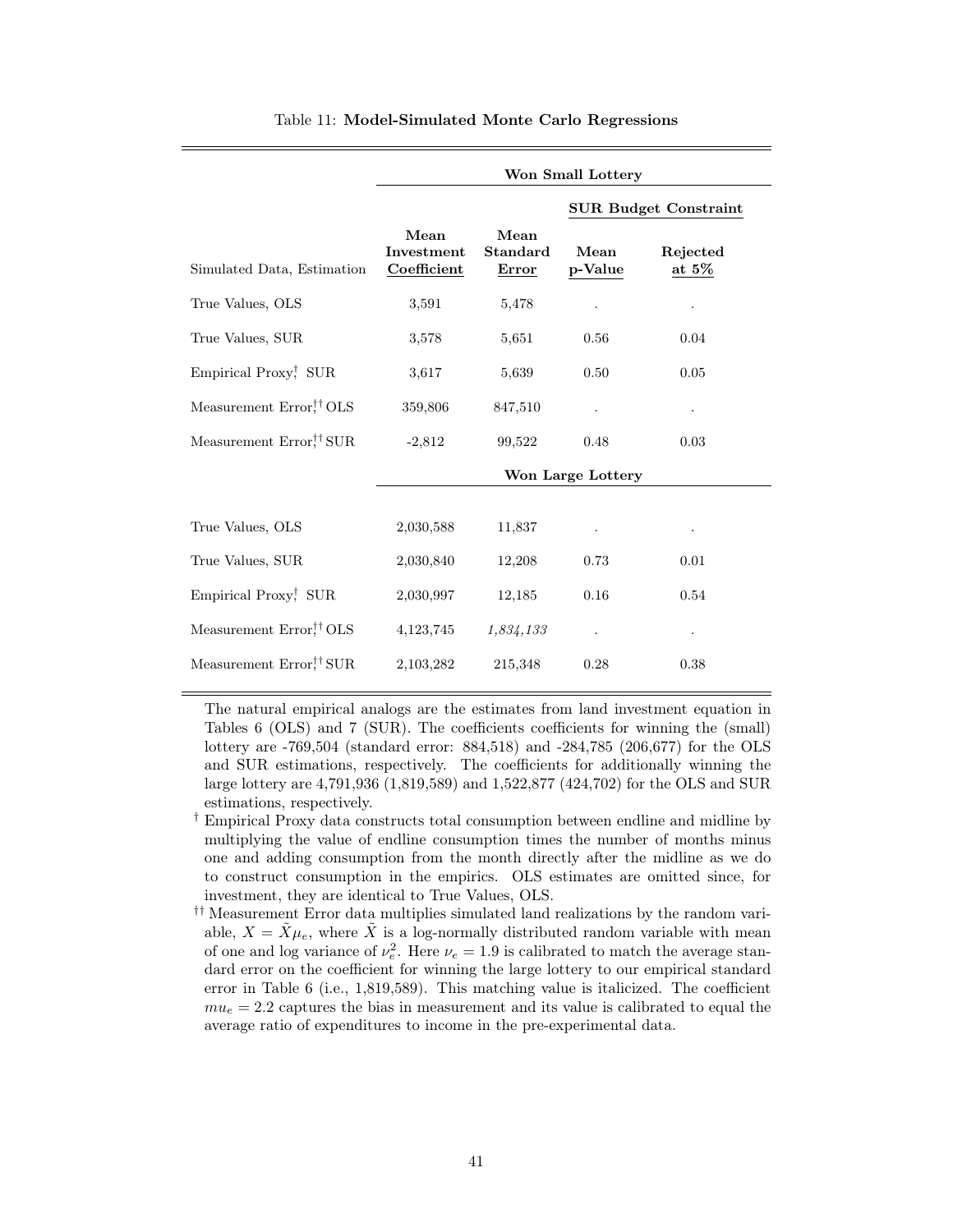Table 11: **Model-Simulated Monte Carlo Regressions**

| | **Won Small Lottery** | | | |
|---|---|---|---|---|
| | | | **SUR Budget Constraint** | |
| Simulated Data, Estimation | **Mean Investment Coefficient** | **Mean Standard Error** | **Mean p-Value** | **Rejected at 5%** |
| True Values, OLS | 3,591 | 5,478 | . | . |
| True Values, SUR | 3,578 | 5,651 | 0.56 | 0.04 |
| Empirical Proxy,[†] SUR | 3,617 | 5,639 | 0.50 | 0.05 |
| Measurement Error,[††] OLS | 359,806 | 847,510 | . | . |
| Measurement Error,[††] SUR | -2,812 | 99,522 | 0.48 | 0.03 |
| | **Won Large Lottery** | | | |
| True Values, OLS | 2,030,588 | 11,837 | . | . |
| True Values, SUR | 2,030,840 | 12,208 | 0.73 | 0.01 |
| Empirical Proxy,[†] SUR | 2,030,997 | 12,185 | 0.16 | 0.54 |
| Measurement Error,[††] OLS | 4,123,745 | *1,834,133* | . | . |
| Measurement Error,[††] SUR | 2,103,282 | 215,348 | 0.28 | 0.38 |

The natural empirical analogs are the estimates from land investment equation in Tables 6 (OLS) and 7 (SUR). The coefficients coefficients for winning the (small) lottery are -769,504 (standard error: 884,518) and -284,785 (206,677) for the OLS and SUR estimations, respectively. The coefficients for additionally winning the large lottery are 4,791,936 (1,819,589) and 1,522,877 (424,702) for the OLS and SUR estimations, respectively.

[†] Empirical Proxy data constructs total consumption between endline and midline by multiplying the value of endline consumption times the number of months minus one and adding consumption from the month directly after the midline as we do to construct consumption in the empirics. OLS estimates are omitted since, for investment, they are identical to True Values, OLS.

[††] Measurement Error data multiplies simulated land realizations by the random variable, $X = \tilde{X}\mu_e$, where $\tilde{X}$ is a log-normally distributed random variable with mean of one and log variance of $\nu_e^2$. Here $\nu_e = 1.9$ is calibrated to match the average standard error on the coefficient for winning the large lottery to our empirical standard error in Table 6 (i.e., 1,819,589). This matching value is italicized. The coefficient $mu_e = 2.2$ captures the bias in measurement and its value is calibrated to equal the average ratio of expenditures to income in the pre-experimental data.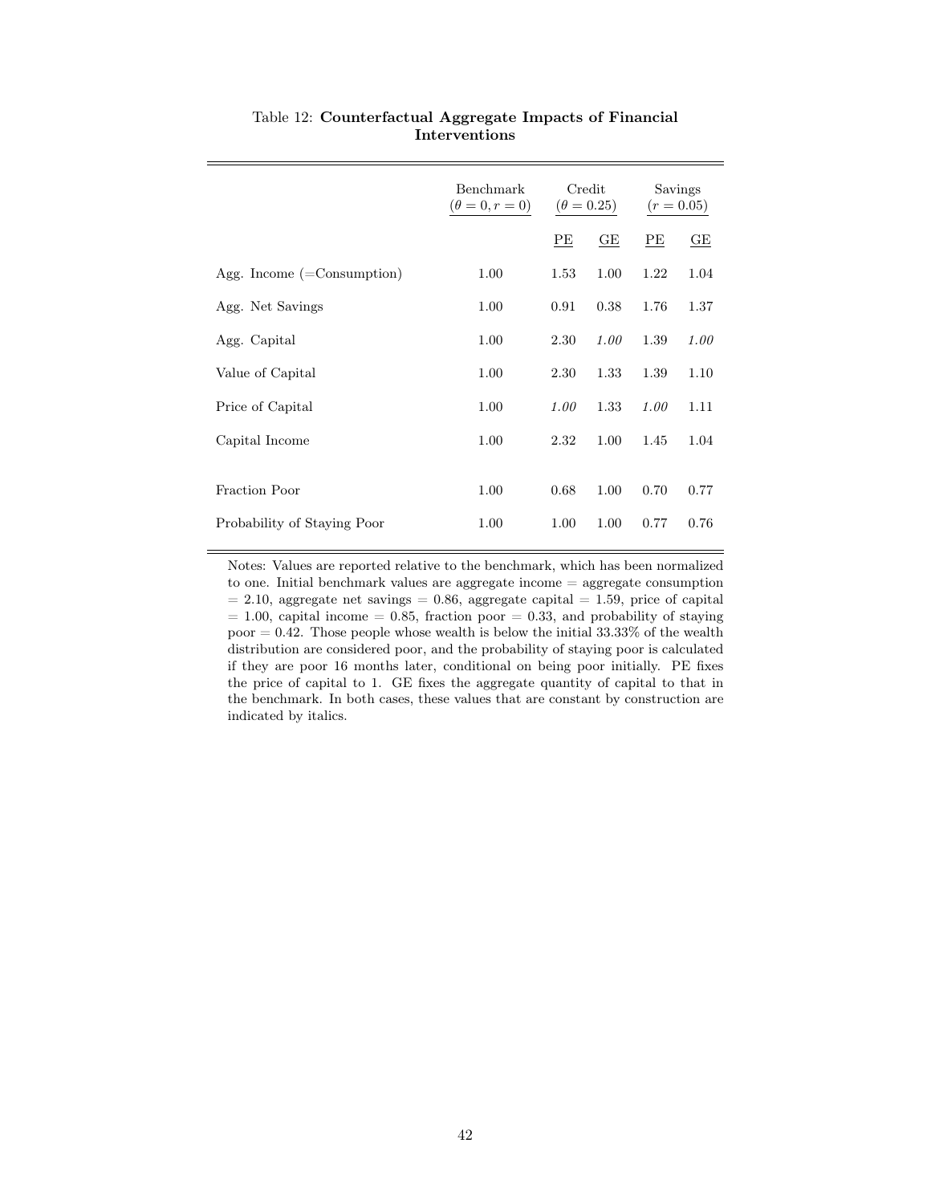Table 12: **Counterfactual Aggregate Impacts of Financial Interventions**

| | Benchmark ($\theta = 0, r = 0$) | Credit ($\theta = 0.25$) | | Savings ($r = 0.05$) | |
|---|---|---|---|---|---|
| | | PE | GE | PE | GE |
| Agg. Income (=Consumption) | 1.00 | 1.53 | 1.00 | 1.22 | 1.04 |
| Agg. Net Savings | 1.00 | 0.91 | 0.38 | 1.76 | 1.37 |
| Agg. Capital | 1.00 | 2.30 | *1.00* | 1.39 | *1.00* |
| Value of Capital | 1.00 | 2.30 | 1.33 | 1.39 | 1.10 |
| Price of Capital | 1.00 | *1.00* | 1.33 | *1.00* | 1.11 |
| Capital Income | 1.00 | 2.32 | 1.00 | 1.45 | 1.04 |
| Fraction Poor | 1.00 | 0.68 | 1.00 | 0.70 | 0.77 |
| Probability of Staying Poor | 1.00 | 1.00 | 1.00 | 0.77 | 0.76 |

Notes: Values are reported relative to the benchmark, which has been normalized to one. Initial benchmark values are aggregate income = aggregate consumption = 2.10, aggregate net savings = 0.86, aggregate capital = 1.59, price of capital = 1.00, capital income = 0.85, fraction poor = 0.33, and probability of staying poor = 0.42. Those people whose wealth is below the initial 33.33% of the wealth distribution are considered poor, and the probability of staying poor is calculated if they are poor 16 months later, conditional on being poor initially. PE fixes the price of capital to 1. GE fixes the aggregate quantity of capital to that in the benchmark. In both cases, these values that are constant by construction are indicated by italics.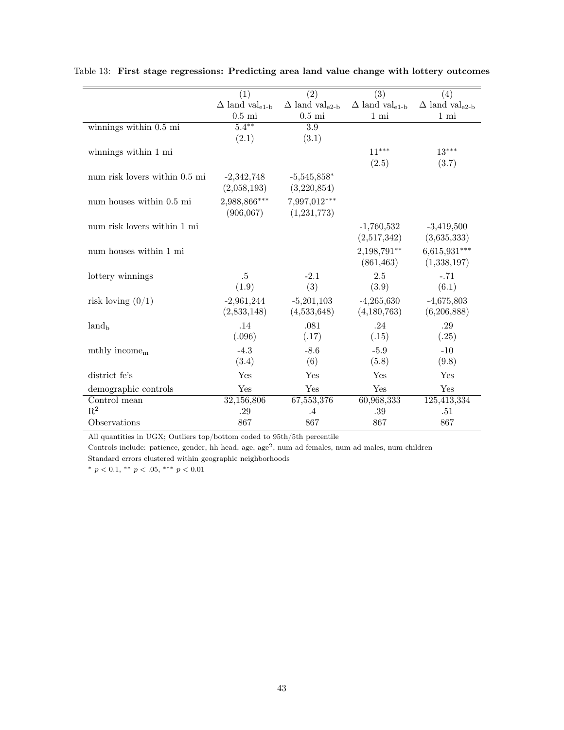Table 13: **First stage regressions: Predicting area land value change with lottery outcomes**

| | (1) | (2) | (3) | (4) |
|---|---|---|---|---|
| | $\Delta$ land $\text{val}_{\text{e1-b}}$ | $\Delta$ land $\text{val}_{\text{e2-b}}$ | $\Delta$ land $\text{val}_{\text{e1-b}}$ | $\Delta$ land $\text{val}_{\text{e2-b}}$ |
| | 0.5 mi | 0.5 mi | 1 mi | 1 mi |
| winnings within 0.5 mi | $5.4^{**}$ | 3.9 | | |
| | (2.1) | (3.1) | | |
| winnings within 1 mi | | | $11^{***}$ | $13^{***}$ |
| | | | (2.5) | (3.7) |
| num risk lovers within 0.5 mi | -2,342,748 | $-5{,}545{,}858^{*}$ | | |
| | (2,058,193) | (3,220,854) | | |
| num houses within 0.5 mi | $2{,}988{,}866^{***}$ | $7{,}997{,}012^{***}$ | | |
| | (906,067) | (1,231,773) | | |
| num risk lovers within 1 mi | | | -1,760,532 | -3,419,500 |
| | | | (2,517,342) | (3,635,333) |
| num houses within 1 mi | | | $2{,}198{,}791^{**}$ | $6{,}615{,}931^{***}$ |
| | | | (861,463) | (1,338,197) |
| lottery winnings | .5 | -2.1 | 2.5 | -.71 |
| | (1.9) | (3) | (3.9) | (6.1) |
| risk loving (0/1) | -2,961,244 | -5,201,103 | -4,265,630 | -4,675,803 |
| | (2,833,148) | (4,533,648) | (4,180,763) | (6,206,888) |
| $\text{land}_{\text{b}}$ | .14 | .081 | .24 | .29 |
| | (.096) | (.17) | (.15) | (.25) |
| mthly $\text{income}_{\text{m}}$ | -4.3 | -8.6 | -5.9 | -10 |
| | (3.4) | (6) | (5.8) | (9.8) |
| district fe's | Yes | Yes | Yes | Yes |
| demographic controls | Yes | Yes | Yes | Yes |
| Control mean | 32,156,806 | 67,553,376 | 60,968,333 | 125,413,334 |
| $R^2$ | .29 | .4 | .39 | .51 |
| Observations | 867 | 867 | 867 | 867 |

All quantities in UGX; Outliers top/bottom coded to 95th/5th percentile

Controls include: patience, gender, hh head, age, $\text{age}^2$, num ad females, num ad males, num children

Standard errors clustered within geographic neighborhoods

$^{*}$ $p < 0.1$, $^{**}$ $p < .05$, $^{***}$ $p < 0.01$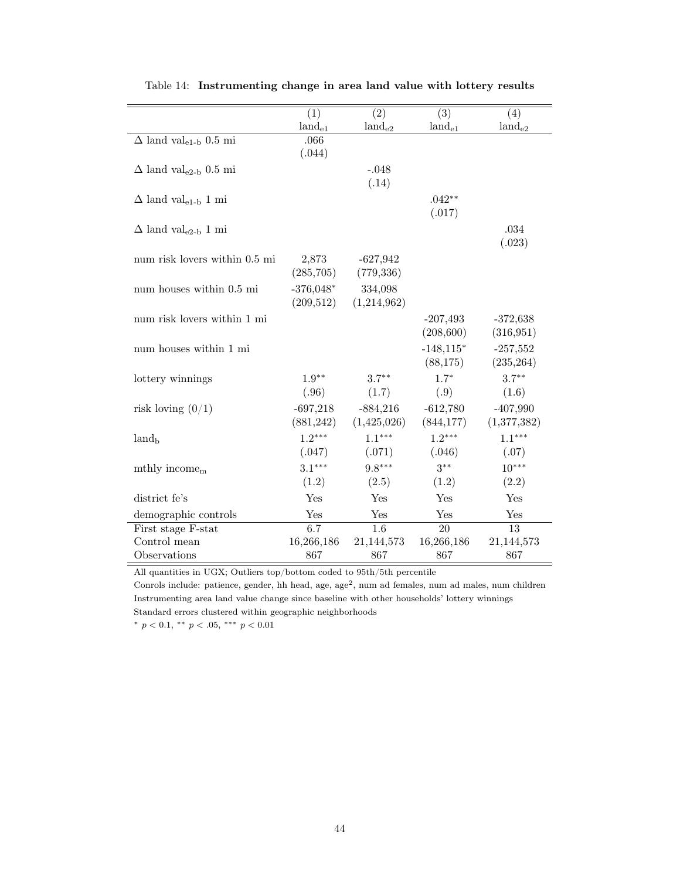Table 14: **Instrumenting change in area land value with lottery results**

| | (1) | (2) | (3) | (4) |
|---|---|---|---|---|
| | $\text{land}_{\text{e1}}$ | $\text{land}_{\text{e2}}$ | $\text{land}_{\text{e1}}$ | $\text{land}_{\text{e2}}$ |
| $\Delta$ land $\text{val}_{\text{e1-b}}$ 0.5 mi | .066 | | | |
| | (.044) | | | |
| $\Delta$ land $\text{val}_{\text{e2-b}}$ 0.5 mi | | -.048 | | |
| | | (.14) | | |
| $\Delta$ land $\text{val}_{\text{e1-b}}$ 1 mi | | | .042** | |
| | | | (.017) | |
| $\Delta$ land $\text{val}_{\text{e2-b}}$ 1 mi | | | | .034 |
| | | | | (.023) |
| num risk lovers within 0.5 mi | 2,873 | -627,942 | | |
| | (285,705) | (779,336) | | |
| num houses within 0.5 mi | -376,048* | 334,098 | | |
| | (209,512) | (1,214,962) | | |
| num risk lovers within 1 mi | | | -207,493 | -372,638 |
| | | | (208,600) | (316,951) |
| num houses within 1 mi | | | -148,115* | -257,552 |
| | | | (88,175) | (235,264) |
| lottery winnings | 1.9** | 3.7** | 1.7* | 3.7** |
| | (.96) | (1.7) | (.9) | (1.6) |
| risk loving (0/1) | -697,218 | -884,216 | -612,780 | -407,990 |
| | (881,242) | (1,425,026) | (844,177) | (1,377,382) |
| $\text{land}_{\text{b}}$ | 1.2*** | 1.1*** | 1.2*** | 1.1*** |
| | (.047) | (.071) | (.046) | (.07) |
| mthly $\text{income}_{\text{m}}$ | 3.1*** | 9.8*** | 3** | 10*** |
| | (1.2) | (2.5) | (1.2) | (2.2) |
| district fe's | Yes | Yes | Yes | Yes |
| demographic controls | Yes | Yes | Yes | Yes |
| First stage F-stat | 6.7 | 1.6 | 20 | 13 |
| Control mean | 16,266,186 | 21,144,573 | 16,266,186 | 21,144,573 |
| Observations | 867 | 867 | 867 | 867 |

All quantities in UGX; Outliers top/bottom coded to 95th/5th percentile

Conrols include: patience, gender, hh head, age, $\text{age}^2$, num ad females, num ad males, num children

Instrumenting area land value change since baseline with other households' lottery winnings

Standard errors clustered within geographic neighborhoods

\* $p < 0.1$, \*\* $p < .05$, \*\*\* $p < 0.01$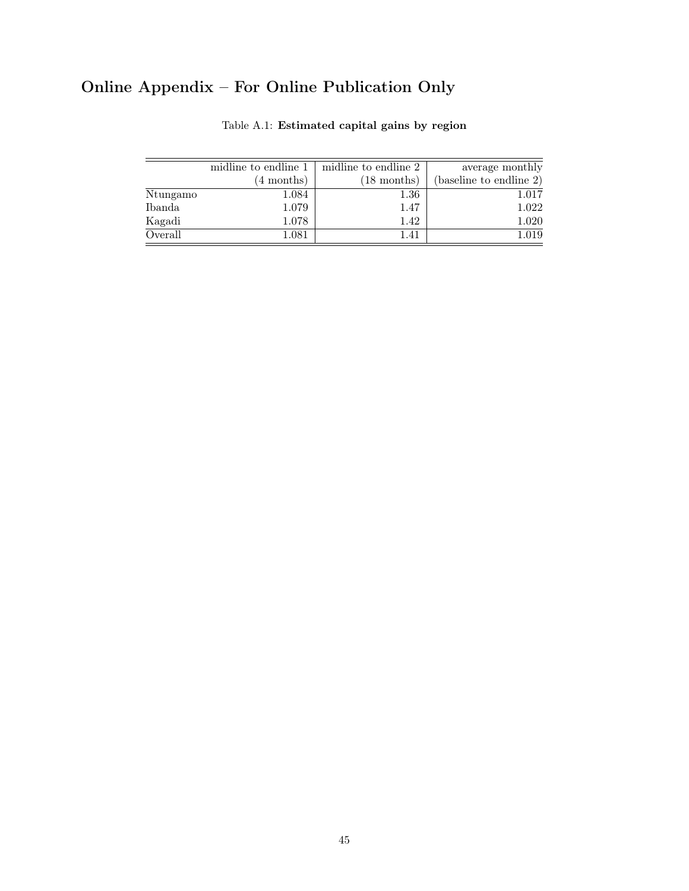# Online Appendix – For Online Publication Only

Table A.1: **Estimated capital gains by region**

| | midline to endline 1 (4 months) | midline to endline 2 (18 months) | average monthly (baseline to endline 2) |
|---|---|---|---|
| Ntungamo | 1.084 | 1.36 | 1.017 |
| Ibanda | 1.079 | 1.47 | 1.022 |
| Kagadi | 1.078 | 1.42 | 1.020 |
| Overall | 1.081 | 1.41 | 1.019 |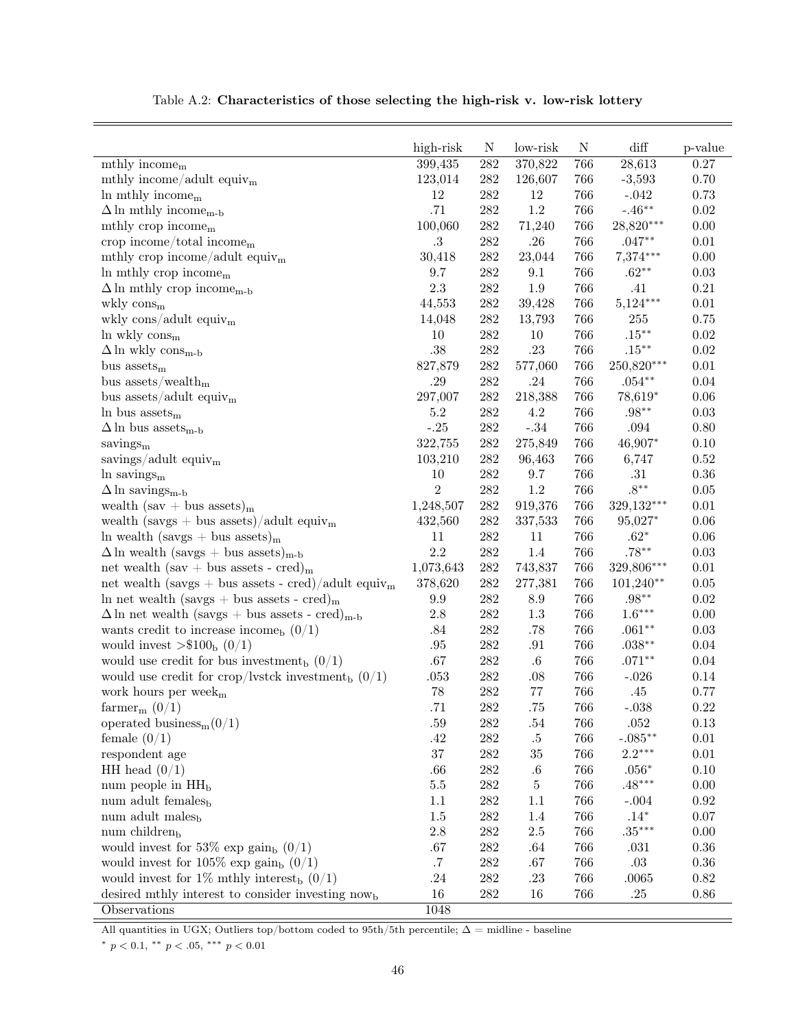Table A.2: **Characteristics of those selecting the high-risk v. low-risk lottery**

| | high-risk | N | low-risk | N | diff | p-value |
|---|---|---|---|---|---|---|
| mthly income$_{\mathrm{m}}$ | 399,435 | 282 | 370,822 | 766 | 28,613 | 0.27 |
| mthly income/adult equiv$_{\mathrm{m}}$ | 123,014 | 282 | 126,607 | 766 | -3,593 | 0.70 |
| ln mthly income$_{\mathrm{m}}$ | 12 | 282 | 12 | 766 | -.042 | 0.73 |
| $\Delta$ ln mthly income$_{\mathrm{m-b}}$ | .71 | 282 | 1.2 | 766 | -.46$^{**}$ | 0.02 |
| mthly crop income$_{\mathrm{m}}$ | 100,060 | 282 | 71,240 | 766 | 28,820$^{***}$ | 0.00 |
| crop income/total income$_{\mathrm{m}}$ | .3 | 282 | .26 | 766 | .047$^{**}$ | 0.01 |
| mthly crop income/adult equiv$_{\mathrm{m}}$ | 30,418 | 282 | 23,044 | 766 | 7,374$^{***}$ | 0.00 |
| ln mthly crop income$_{\mathrm{m}}$ | 9.7 | 282 | 9.1 | 766 | .62$^{**}$ | 0.03 |
| $\Delta$ ln mthly crop income$_{\mathrm{m-b}}$ | 2.3 | 282 | 1.9 | 766 | .41 | 0.21 |
| wkly cons$_{\mathrm{m}}$ | 44,553 | 282 | 39,428 | 766 | 5,124$^{***}$ | 0.01 |
| wkly cons/adult equiv$_{\mathrm{m}}$ | 14,048 | 282 | 13,793 | 766 | 255 | 0.75 |
| ln wkly cons$_{\mathrm{m}}$ | 10 | 282 | 10 | 766 | .15$^{**}$ | 0.02 |
| $\Delta$ ln wkly cons$_{\mathrm{m-b}}$ | .38 | 282 | .23 | 766 | .15$^{**}$ | 0.02 |
| bus assets$_{\mathrm{m}}$ | 827,879 | 282 | 577,060 | 766 | 250,820$^{***}$ | 0.01 |
| bus assets/wealth$_{\mathrm{m}}$ | .29 | 282 | .24 | 766 | .054$^{**}$ | 0.04 |
| bus assets/adult equiv$_{\mathrm{m}}$ | 297,007 | 282 | 218,388 | 766 | 78,619$^{*}$ | 0.06 |
| ln bus assets$_{\mathrm{m}}$ | 5.2 | 282 | 4.2 | 766 | .98$^{**}$ | 0.03 |
| $\Delta$ ln bus assets$_{\mathrm{m-b}}$ | -.25 | 282 | -.34 | 766 | .094 | 0.80 |
| savings$_{\mathrm{m}}$ | 322,755 | 282 | 275,849 | 766 | 46,907$^{*}$ | 0.10 |
| savings/adult equiv$_{\mathrm{m}}$ | 103,210 | 282 | 96,463 | 766 | 6,747 | 0.52 |
| ln savings$_{\mathrm{m}}$ | 10 | 282 | 9.7 | 766 | .31 | 0.36 |
| $\Delta$ ln savings$_{\mathrm{m-b}}$ | 2 | 282 | 1.2 | 766 | .8$^{**}$ | 0.05 |
| wealth (sav + bus assets)$_{\mathrm{m}}$ | 1,248,507 | 282 | 919,376 | 766 | 329,132$^{***}$ | 0.01 |
| wealth (savgs + bus assets)/adult equiv$_{\mathrm{m}}$ | 432,560 | 282 | 337,533 | 766 | 95,027$^{*}$ | 0.06 |
| ln wealth (savgs + bus assets)$_{\mathrm{m}}$ | 11 | 282 | 11 | 766 | .62$^{*}$ | 0.06 |
| $\Delta$ ln wealth (savgs + bus assets)$_{\mathrm{m-b}}$ | 2.2 | 282 | 1.4 | 766 | .78$^{**}$ | 0.03 |
| net wealth (sav + bus assets - cred)$_{\mathrm{m}}$ | 1,073,643 | 282 | 743,837 | 766 | 329,806$^{***}$ | 0.01 |
| net wealth (savgs + bus assets - cred)/adult equiv$_{\mathrm{m}}$ | 378,620 | 282 | 277,381 | 766 | 101,240$^{**}$ | 0.05 |
| ln net wealth (savgs + bus assets - cred)$_{\mathrm{m}}$ | 9.9 | 282 | 8.9 | 766 | .98$^{**}$ | 0.02 |
| $\Delta$ ln net wealth (savgs + bus assets - cred)$_{\mathrm{m-b}}$ | 2.8 | 282 | 1.3 | 766 | 1.6$^{***}$ | 0.00 |
| wants credit to increase income$_{\mathrm{b}}$ (0/1) | .84 | 282 | .78 | 766 | .061$^{**}$ | 0.03 |
| would invest >$100$_{\mathrm{b}}$ (0/1) | .95 | 282 | .91 | 766 | .038$^{**}$ | 0.04 |
| would use credit for bus investment$_{\mathrm{b}}$ (0/1) | .67 | 282 | .6 | 766 | .071$^{**}$ | 0.04 |
| would use credit for crop/lvstck investment$_{\mathrm{b}}$ (0/1) | .053 | 282 | .08 | 766 | -.026 | 0.14 |
| work hours per week$_{\mathrm{m}}$ | 78 | 282 | 77 | 766 | .45 | 0.77 |
| farmer$_{\mathrm{m}}$ (0/1) | .71 | 282 | .75 | 766 | -.038 | 0.22 |
| operated business$_{\mathrm{m}}$(0/1) | .59 | 282 | .54 | 766 | .052 | 0.13 |
| female (0/1) | .42 | 282 | .5 | 766 | -.085$^{**}$ | 0.01 |
| respondent age | 37 | 282 | 35 | 766 | 2.2$^{***}$ | 0.01 |
| HH head (0/1) | .66 | 282 | .6 | 766 | .056$^{*}$ | 0.10 |
| num people in HH$_{\mathrm{b}}$ | 5.5 | 282 | 5 | 766 | .48$^{***}$ | 0.00 |
| num adult females$_{\mathrm{b}}$ | 1.1 | 282 | 1.1 | 766 | -.004 | 0.92 |
| num adult males$_{\mathrm{b}}$ | 1.5 | 282 | 1.4 | 766 | .14$^{*}$ | 0.07 |
| num children$_{\mathrm{b}}$ | 2.8 | 282 | 2.5 | 766 | .35$^{***}$ | 0.00 |
| would invest for 53% exp gain$_{\mathrm{b}}$ (0/1) | .67 | 282 | .64 | 766 | .031 | 0.36 |
| would invest for 105% exp gain$_{\mathrm{b}}$ (0/1) | .7 | 282 | .67 | 766 | .03 | 0.36 |
| would invest for 1% mthly interest$_{\mathrm{b}}$ (0/1) | .24 | 282 | .23 | 766 | .0065 | 0.82 |
| desired mthly interest to consider investing now$_{\mathrm{b}}$ | 16 | 282 | 16 | 766 | .25 | 0.86 |
| Observations | 1048 | | | | | |

All quantities in UGX; Outliers top/bottom coded to 95th/5th percentile; $\Delta$ = midline - baseline

$^{*}$ $p < 0.1$, $^{**}$ $p < .05$, $^{***}$ $p < 0.01$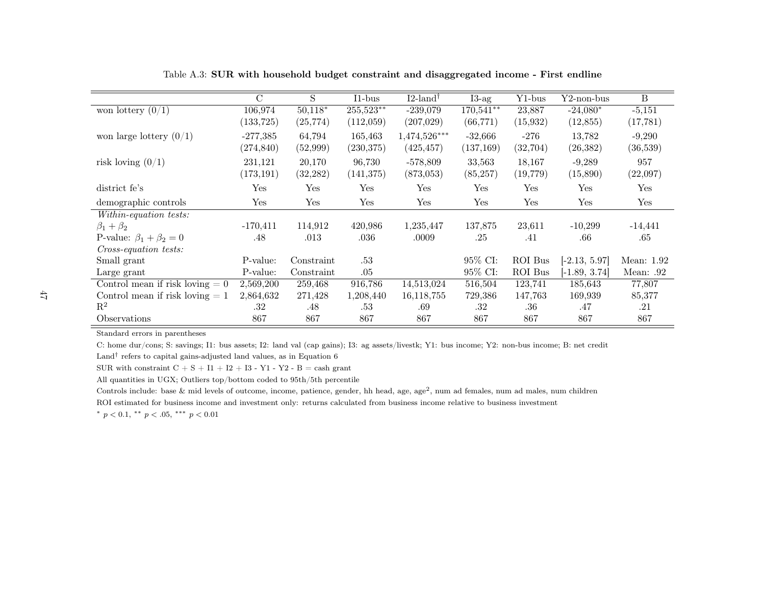Table A.3: **SUR with household budget constraint and disaggregated income - First endline**

| | C | S | I1-bus | I2-land† | I3-ag | Y1-bus | Y2-non-bus | B |
|---|---|---|---|---|---|---|---|---|
| won lottery (0/1) | 106,974 | 50,118* | 255,523** | -239,079 | 170,541** | 23,887 | -24,080* | -5,151 |
| | (133,725) | (25,774) | (112,059) | (207,029) | (66,771) | (15,932) | (12,855) | (17,781) |
| won large lottery (0/1) | -277,385 | 64,794 | 165,463 | 1,474,526*** | -32,666 | -276 | 13,782 | -9,290 |
| | (274,840) | (52,999) | (230,375) | (425,457) | (137,169) | (32,704) | (26,382) | (36,539) |
| risk loving (0/1) | 231,121 | 20,170 | 96,730 | -578,809 | 33,563 | 18,167 | -9,289 | 957 |
| | (173,191) | (32,282) | (141,375) | (873,053) | (85,257) | (19,779) | (15,890) | (22,097) |
| district fe's | Yes | Yes | Yes | Yes | Yes | Yes | Yes | Yes |
| demographic controls | Yes | Yes | Yes | Yes | Yes | Yes | Yes | Yes |
| *Within-equation tests:* | | | | | | | | |
| $\beta_1 + \beta_2$ | -170,411 | 114,912 | 420,986 | 1,235,447 | 137,875 | 23,611 | -10,299 | -14,441 |
| P-value: $\beta_1 + \beta_2 = 0$ | .48 | .013 | .036 | .0009 | .25 | .41 | .66 | .65 |
| *Cross-equation tests:* | | | | | | | | |
| Small grant | P-value: | Constraint | .53 | | 95% CI: | ROI Bus | [-2.13, 5.97] | Mean: 1.92 |
| Large grant | P-value: | Constraint | .05 | | 95% CI: | ROI Bus | [-1.89, 3.74] | Mean: .92 |
| Control mean if risk loving = 0 | 2,569,200 | 259,468 | 916,786 | 14,513,024 | 516,504 | 123,741 | 185,643 | 77,807 |
| Control mean if risk loving = 1 | 2,864,632 | 271,428 | 1,208,440 | 16,118,755 | 729,386 | 147,763 | 169,939 | 85,377 |
| $R^2$ | .32 | .48 | .53 | .69 | .32 | .36 | .47 | .21 |
| Observations | 867 | 867 | 867 | 867 | 867 | 867 | 867 | 867 |

Standard errors in parentheses

C: home dur/cons; S: savings; I1: bus assets; I2: land val (cap gains); I3: ag assets/livestk; Y1: bus income; Y2: non-bus income; B: net credit

Land† refers to capital gains-adjusted land values, as in Equation 6

SUR with constraint C + S + I1 + I2 + I3 - Y1 - Y2 - B = cash grant

All quantities in UGX; Outliers top/bottom coded to 95th/5th percentile

Controls include: base & mid levels of outcome, income, patience, gender, hh head, age, age$^2$, num ad females, num ad males, num children

ROI estimated for business income and investment only: returns calculated from business income relative to business investment

* $p < 0.1$, ** $p < .05$, *** $p < 0.01$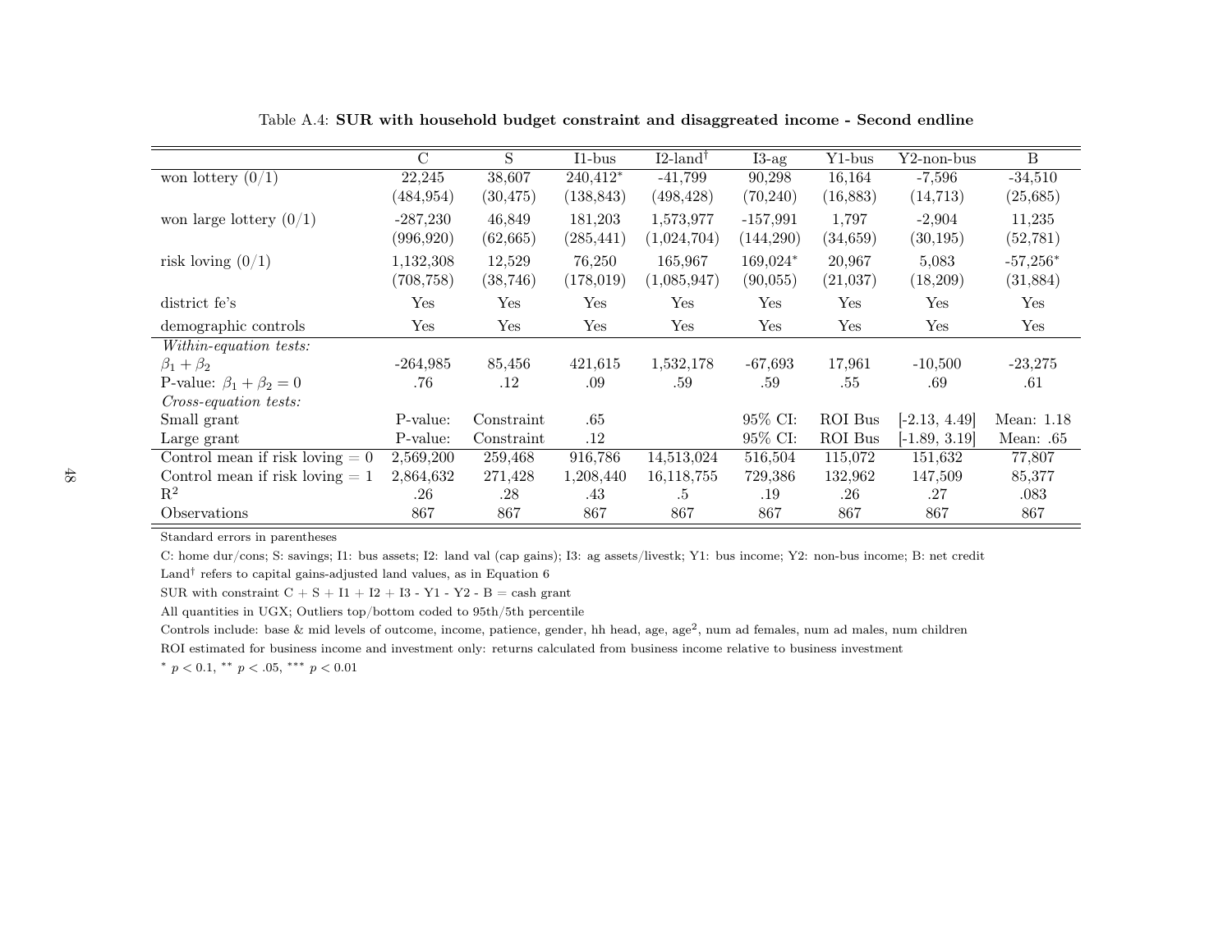Table A.4: **SUR with household budget constraint and disaggreated income - Second endline**

| | C | S | I1-bus | I2-land† | I3-ag | Y1-bus | Y2-non-bus | B |
|---|---|---|---|---|---|---|---|---|
| won lottery (0/1) | 22,245 | 38,607 | 240,412* | -41,799 | 90,298 | 16,164 | -7,596 | -34,510 |
| | (484,954) | (30,475) | (138,843) | (498,428) | (70,240) | (16,883) | (14,713) | (25,685) |
| won large lottery (0/1) | -287,230 | 46,849 | 181,203 | 1,573,977 | -157,991 | 1,797 | -2,904 | 11,235 |
| | (996,920) | (62,665) | (285,441) | (1,024,704) | (144,290) | (34,659) | (30,195) | (52,781) |
| risk loving (0/1) | 1,132,308 | 12,529 | 76,250 | 165,967 | 169,024* | 20,967 | 5,083 | -57,256* |
| | (708,758) | (38,746) | (178,019) | (1,085,947) | (90,055) | (21,037) | (18,209) | (31,884) |
| district fe's | Yes | Yes | Yes | Yes | Yes | Yes | Yes | Yes |
| demographic controls | Yes | Yes | Yes | Yes | Yes | Yes | Yes | Yes |
| *Within-equation tests:* | | | | | | | | |
| $\beta_1 + \beta_2$ | -264,985 | 85,456 | 421,615 | 1,532,178 | -67,693 | 17,961 | -10,500 | -23,275 |
| P-value: $\beta_1 + \beta_2 = 0$ | .76 | .12 | .09 | .59 | .59 | .55 | .69 | .61 |
| *Cross-equation tests:* | | | | | | | | |
| Small grant | P-value: | Constraint | .65 | | 95% CI: | ROI Bus | [-2.13, 4.49] | Mean: 1.18 |
| Large grant | P-value: | Constraint | .12 | | 95% CI: | ROI Bus | [-1.89, 3.19] | Mean: .65 |
| Control mean if risk loving = 0 | 2,569,200 | 259,468 | 916,786 | 14,513,024 | 516,504 | 115,072 | 151,632 | 77,807 |
| Control mean if risk loving = 1 | 2,864,632 | 271,428 | 1,208,440 | 16,118,755 | 729,386 | 132,962 | 147,509 | 85,377 |
| $R^2$ | .26 | .28 | .43 | .5 | .19 | .26 | .27 | .083 |
| Observations | 867 | 867 | 867 | 867 | 867 | 867 | 867 | 867 |

Standard errors in parentheses

C: home dur/cons; S: savings; I1: bus assets; I2: land val (cap gains); I3: ag assets/livestk; Y1: bus income; Y2: non-bus income; B: net credit

Land† refers to capital gains-adjusted land values, as in Equation 6

SUR with constraint C + S + I1 + I2 + I3 - Y1 - Y2 - B = cash grant

All quantities in UGX; Outliers top/bottom coded to 95th/5th percentile

Controls include: base & mid levels of outcome, income, patience, gender, hh head, age, age$^2$, num ad females, num ad males, num children

ROI estimated for business income and investment only: returns calculated from business income relative to business investment

* $p < 0.1$, ** $p < .05$, *** $p < 0.01$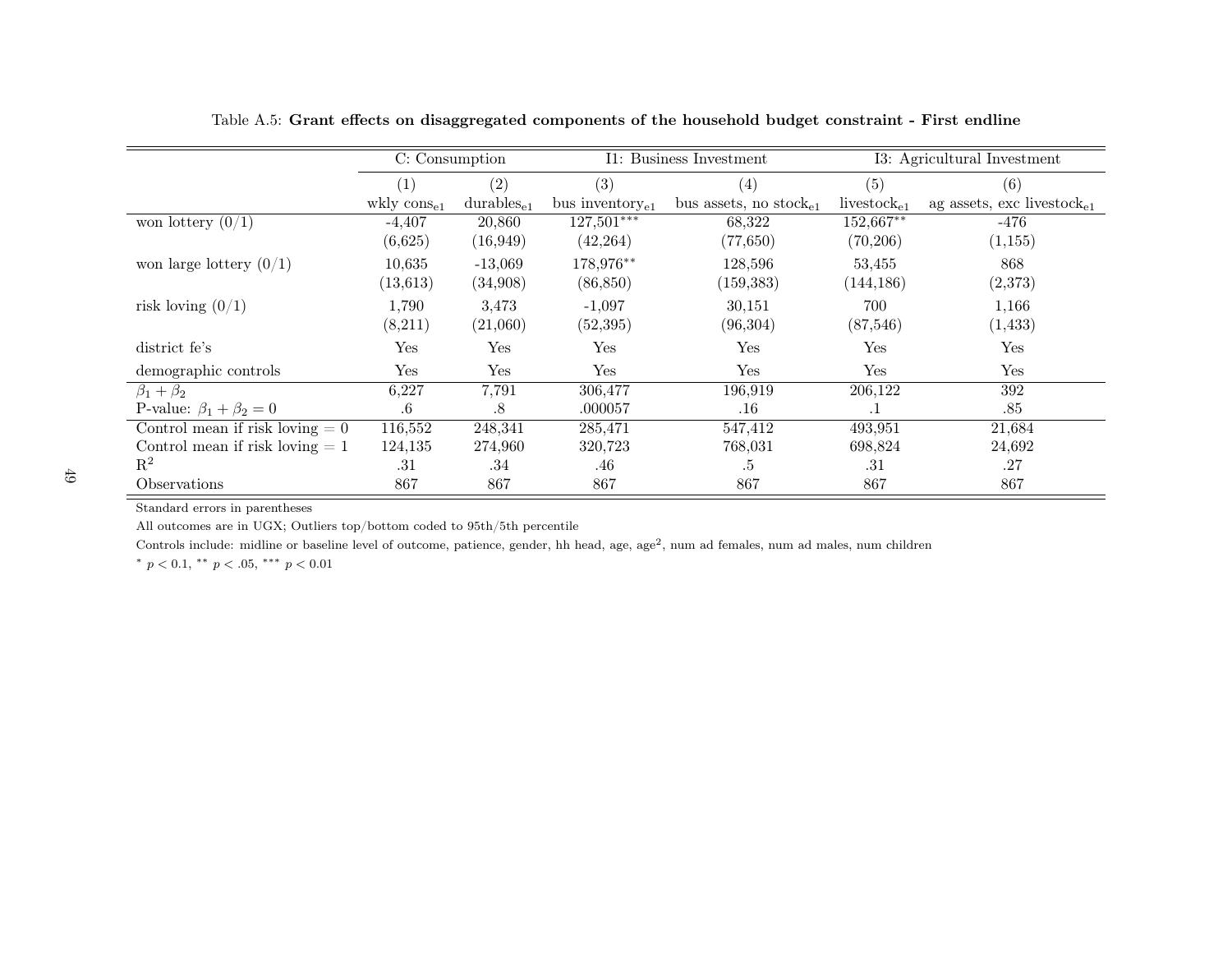Table A.5: **Grant effects on disaggregated components of the household budget constraint - First endline**

| | C: Consumption | | I1: Business Investment | | I3: Agricultural Investment | |
|---|---|---|---|---|---|---|
| | (1) | (2) | (3) | (4) | (5) | (6) |
| | wkly cons$_{e1}$ | durables$_{e1}$ | bus inventory$_{e1}$ | bus assets, no stock$_{e1}$ | livestock$_{e1}$ | ag assets, exc livestock$_{e1}$ |
| won lottery (0/1) | -4,407 | 20,860 | 127,501$^{***}$ | 68,322 | 152,667$^{**}$ | -476 |
| | (6,625) | (16,949) | (42,264) | (77,650) | (70,206) | (1,155) |
| won large lottery (0/1) | 10,635 | -13,069 | 178,976$^{**}$ | 128,596 | 53,455 | 868 |
| | (13,613) | (34,908) | (86,850) | (159,383) | (144,186) | (2,373) |
| risk loving (0/1) | 1,790 | 3,473 | -1,097 | 30,151 | 700 | 1,166 |
| | (8,211) | (21,060) | (52,395) | (96,304) | (87,546) | (1,433) |
| district fe's | Yes | Yes | Yes | Yes | Yes | Yes |
| demographic controls | Yes | Yes | Yes | Yes | Yes | Yes |
| $\beta_1 + \beta_2$ | 6,227 | 7,791 | 306,477 | 196,919 | 206,122 | 392 |
| P-value: $\beta_1 + \beta_2 = 0$ | .6 | .8 | .000057 | .16 | .1 | .85 |
| Control mean if risk loving = 0 | 116,552 | 248,341 | 285,471 | 547,412 | 493,951 | 21,684 |
| Control mean if risk loving = 1 | 124,135 | 274,960 | 320,723 | 768,031 | 698,824 | 24,692 |
| $R^2$ | .31 | .34 | .46 | .5 | .31 | .27 |
| Observations | 867 | 867 | 867 | 867 | 867 | 867 |

Standard errors in parentheses

All outcomes are in UGX; Outliers top/bottom coded to 95th/5th percentile

Controls include: midline or baseline level of outcome, patience, gender, hh head, age, age$^2$, num ad females, num ad males, num children

$^{*}$ $p < 0.1$, $^{**}$ $p < .05$, $^{***}$ $p < 0.01$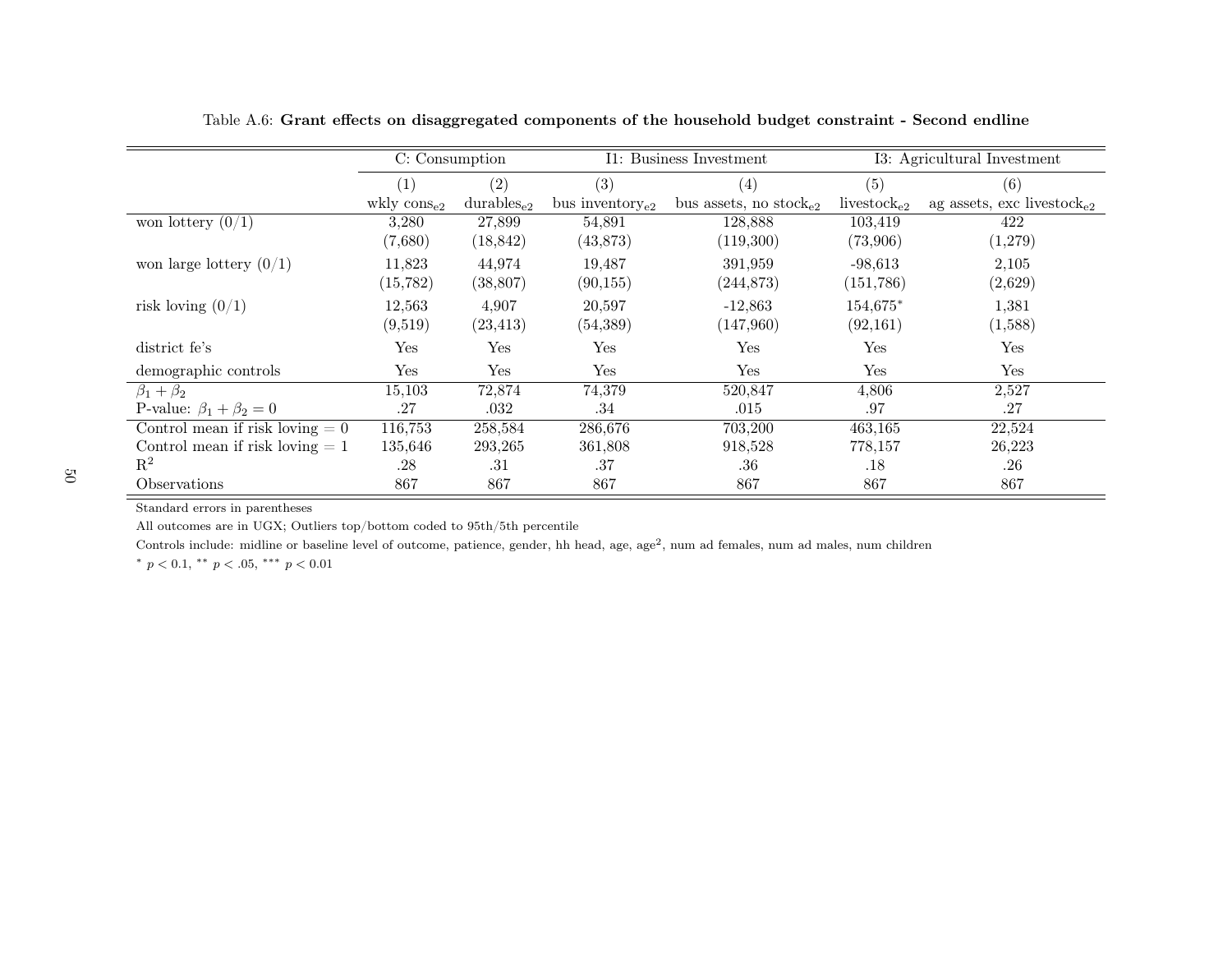Table A.6: **Grant effects on disaggregated components of the household budget constraint - Second endline**

| | C: Consumption | | I1: Business Investment | | I3: Agricultural Investment | |
|---|---|---|---|---|---|---|
| | (1) | (2) | (3) | (4) | (5) | (6) |
| | wkly cons$_{e2}$ | durables$_{e2}$ | bus inventory$_{e2}$ | bus assets, no stock$_{e2}$ | livestock$_{e2}$ | ag assets, exc livestock$_{e2}$ |
| won lottery (0/1) | 3,280 | 27,899 | 54,891 | 128,888 | 103,419 | 422 |
| | (7,680) | (18,842) | (43,873) | (119,300) | (73,906) | (1,279) |
| won large lottery (0/1) | 11,823 | 44,974 | 19,487 | 391,959 | -98,613 | 2,105 |
| | (15,782) | (38,807) | (90,155) | (244,873) | (151,786) | (2,629) |
| risk loving (0/1) | 12,563 | 4,907 | 20,597 | -12,863 | 154,675$^{*}$ | 1,381 |
| | (9,519) | (23,413) | (54,389) | (147,960) | (92,161) | (1,588) |
| district fe's | Yes | Yes | Yes | Yes | Yes | Yes |
| demographic controls | Yes | Yes | Yes | Yes | Yes | Yes |
| $\beta_1 + \beta_2$ | 15,103 | 72,874 | 74,379 | 520,847 | 4,806 | 2,527 |
| P-value: $\beta_1 + \beta_2 = 0$ | .27 | .032 | .34 | .015 | .97 | .27 |
| Control mean if risk loving = 0 | 116,753 | 258,584 | 286,676 | 703,200 | 463,165 | 22,524 |
| Control mean if risk loving = 1 | 135,646 | 293,265 | 361,808 | 918,528 | 778,157 | 26,223 |
| $R^2$ | .28 | .31 | .37 | .36 | .18 | .26 |
| Observations | 867 | 867 | 867 | 867 | 867 | 867 |

Standard errors in parentheses

All outcomes are in UGX; Outliers top/bottom coded to 95th/5th percentile

Controls include: midline or baseline level of outcome, patience, gender, hh head, age, age$^2$, num ad females, num ad males, num children

$^{*}$ $p < 0.1$, $^{**}$ $p < .05$, $^{***}$ $p < 0.01$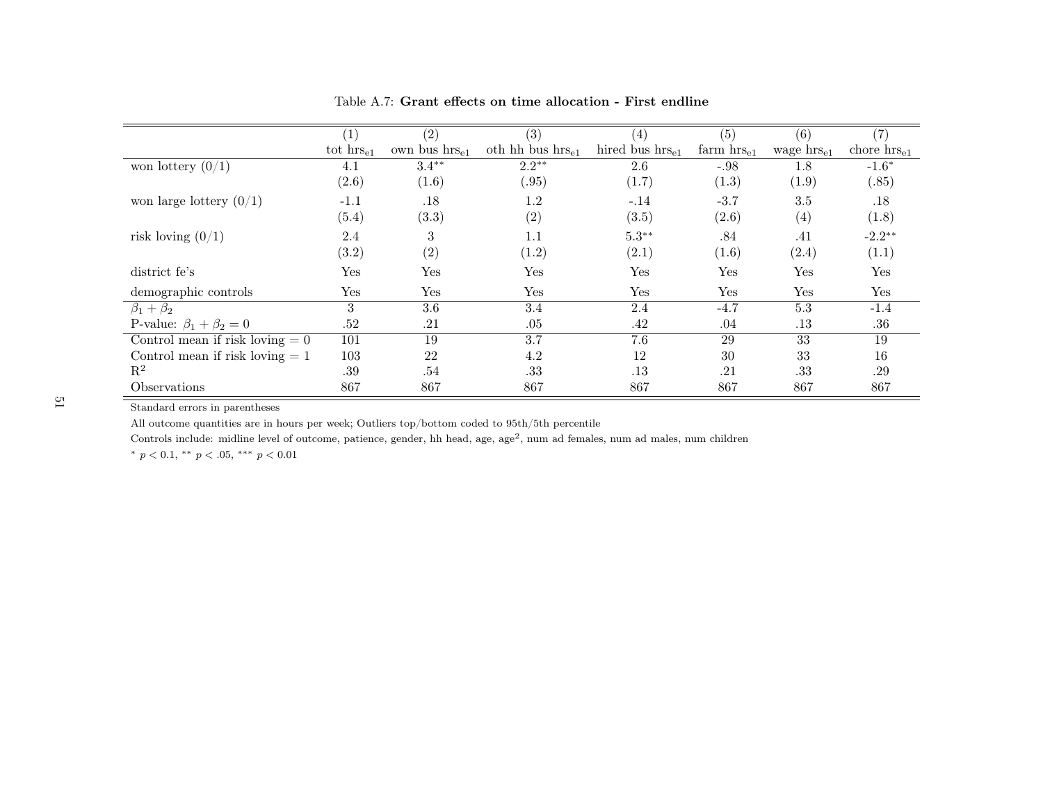Table A.7: **Grant effects on time allocation - First endline**

| | (1) | (2) | (3) | (4) | (5) | (6) | (7) |
|---|---|---|---|---|---|---|---|
| | tot $hrs_{e1}$ | own bus $hrs_{e1}$ | oth hh bus $hrs_{e1}$ | hired bus $hrs_{e1}$ | farm $hrs_{e1}$ | wage $hrs_{e1}$ | chore $hrs_{e1}$ |
| won lottery (0/1) | 4.1 | 3.4** | 2.2** | 2.6 | -.98 | 1.8 | -1.6* |
| | (2.6) | (1.6) | (.95) | (1.7) | (1.3) | (1.9) | (.85) |
| won large lottery (0/1) | -1.1 | .18 | 1.2 | -.14 | -3.7 | 3.5 | .18 |
| | (5.4) | (3.3) | (2) | (3.5) | (2.6) | (4) | (1.8) |
| risk loving (0/1) | 2.4 | 3 | 1.1 | 5.3** | .84 | .41 | -2.2** |
| | (3.2) | (2) | (1.2) | (2.1) | (1.6) | (2.4) | (1.1) |
| district fe's | Yes | Yes | Yes | Yes | Yes | Yes | Yes |
| demographic controls | Yes | Yes | Yes | Yes | Yes | Yes | Yes |
| $\beta_1 + \beta_2$ | 3 | 3.6 | 3.4 | 2.4 | -4.7 | 5.3 | -1.4 |
| P-value: $\beta_1 + \beta_2 = 0$ | .52 | .21 | .05 | .42 | .04 | .13 | .36 |
| Control mean if risk loving = 0 | 101 | 19 | 3.7 | 7.6 | 29 | 33 | 19 |
| Control mean if risk loving = 1 | 103 | 22 | 4.2 | 12 | 30 | 33 | 16 |
| $R^2$ | .39 | .54 | .33 | .13 | .21 | .33 | .29 |
| Observations | 867 | 867 | 867 | 867 | 867 | 867 | 867 |

Standard errors in parentheses

All outcome quantities are in hours per week; Outliers top/bottom coded to 95th/5th percentile

Controls include: midline level of outcome, patience, gender, hh head, age, age$^2$, num ad females, num ad males, num children

\* $p < 0.1$, \*\* $p < .05$, \*\*\* $p < 0.01$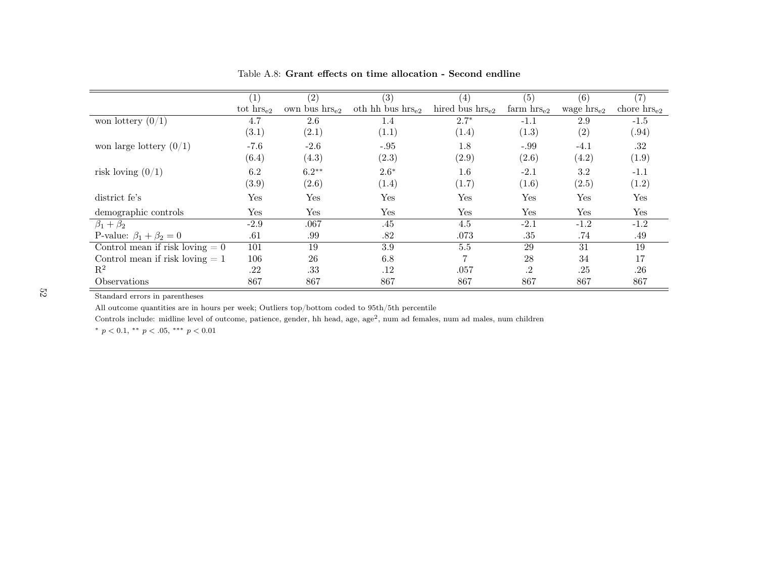Table A.8: **Grant effects on time allocation - Second endline**

| | (1) | (2) | (3) | (4) | (5) | (6) | (7) |
|---|---|---|---|---|---|---|---|
| | tot $hrs_{e2}$ | own bus $hrs_{e2}$ | oth hh bus $hrs_{e2}$ | hired bus $hrs_{e2}$ | farm $hrs_{e2}$ | wage $hrs_{e2}$ | chore $hrs_{e2}$ |
| won lottery (0/1) | 4.7 | 2.6 | 1.4 | 2.7* | -1.1 | 2.9 | -1.5 |
| | (3.1) | (2.1) | (1.1) | (1.4) | (1.3) | (2) | (.94) |
| won large lottery (0/1) | -7.6 | -2.6 | -.95 | 1.8 | -.99 | -4.1 | .32 |
| | (6.4) | (4.3) | (2.3) | (2.9) | (2.6) | (4.2) | (1.9) |
| risk loving (0/1) | 6.2 | 6.2** | 2.6* | 1.6 | -2.1 | 3.2 | -1.1 |
| | (3.9) | (2.6) | (1.4) | (1.7) | (1.6) | (2.5) | (1.2) |
| district fe's | Yes | Yes | Yes | Yes | Yes | Yes | Yes |
| demographic controls | Yes | Yes | Yes | Yes | Yes | Yes | Yes |
| $\beta_1 + \beta_2$ | -2.9 | .067 | .45 | 4.5 | -2.1 | -1.2 | -1.2 |
| P-value: $\beta_1 + \beta_2 = 0$ | .61 | .99 | .82 | .073 | .35 | .74 | .49 |
| Control mean if risk loving = 0 | 101 | 19 | 3.9 | 5.5 | 29 | 31 | 19 |
| Control mean if risk loving = 1 | 106 | 26 | 6.8 | 7 | 28 | 34 | 17 |
| $R^2$ | .22 | .33 | .12 | .057 | .2 | .25 | .26 |
| Observations | 867 | 867 | 867 | 867 | 867 | 867 | 867 |

Standard errors in parentheses

All outcome quantities are in hours per week; Outliers top/bottom coded to 95th/5th percentile

Controls include: midline level of outcome, patience, gender, hh head, age, $age^2$, num ad females, num ad males, num children

* $p < 0.1$, ** $p < .05$, *** $p < 0.01$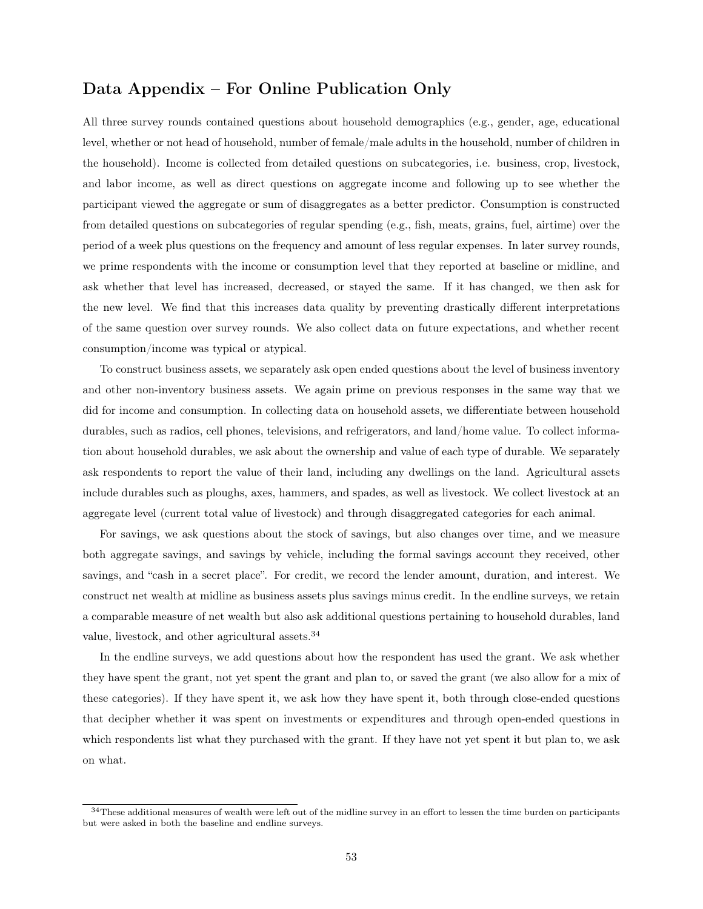## Data Appendix – For Online Publication Only

All three survey rounds contained questions about household demographics (e.g., gender, age, educational level, whether or not head of household, number of female/male adults in the household, number of children in the household). Income is collected from detailed questions on subcategories, i.e. business, crop, livestock, and labor income, as well as direct questions on aggregate income and following up to see whether the participant viewed the aggregate or sum of disaggregates as a better predictor. Consumption is constructed from detailed questions on subcategories of regular spending (e.g., fish, meats, grains, fuel, airtime) over the period of a week plus questions on the frequency and amount of less regular expenses. In later survey rounds, we prime respondents with the income or consumption level that they reported at baseline or midline, and ask whether that level has increased, decreased, or stayed the same. If it has changed, we then ask for the new level. We find that this increases data quality by preventing drastically different interpretations of the same question over survey rounds. We also collect data on future expectations, and whether recent consumption/income was typical or atypical.

To construct business assets, we separately ask open ended questions about the level of business inventory and other non-inventory business assets. We again prime on previous responses in the same way that we did for income and consumption. In collecting data on household assets, we differentiate between household durables, such as radios, cell phones, televisions, and refrigerators, and land/home value. To collect information about household durables, we ask about the ownership and value of each type of durable. We separately ask respondents to report the value of their land, including any dwellings on the land. Agricultural assets include durables such as ploughs, axes, hammers, and spades, as well as livestock. We collect livestock at an aggregate level (current total value of livestock) and through disaggregated categories for each animal.

For savings, we ask questions about the stock of savings, but also changes over time, and we measure both aggregate savings, and savings by vehicle, including the formal savings account they received, other savings, and "cash in a secret place". For credit, we record the lender amount, duration, and interest. We construct net wealth at midline as business assets plus savings minus credit. In the endline surveys, we retain a comparable measure of net wealth but also ask additional questions pertaining to household durables, land value, livestock, and other agricultural assets.[34]

In the endline surveys, we add questions about how the respondent has used the grant. We ask whether they have spent the grant, not yet spent the grant and plan to, or saved the grant (we also allow for a mix of these categories). If they have spent it, we ask how they have spent it, both through close-ended questions that decipher whether it was spent on investments or expenditures and through open-ended questions in which respondents list what they purchased with the grant. If they have not yet spent it but plan to, we ask on what.

[34] These additional measures of wealth were left out of the midline survey in an effort to lessen the time burden on participants but were asked in both the baseline and endline surveys.